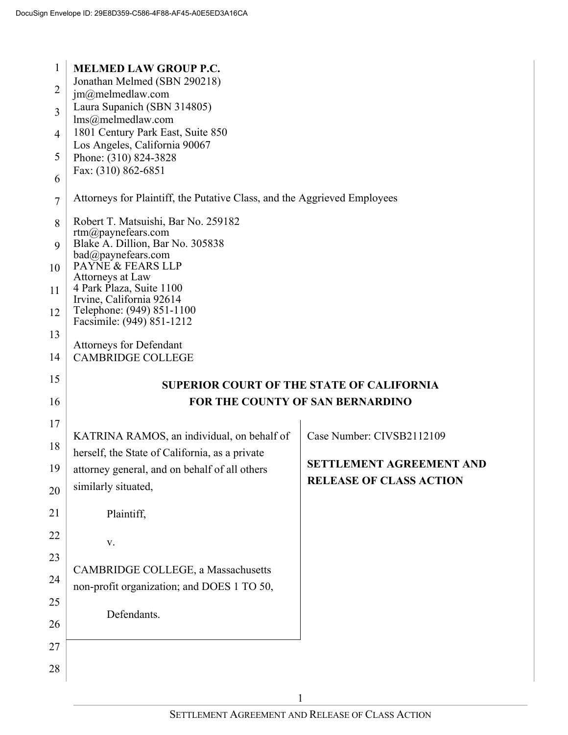DocuSign Envelope ID: 29E8D359-C586-4F88-AF45-A0E5ED3A16CA

**MELMED LAW GROUP P.C.**
Jonathan Melmed (SBN 290218)
jm@melmedlaw.com
Laura Supanich (SBN 314805)
lms@melmedlaw.com
1801 Century Park East, Suite 850
Los Angeles, California 90067
Phone: (310) 824-3828
Fax: (310) 862-6851

Attorneys for Plaintiff, the Putative Class, and the Aggrieved Employees

Robert T. Matsuishi, Bar No. 259182
rtm@paynefears.com
Blake A. Dillion, Bar No. 305838
bad@paynefears.com
PAYNE & FEARS LLP
Attorneys at Law
4 Park Plaza, Suite 1100
Irvine, California 92614
Telephone: (949) 851-1100
Facsimile: (949) 851-1212

Attorneys for Defendant
CAMBRIDGE COLLEGE

**SUPERIOR COURT OF THE STATE OF CALIFORNIA**
**FOR THE COUNTY OF SAN BERNARDINO**

KATRINA RAMOS, an individual, on behalf of herself, the State of California, as a private attorney general, and on behalf of all others similarly situated,

Plaintiff,

v.

CAMBRIDGE COLLEGE, a Massachusetts non-profit organization; and DOES 1 TO 50,

Defendants.

Case Number: CIVSB2112109

**SETTLEMENT AGREEMENT AND RELEASE OF CLASS ACTION**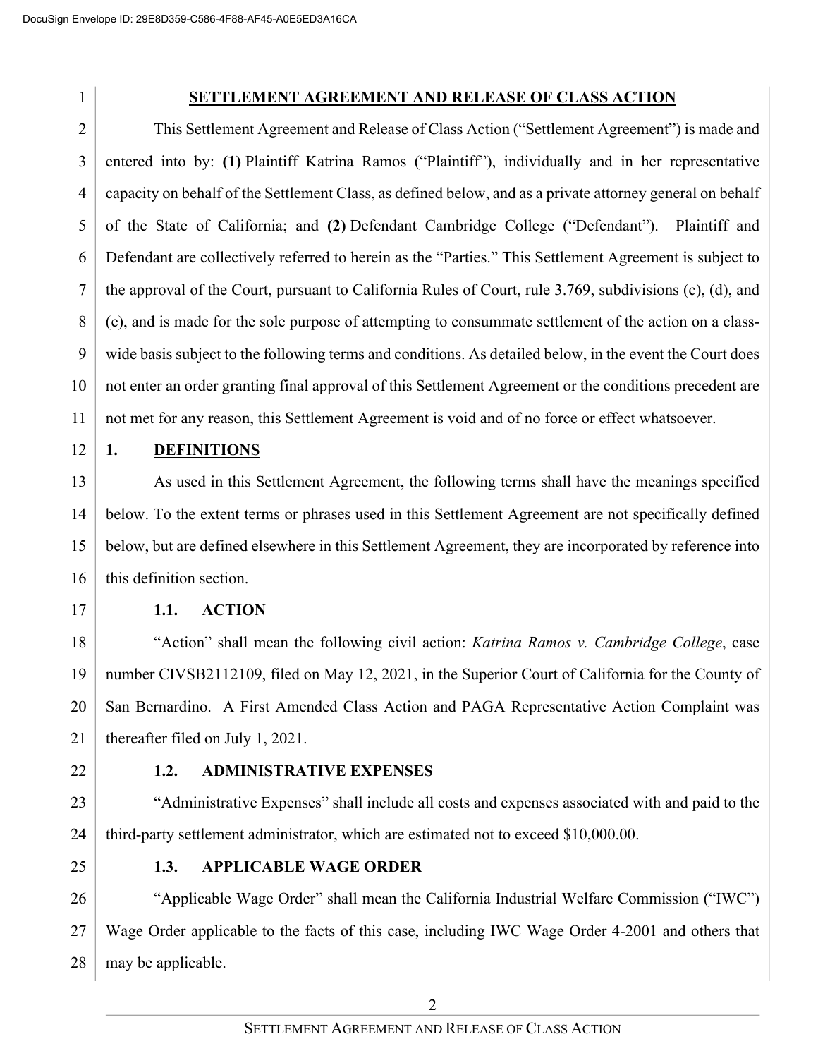# SETTLEMENT AGREEMENT AND RELEASE OF CLASS ACTION

This Settlement Agreement and Release of Class Action ("Settlement Agreement") is made and entered into by: **(1)** Plaintiff Katrina Ramos ("Plaintiff"), individually and in her representative capacity on behalf of the Settlement Class, as defined below, and as a private attorney general on behalf of the State of California; and **(2)** Defendant Cambridge College ("Defendant"). Plaintiff and Defendant are collectively referred to herein as the "Parties." This Settlement Agreement is subject to the approval of the Court, pursuant to California Rules of Court, rule 3.769, subdivisions (c), (d), and (e), and is made for the sole purpose of attempting to consummate settlement of the action on a class-wide basis subject to the following terms and conditions. As detailed below, in the event the Court does not enter an order granting final approval of this Settlement Agreement or the conditions precedent are not met for any reason, this Settlement Agreement is void and of no force or effect whatsoever.

## 1. DEFINITIONS

As used in this Settlement Agreement, the following terms shall have the meanings specified below. To the extent terms or phrases used in this Settlement Agreement are not specifically defined below, but are defined elsewhere in this Settlement Agreement, they are incorporated by reference into this definition section.

### 1.1. ACTION

"Action" shall mean the following civil action: *Katrina Ramos v. Cambridge College*, case number CIVSB2112109, filed on May 12, 2021, in the Superior Court of California for the County of San Bernardino. A First Amended Class Action and PAGA Representative Action Complaint was thereafter filed on July 1, 2021.

### 1.2. ADMINISTRATIVE EXPENSES

"Administrative Expenses" shall include all costs and expenses associated with and paid to the third-party settlement administrator, which are estimated not to exceed $10,000.00.

### 1.3. APPLICABLE WAGE ORDER

"Applicable Wage Order" shall mean the California Industrial Welfare Commission ("IWC") Wage Order applicable to the facts of this case, including IWC Wage Order 4-2001 and others that may be applicable.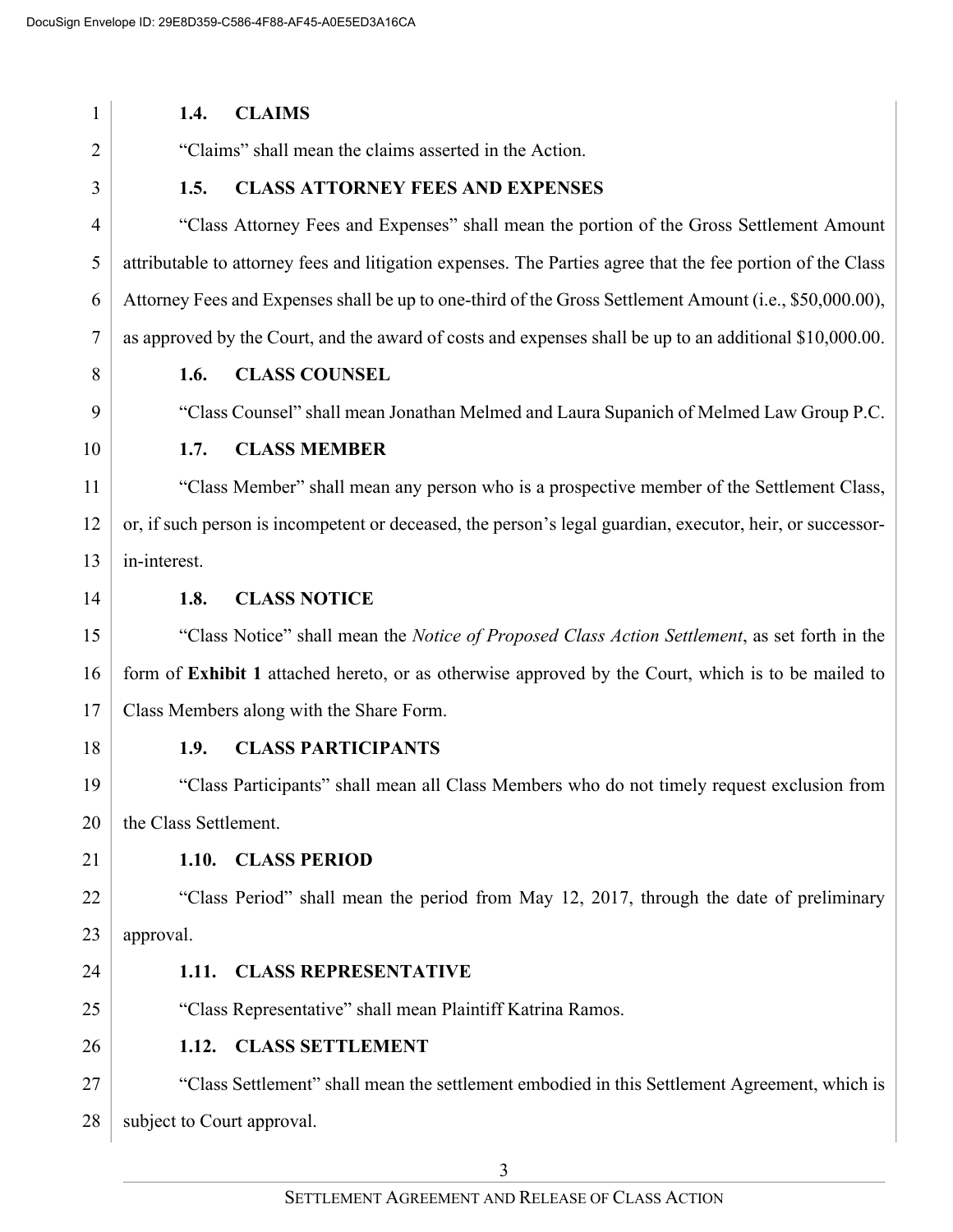### 1.4. CLAIMS

"Claims" shall mean the claims asserted in the Action.

### 1.5. CLASS ATTORNEY FEES AND EXPENSES

"Class Attorney Fees and Expenses" shall mean the portion of the Gross Settlement Amount attributable to attorney fees and litigation expenses. The Parties agree that the fee portion of the Class Attorney Fees and Expenses shall be up to one-third of the Gross Settlement Amount (i.e., $50,000.00), as approved by the Court, and the award of costs and expenses shall be up to an additional $10,000.00.

### 1.6. CLASS COUNSEL

"Class Counsel" shall mean Jonathan Melmed and Laura Supanich of Melmed Law Group P.C.

### 1.7. CLASS MEMBER

"Class Member" shall mean any person who is a prospective member of the Settlement Class, or, if such person is incompetent or deceased, the person's legal guardian, executor, heir, or successor-in-interest.

### 1.8. CLASS NOTICE

"Class Notice" shall mean the *Notice of Proposed Class Action Settlement*, as set forth in the form of **Exhibit 1** attached hereto, or as otherwise approved by the Court, which is to be mailed to Class Members along with the Share Form.

### 1.9. CLASS PARTICIPANTS

"Class Participants" shall mean all Class Members who do not timely request exclusion from the Class Settlement.

### 1.10. CLASS PERIOD

"Class Period" shall mean the period from May 12, 2017, through the date of preliminary approval.

### 1.11. CLASS REPRESENTATIVE

"Class Representative" shall mean Plaintiff Katrina Ramos.

### 1.12. CLASS SETTLEMENT

"Class Settlement" shall mean the settlement embodied in this Settlement Agreement, which is subject to Court approval.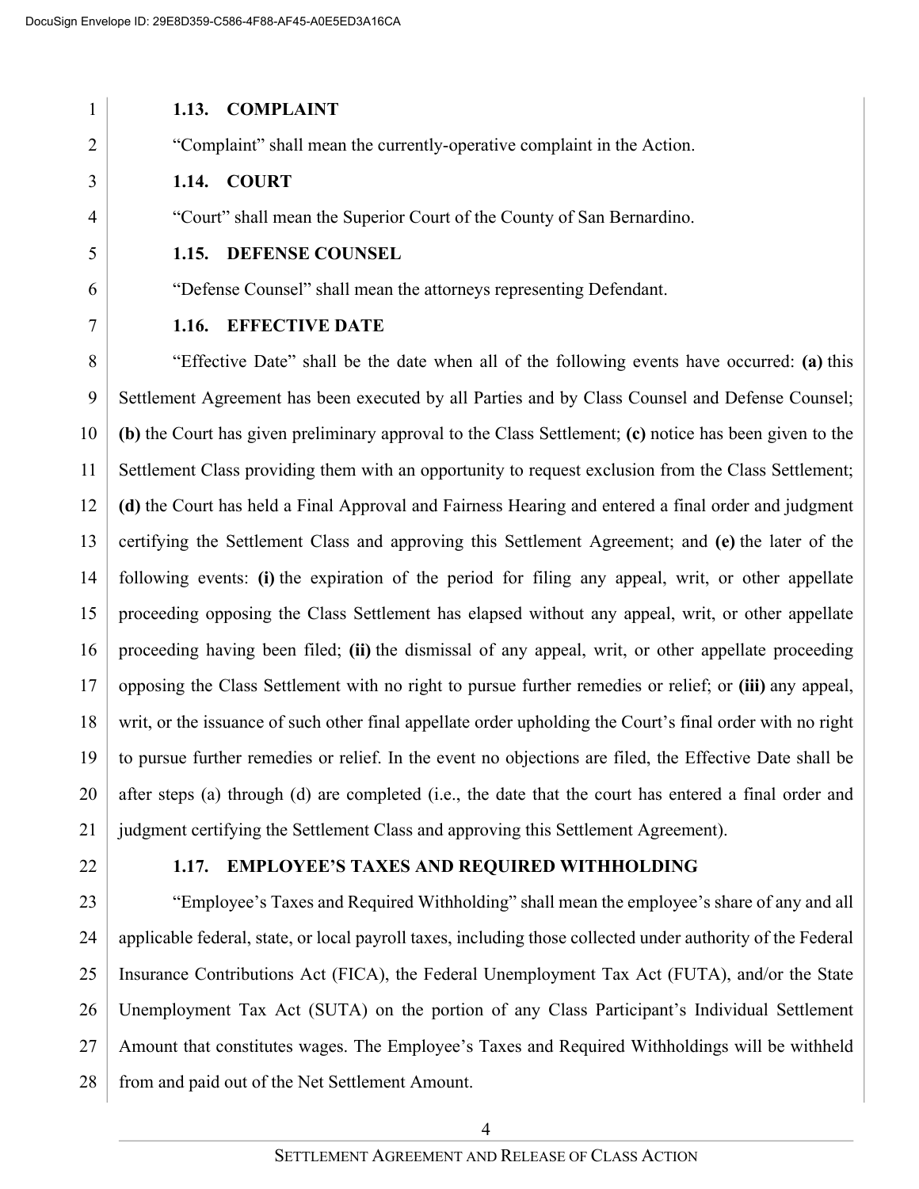### 1.13. COMPLAINT

"Complaint" shall mean the currently-operative complaint in the Action.

### 1.14. COURT

"Court" shall mean the Superior Court of the County of San Bernardino.

### 1.15. DEFENSE COUNSEL

"Defense Counsel" shall mean the attorneys representing Defendant.

### 1.16. EFFECTIVE DATE

"Effective Date" shall be the date when all of the following events have occurred: **(a)** this Settlement Agreement has been executed by all Parties and by Class Counsel and Defense Counsel; **(b)** the Court has given preliminary approval to the Class Settlement; **(c)** notice has been given to the Settlement Class providing them with an opportunity to request exclusion from the Class Settlement; **(d)** the Court has held a Final Approval and Fairness Hearing and entered a final order and judgment certifying the Settlement Class and approving this Settlement Agreement; and **(e)** the later of the following events: **(i)** the expiration of the period for filing any appeal, writ, or other appellate proceeding opposing the Class Settlement has elapsed without any appeal, writ, or other appellate proceeding having been filed; **(ii)** the dismissal of any appeal, writ, or other appellate proceeding opposing the Class Settlement with no right to pursue further remedies or relief; or **(iii)** any appeal, writ, or the issuance of such other final appellate order upholding the Court's final order with no right to pursue further remedies or relief. In the event no objections are filed, the Effective Date shall be after steps (a) through (d) are completed (i.e., the date that the court has entered a final order and judgment certifying the Settlement Class and approving this Settlement Agreement).

### 1.17. EMPLOYEE'S TAXES AND REQUIRED WITHHOLDING

"Employee's Taxes and Required Withholding" shall mean the employee's share of any and all applicable federal, state, or local payroll taxes, including those collected under authority of the Federal Insurance Contributions Act (FICA), the Federal Unemployment Tax Act (FUTA), and/or the State Unemployment Tax Act (SUTA) on the portion of any Class Participant's Individual Settlement Amount that constitutes wages. The Employee's Taxes and Required Withholdings will be withheld from and paid out of the Net Settlement Amount.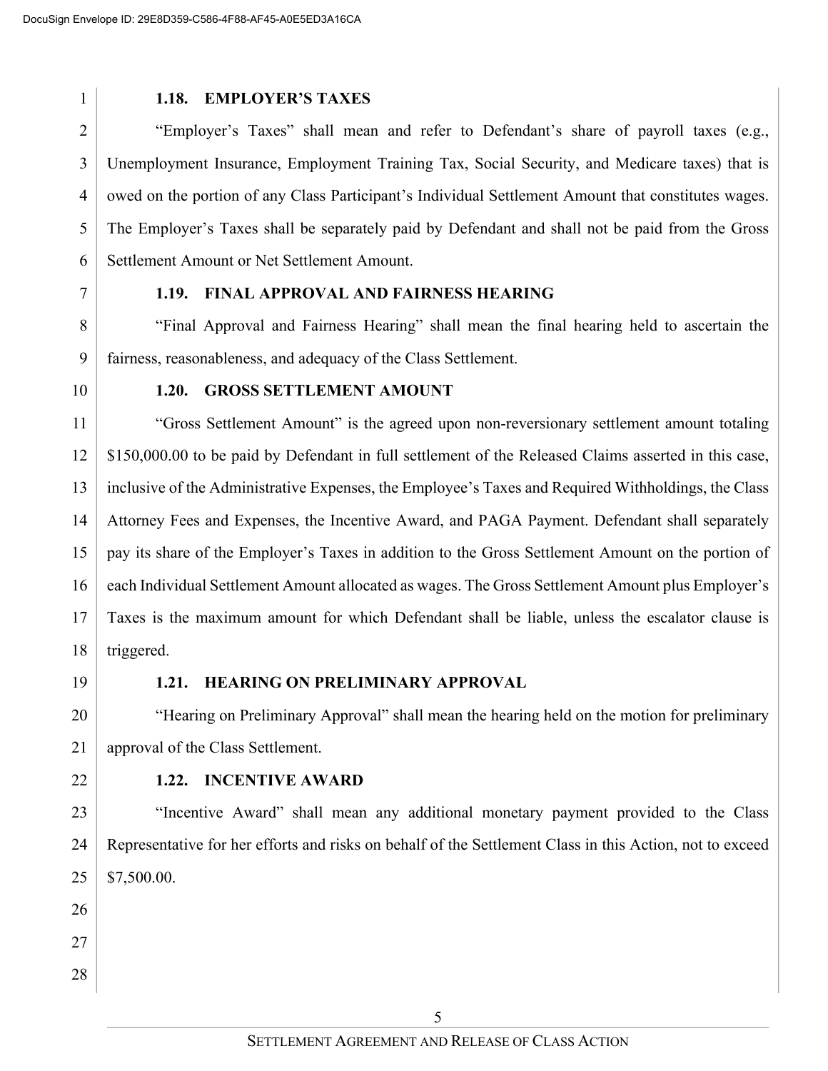### 1.18. EMPLOYER'S TAXES

"Employer's Taxes" shall mean and refer to Defendant's share of payroll taxes (e.g., Unemployment Insurance, Employment Training Tax, Social Security, and Medicare taxes) that is owed on the portion of any Class Participant's Individual Settlement Amount that constitutes wages. The Employer's Taxes shall be separately paid by Defendant and shall not be paid from the Gross Settlement Amount or Net Settlement Amount.

### 1.19. FINAL APPROVAL AND FAIRNESS HEARING

"Final Approval and Fairness Hearing" shall mean the final hearing held to ascertain the fairness, reasonableness, and adequacy of the Class Settlement.

### 1.20. GROSS SETTLEMENT AMOUNT

"Gross Settlement Amount" is the agreed upon non-reversionary settlement amount totaling $150,000.00 to be paid by Defendant in full settlement of the Released Claims asserted in this case, inclusive of the Administrative Expenses, the Employee's Taxes and Required Withholdings, the Class Attorney Fees and Expenses, the Incentive Award, and PAGA Payment. Defendant shall separately pay its share of the Employer's Taxes in addition to the Gross Settlement Amount on the portion of each Individual Settlement Amount allocated as wages. The Gross Settlement Amount plus Employer's Taxes is the maximum amount for which Defendant shall be liable, unless the escalator clause is triggered.

### 1.21. HEARING ON PRELIMINARY APPROVAL

"Hearing on Preliminary Approval" shall mean the hearing held on the motion for preliminary approval of the Class Settlement.

### 1.22. INCENTIVE AWARD

"Incentive Award" shall mean any additional monetary payment provided to the Class Representative for her efforts and risks on behalf of the Settlement Class in this Action, not to exceed $7,500.00.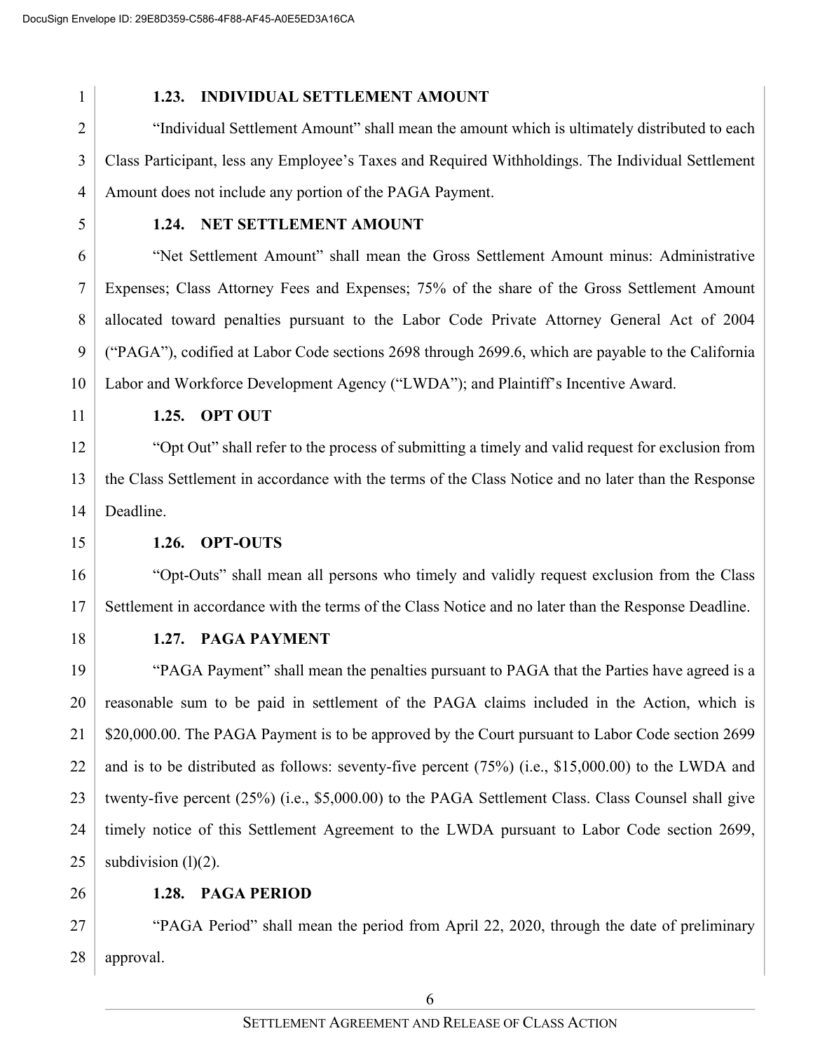### 1.23. INDIVIDUAL SETTLEMENT AMOUNT

"Individual Settlement Amount" shall mean the amount which is ultimately distributed to each Class Participant, less any Employee's Taxes and Required Withholdings. The Individual Settlement Amount does not include any portion of the PAGA Payment.

### 1.24. NET SETTLEMENT AMOUNT

"Net Settlement Amount" shall mean the Gross Settlement Amount minus: Administrative Expenses; Class Attorney Fees and Expenses; 75% of the share of the Gross Settlement Amount allocated toward penalties pursuant to the Labor Code Private Attorney General Act of 2004 ("PAGA"), codified at Labor Code sections 2698 through 2699.6, which are payable to the California Labor and Workforce Development Agency ("LWDA"); and Plaintiff's Incentive Award.

### 1.25. OPT OUT

"Opt Out" shall refer to the process of submitting a timely and valid request for exclusion from the Class Settlement in accordance with the terms of the Class Notice and no later than the Response Deadline.

### 1.26. OPT-OUTS

"Opt-Outs" shall mean all persons who timely and validly request exclusion from the Class Settlement in accordance with the terms of the Class Notice and no later than the Response Deadline.

### 1.27. PAGA PAYMENT

"PAGA Payment" shall mean the penalties pursuant to PAGA that the Parties have agreed is a reasonable sum to be paid in settlement of the PAGA claims included in the Action, which is $20,000.00. The PAGA Payment is to be approved by the Court pursuant to Labor Code section 2699 and is to be distributed as follows: seventy-five percent (75%) (i.e., $15,000.00) to the LWDA and twenty-five percent (25%) (i.e., $5,000.00) to the PAGA Settlement Class. Class Counsel shall give timely notice of this Settlement Agreement to the LWDA pursuant to Labor Code section 2699, subdivision (l)(2).

### 1.28. PAGA PERIOD

"PAGA Period" shall mean the period from April 22, 2020, through the date of preliminary approval.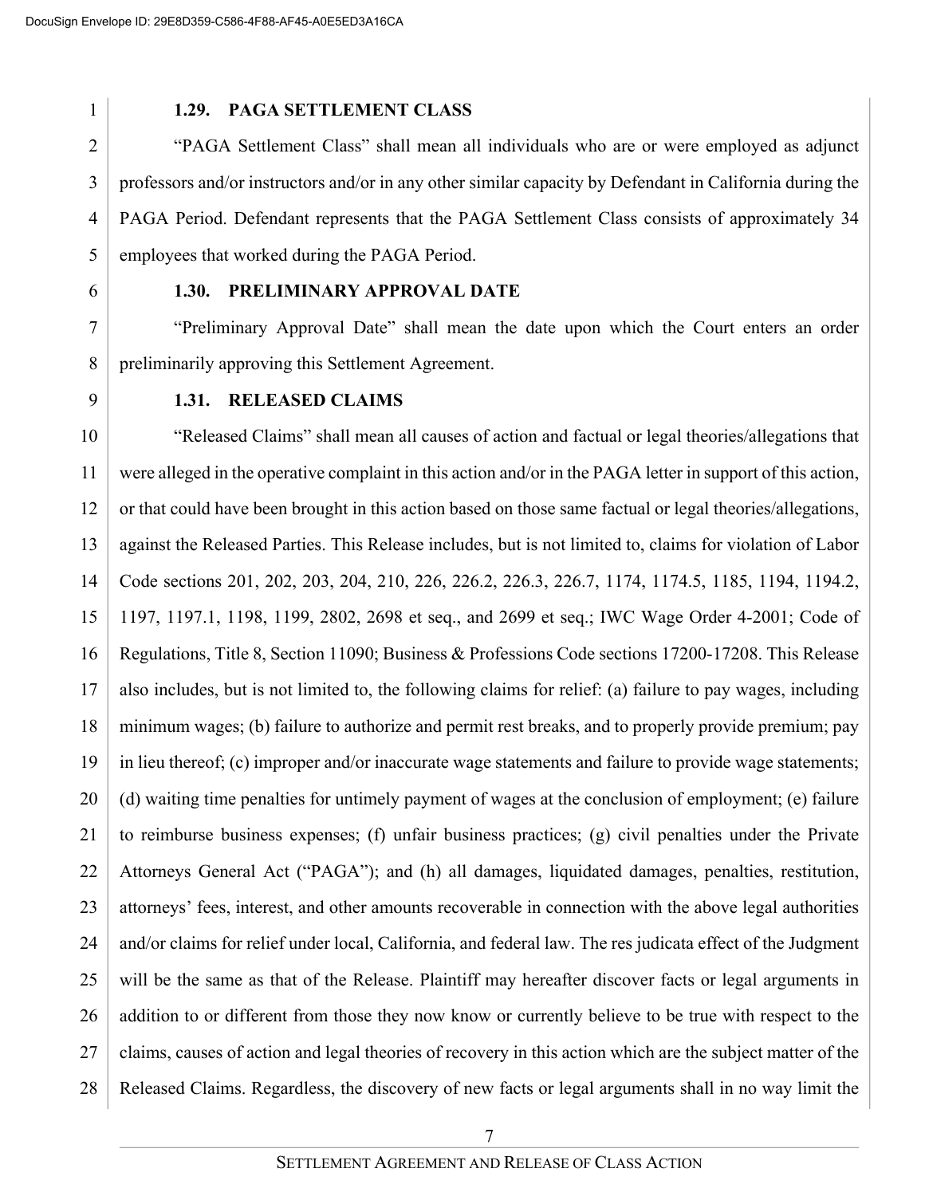### 1.29. PAGA SETTLEMENT CLASS

"PAGA Settlement Class" shall mean all individuals who are or were employed as adjunct professors and/or instructors and/or in any other similar capacity by Defendant in California during the PAGA Period. Defendant represents that the PAGA Settlement Class consists of approximately 34 employees that worked during the PAGA Period.

### 1.30. PRELIMINARY APPROVAL DATE

"Preliminary Approval Date" shall mean the date upon which the Court enters an order preliminarily approving this Settlement Agreement.

### 1.31. RELEASED CLAIMS

"Released Claims" shall mean all causes of action and factual or legal theories/allegations that were alleged in the operative complaint in this action and/or in the PAGA letter in support of this action, or that could have been brought in this action based on those same factual or legal theories/allegations, against the Released Parties. This Release includes, but is not limited to, claims for violation of Labor Code sections 201, 202, 203, 204, 210, 226, 226.2, 226.3, 226.7, 1174, 1174.5, 1185, 1194, 1194.2, 1197, 1197.1, 1198, 1199, 2802, 2698 et seq., and 2699 et seq.; IWC Wage Order 4-2001; Code of Regulations, Title 8, Section 11090; Business & Professions Code sections 17200-17208. This Release also includes, but is not limited to, the following claims for relief: (a) failure to pay wages, including minimum wages; (b) failure to authorize and permit rest breaks, and to properly provide premium; pay in lieu thereof; (c) improper and/or inaccurate wage statements and failure to provide wage statements; (d) waiting time penalties for untimely payment of wages at the conclusion of employment; (e) failure to reimburse business expenses; (f) unfair business practices; (g) civil penalties under the Private Attorneys General Act ("PAGA"); and (h) all damages, liquidated damages, penalties, restitution, attorneys' fees, interest, and other amounts recoverable in connection with the above legal authorities and/or claims for relief under local, California, and federal law. The res judicata effect of the Judgment will be the same as that of the Release. Plaintiff may hereafter discover facts or legal arguments in addition to or different from those they now know or currently believe to be true with respect to the claims, causes of action and legal theories of recovery in this action which are the subject matter of the Released Claims. Regardless, the discovery of new facts or legal arguments shall in no way limit the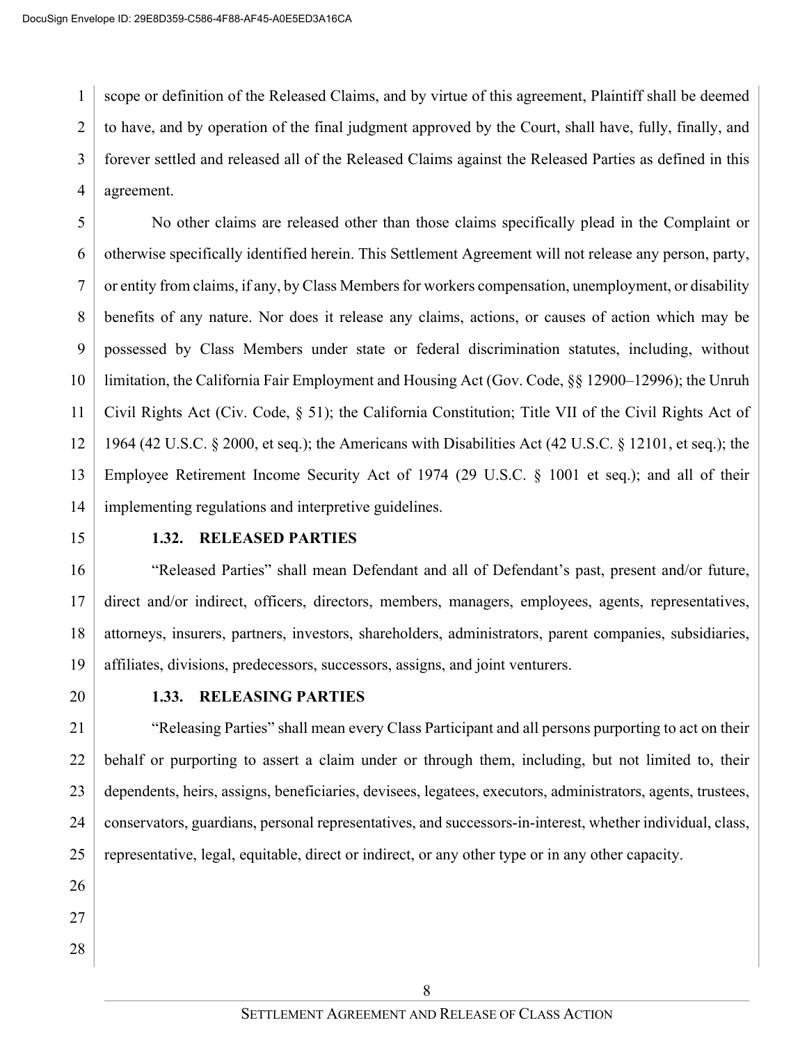scope or definition of the Released Claims, and by virtue of this agreement, Plaintiff shall be deemed to have, and by operation of the final judgment approved by the Court, shall have, fully, finally, and forever settled and released all of the Released Claims against the Released Parties as defined in this agreement.

No other claims are released other than those claims specifically plead in the Complaint or otherwise specifically identified herein. This Settlement Agreement will not release any person, party, or entity from claims, if any, by Class Members for workers compensation, unemployment, or disability benefits of any nature. Nor does it release any claims, actions, or causes of action which may be possessed by Class Members under state or federal discrimination statutes, including, without limitation, the California Fair Employment and Housing Act (Gov. Code, §§ 12900–12996); the Unruh Civil Rights Act (Civ. Code, § 51); the California Constitution; Title VII of the Civil Rights Act of 1964 (42 U.S.C. § 2000, et seq.); the Americans with Disabilities Act (42 U.S.C. § 12101, et seq.); the Employee Retirement Income Security Act of 1974 (29 U.S.C. § 1001 et seq.); and all of their implementing regulations and interpretive guidelines.

**1.32. RELEASED PARTIES**

"Released Parties" shall mean Defendant and all of Defendant's past, present and/or future, direct and/or indirect, officers, directors, members, managers, employees, agents, representatives, attorneys, insurers, partners, investors, shareholders, administrators, parent companies, subsidiaries, affiliates, divisions, predecessors, successors, assigns, and joint venturers.

**1.33. RELEASING PARTIES**

"Releasing Parties" shall mean every Class Participant and all persons purporting to act on their behalf or purporting to assert a claim under or through them, including, but not limited to, their dependents, heirs, assigns, beneficiaries, devisees, legatees, executors, administrators, agents, trustees, conservators, guardians, personal representatives, and successors-in-interest, whether individual, class, representative, legal, equitable, direct or indirect, or any other type or in any other capacity.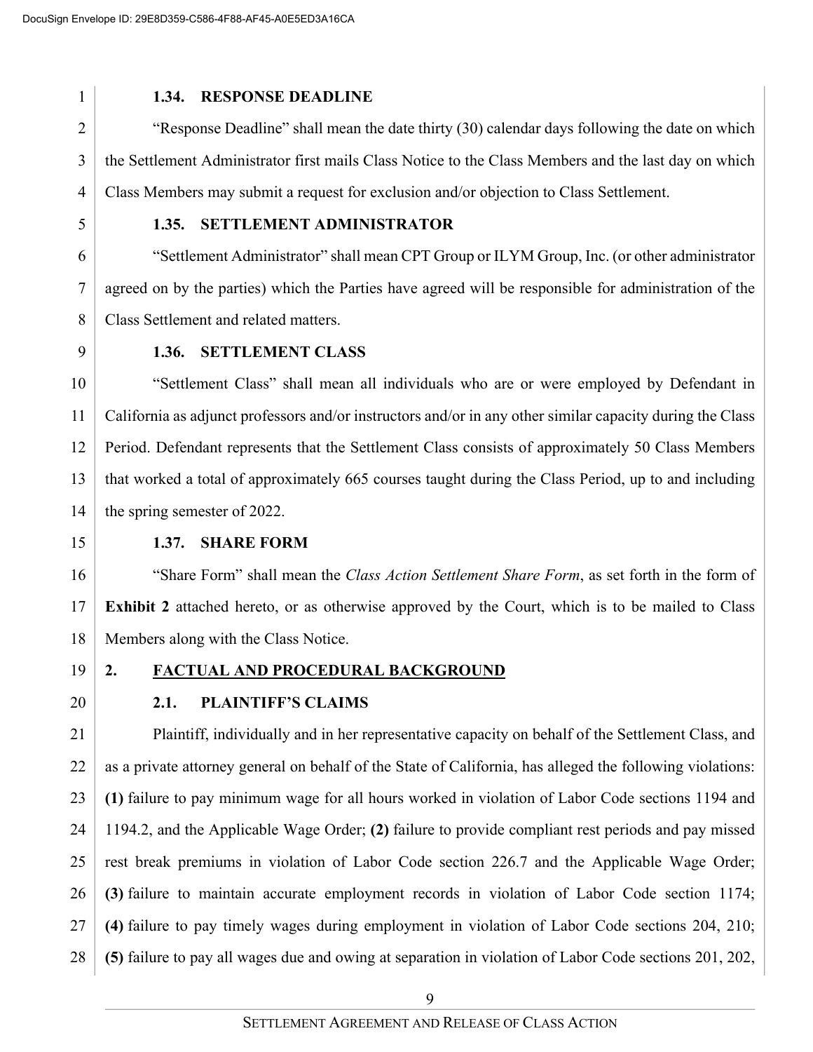### 1.34. RESPONSE DEADLINE

"Response Deadline" shall mean the date thirty (30) calendar days following the date on which the Settlement Administrator first mails Class Notice to the Class Members and the last day on which Class Members may submit a request for exclusion and/or objection to Class Settlement.

### 1.35. SETTLEMENT ADMINISTRATOR

"Settlement Administrator" shall mean CPT Group or ILYM Group, Inc. (or other administrator agreed on by the parties) which the Parties have agreed will be responsible for administration of the Class Settlement and related matters.

### 1.36. SETTLEMENT CLASS

"Settlement Class" shall mean all individuals who are or were employed by Defendant in California as adjunct professors and/or instructors and/or in any other similar capacity during the Class Period. Defendant represents that the Settlement Class consists of approximately 50 Class Members that worked a total of approximately 665 courses taught during the Class Period, up to and including the spring semester of 2022.

### 1.37. SHARE FORM

"Share Form" shall mean the *Class Action Settlement Share Form*, as set forth in the form of **Exhibit 2** attached hereto, or as otherwise approved by the Court, which is to be mailed to Class Members along with the Class Notice.

## 2. FACTUAL AND PROCEDURAL BACKGROUND

### 2.1. PLAINTIFF'S CLAIMS

Plaintiff, individually and in her representative capacity on behalf of the Settlement Class, and as a private attorney general on behalf of the State of California, has alleged the following violations: **(1)** failure to pay minimum wage for all hours worked in violation of Labor Code sections 1194 and 1194.2, and the Applicable Wage Order; **(2)** failure to provide compliant rest periods and pay missed rest break premiums in violation of Labor Code section 226.7 and the Applicable Wage Order; **(3)** failure to maintain accurate employment records in violation of Labor Code section 1174; **(4)** failure to pay timely wages during employment in violation of Labor Code sections 204, 210; **(5)** failure to pay all wages due and owing at separation in violation of Labor Code sections 201, 202,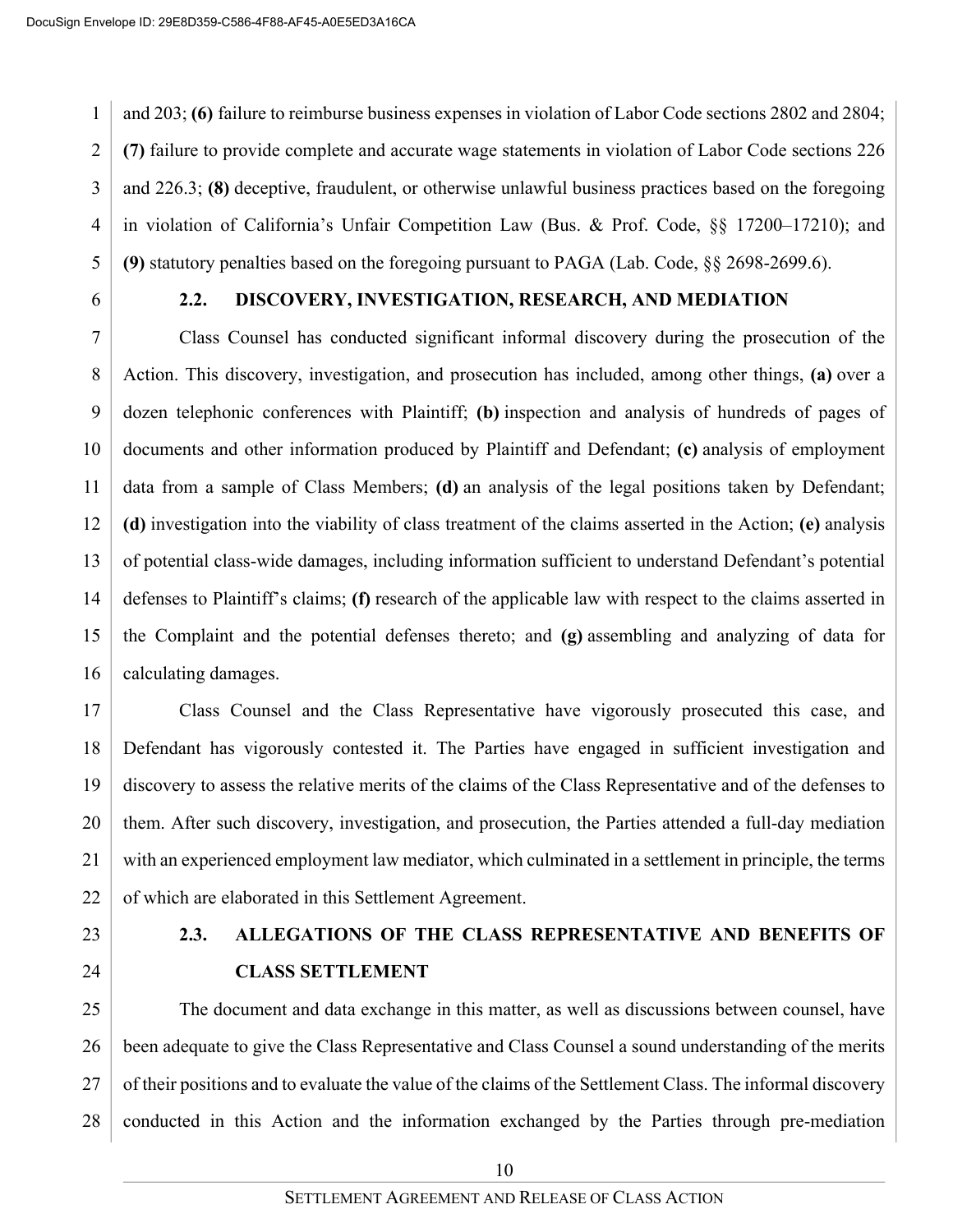and 203; **(6)** failure to reimburse business expenses in violation of Labor Code sections 2802 and 2804; **(7)** failure to provide complete and accurate wage statements in violation of Labor Code sections 226 and 226.3; **(8)** deceptive, fraudulent, or otherwise unlawful business practices based on the foregoing in violation of California's Unfair Competition Law (Bus. & Prof. Code, §§ 17200–17210); and **(9)** statutory penalties based on the foregoing pursuant to PAGA (Lab. Code, §§ 2698-2699.6).

### 2.2. DISCOVERY, INVESTIGATION, RESEARCH, AND MEDIATION

Class Counsel has conducted significant informal discovery during the prosecution of the Action. This discovery, investigation, and prosecution has included, among other things, **(a)** over a dozen telephonic conferences with Plaintiff; **(b)** inspection and analysis of hundreds of pages of documents and other information produced by Plaintiff and Defendant; **(c)** analysis of employment data from a sample of Class Members; **(d)** an analysis of the legal positions taken by Defendant; **(d)** investigation into the viability of class treatment of the claims asserted in the Action; **(e)** analysis of potential class-wide damages, including information sufficient to understand Defendant's potential defenses to Plaintiff's claims; **(f)** research of the applicable law with respect to the claims asserted in the Complaint and the potential defenses thereto; and **(g)** assembling and analyzing of data for calculating damages.

Class Counsel and the Class Representative have vigorously prosecuted this case, and Defendant has vigorously contested it. The Parties have engaged in sufficient investigation and discovery to assess the relative merits of the claims of the Class Representative and of the defenses to them. After such discovery, investigation, and prosecution, the Parties attended a full-day mediation with an experienced employment law mediator, which culminated in a settlement in principle, the terms of which are elaborated in this Settlement Agreement.

### 2.3. ALLEGATIONS OF THE CLASS REPRESENTATIVE AND BENEFITS OF CLASS SETTLEMENT

The document and data exchange in this matter, as well as discussions between counsel, have been adequate to give the Class Representative and Class Counsel a sound understanding of the merits of their positions and to evaluate the value of the claims of the Settlement Class. The informal discovery conducted in this Action and the information exchanged by the Parties through pre-mediation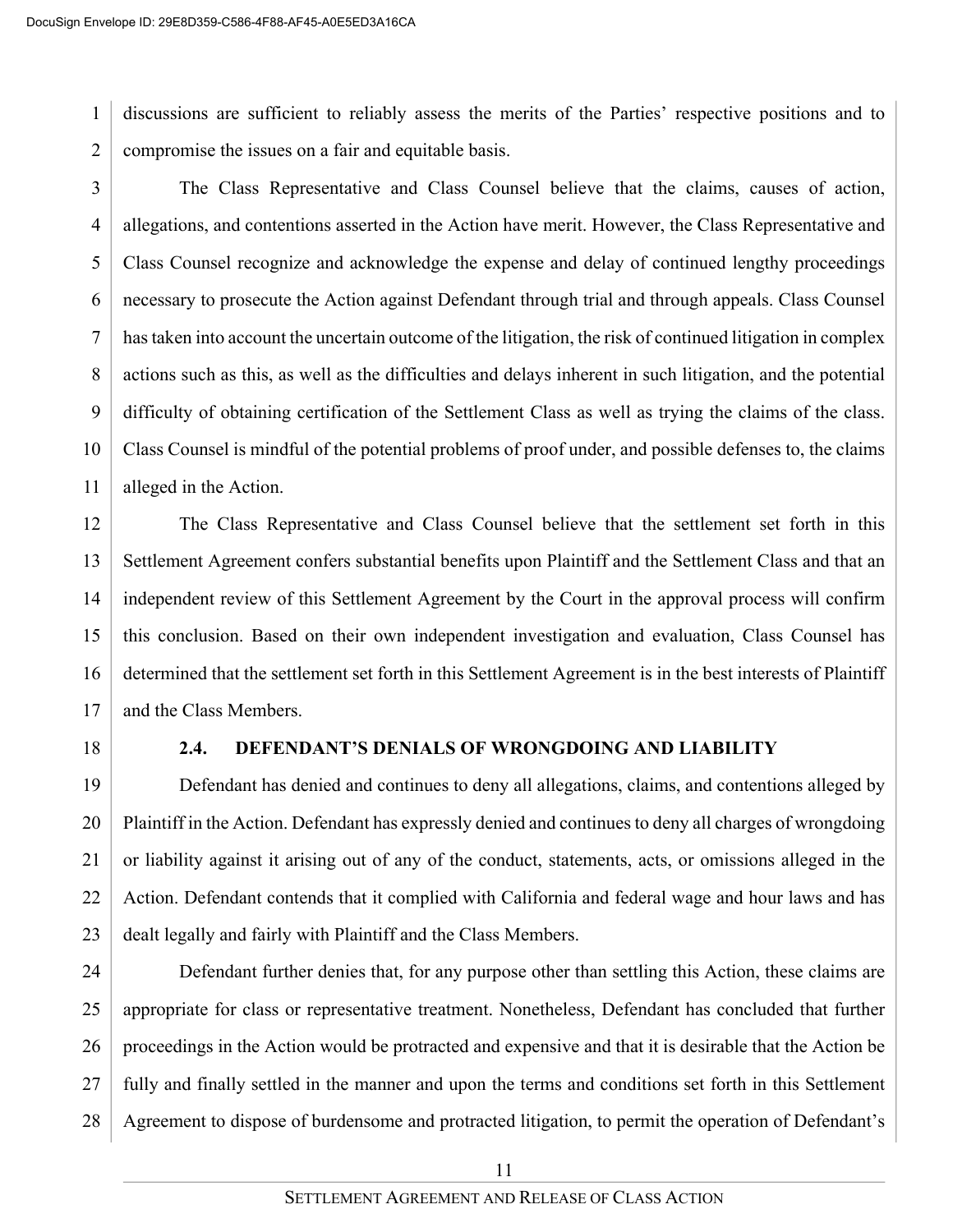discussions are sufficient to reliably assess the merits of the Parties' respective positions and to compromise the issues on a fair and equitable basis.

The Class Representative and Class Counsel believe that the claims, causes of action, allegations, and contentions asserted in the Action have merit. However, the Class Representative and Class Counsel recognize and acknowledge the expense and delay of continued lengthy proceedings necessary to prosecute the Action against Defendant through trial and through appeals. Class Counsel has taken into account the uncertain outcome of the litigation, the risk of continued litigation in complex actions such as this, as well as the difficulties and delays inherent in such litigation, and the potential difficulty of obtaining certification of the Settlement Class as well as trying the claims of the class. Class Counsel is mindful of the potential problems of proof under, and possible defenses to, the claims alleged in the Action.

The Class Representative and Class Counsel believe that the settlement set forth in this Settlement Agreement confers substantial benefits upon Plaintiff and the Settlement Class and that an independent review of this Settlement Agreement by the Court in the approval process will confirm this conclusion. Based on their own independent investigation and evaluation, Class Counsel has determined that the settlement set forth in this Settlement Agreement is in the best interests of Plaintiff and the Class Members.

### 2.4. DEFENDANT'S DENIALS OF WRONGDOING AND LIABILITY

Defendant has denied and continues to deny all allegations, claims, and contentions alleged by Plaintiff in the Action. Defendant has expressly denied and continues to deny all charges of wrongdoing or liability against it arising out of any of the conduct, statements, acts, or omissions alleged in the Action. Defendant contends that it complied with California and federal wage and hour laws and has dealt legally and fairly with Plaintiff and the Class Members.

Defendant further denies that, for any purpose other than settling this Action, these claims are appropriate for class or representative treatment. Nonetheless, Defendant has concluded that further proceedings in the Action would be protracted and expensive and that it is desirable that the Action be fully and finally settled in the manner and upon the terms and conditions set forth in this Settlement Agreement to dispose of burdensome and protracted litigation, to permit the operation of Defendant's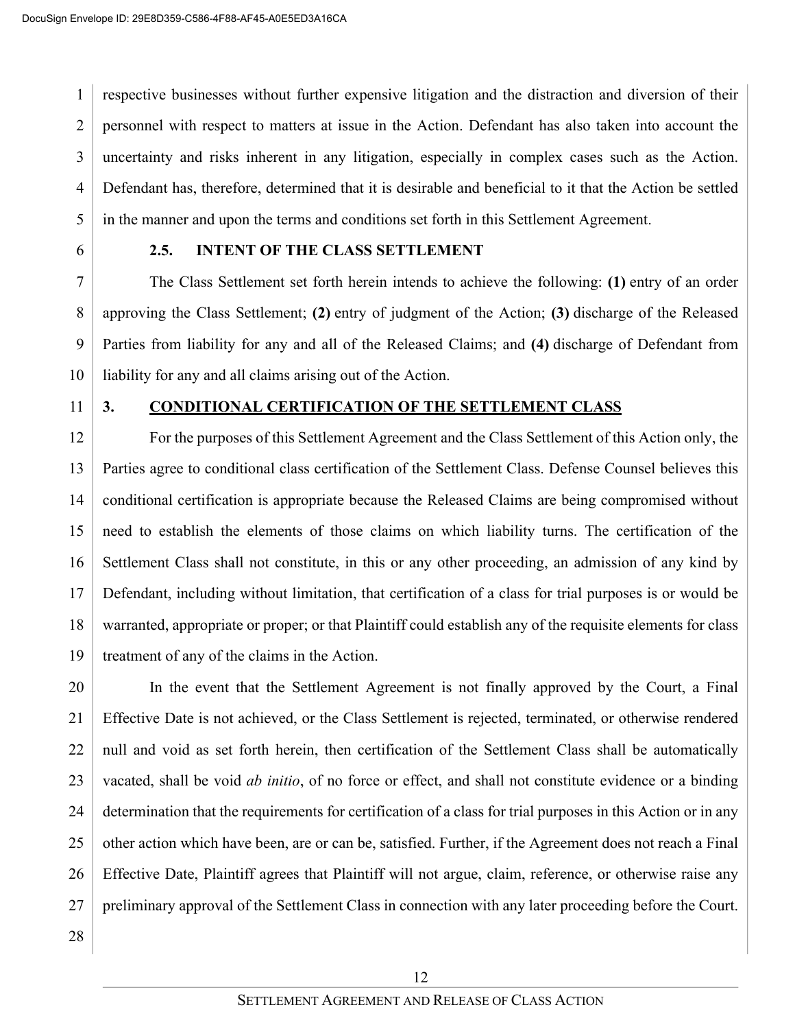respective businesses without further expensive litigation and the distraction and diversion of their personnel with respect to matters at issue in the Action. Defendant has also taken into account the uncertainty and risks inherent in any litigation, especially in complex cases such as the Action. Defendant has, therefore, determined that it is desirable and beneficial to it that the Action be settled in the manner and upon the terms and conditions set forth in this Settlement Agreement.

### 2.5. INTENT OF THE CLASS SETTLEMENT

The Class Settlement set forth herein intends to achieve the following: **(1)** entry of an order approving the Class Settlement; **(2)** entry of judgment of the Action; **(3)** discharge of the Released Parties from liability for any and all of the Released Claims; and **(4)** discharge of Defendant from liability for any and all claims arising out of the Action.

## 3. CONDITIONAL CERTIFICATION OF THE SETTLEMENT CLASS

For the purposes of this Settlement Agreement and the Class Settlement of this Action only, the Parties agree to conditional class certification of the Settlement Class. Defense Counsel believes this conditional certification is appropriate because the Released Claims are being compromised without need to establish the elements of those claims on which liability turns. The certification of the Settlement Class shall not constitute, in this or any other proceeding, an admission of any kind by Defendant, including without limitation, that certification of a class for trial purposes is or would be warranted, appropriate or proper; or that Plaintiff could establish any of the requisite elements for class treatment of any of the claims in the Action.

In the event that the Settlement Agreement is not finally approved by the Court, a Final Effective Date is not achieved, or the Class Settlement is rejected, terminated, or otherwise rendered null and void as set forth herein, then certification of the Settlement Class shall be automatically vacated, shall be void *ab initio*, of no force or effect, and shall not constitute evidence or a binding determination that the requirements for certification of a class for trial purposes in this Action or in any other action which have been, are or can be, satisfied. Further, if the Agreement does not reach a Final Effective Date, Plaintiff agrees that Plaintiff will not argue, claim, reference, or otherwise raise any preliminary approval of the Settlement Class in connection with any later proceeding before the Court.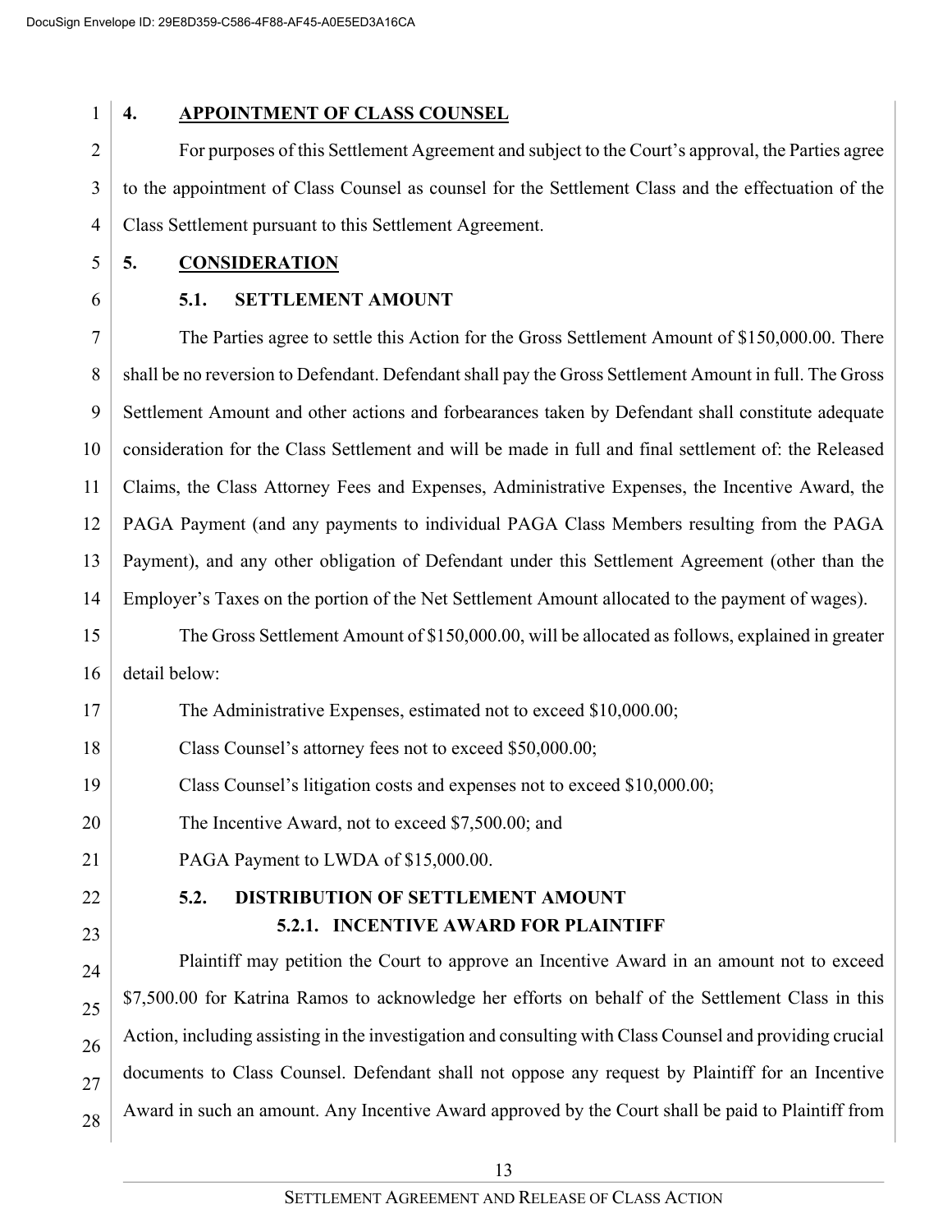## 4. APPOINTMENT OF CLASS COUNSEL

For purposes of this Settlement Agreement and subject to the Court's approval, the Parties agree to the appointment of Class Counsel as counsel for the Settlement Class and the effectuation of the Class Settlement pursuant to this Settlement Agreement.

## 5. CONSIDERATION

### 5.1. SETTLEMENT AMOUNT

The Parties agree to settle this Action for the Gross Settlement Amount of $150,000.00. There shall be no reversion to Defendant. Defendant shall pay the Gross Settlement Amount in full. The Gross Settlement Amount and other actions and forbearances taken by Defendant shall constitute adequate consideration for the Class Settlement and will be made in full and final settlement of: the Released Claims, the Class Attorney Fees and Expenses, Administrative Expenses, the Incentive Award, the PAGA Payment (and any payments to individual PAGA Class Members resulting from the PAGA Payment), and any other obligation of Defendant under this Settlement Agreement (other than the Employer's Taxes on the portion of the Net Settlement Amount allocated to the payment of wages).

The Gross Settlement Amount of $150,000.00, will be allocated as follows, explained in greater detail below:

The Administrative Expenses, estimated not to exceed $10,000.00;

Class Counsel's attorney fees not to exceed $50,000.00;

Class Counsel's litigation costs and expenses not to exceed $10,000.00;

The Incentive Award, not to exceed $7,500.00; and

PAGA Payment to LWDA of $15,000.00.

### 5.2. DISTRIBUTION OF SETTLEMENT AMOUNT

#### 5.2.1. INCENTIVE AWARD FOR PLAINTIFF

Plaintiff may petition the Court to approve an Incentive Award in an amount not to exceed $7,500.00 for Katrina Ramos to acknowledge her efforts on behalf of the Settlement Class in this Action, including assisting in the investigation and consulting with Class Counsel and providing crucial documents to Class Counsel. Defendant shall not oppose any request by Plaintiff for an Incentive Award in such an amount. Any Incentive Award approved by the Court shall be paid to Plaintiff from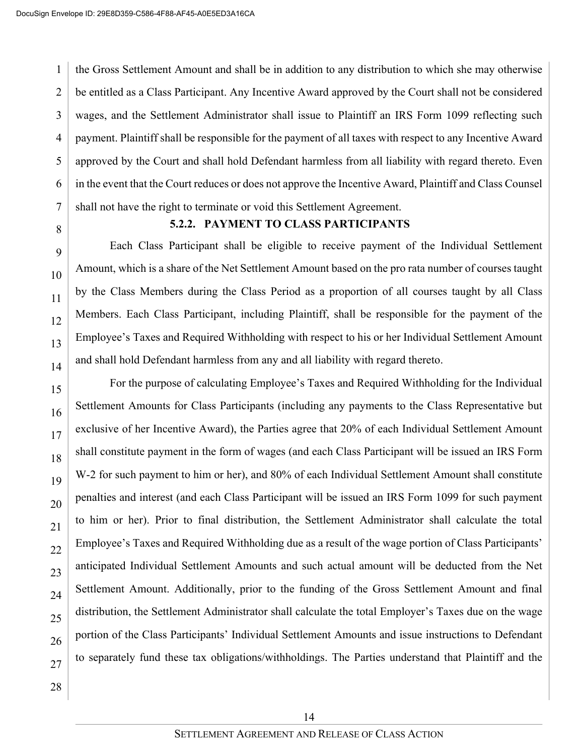the Gross Settlement Amount and shall be in addition to any distribution to which she may otherwise be entitled as a Class Participant. Any Incentive Award approved by the Court shall not be considered wages, and the Settlement Administrator shall issue to Plaintiff an IRS Form 1099 reflecting such payment. Plaintiff shall be responsible for the payment of all taxes with respect to any Incentive Award approved by the Court and shall hold Defendant harmless from all liability with regard thereto. Even in the event that the Court reduces or does not approve the Incentive Award, Plaintiff and Class Counsel shall not have the right to terminate or void this Settlement Agreement.

#### 5.2.2. PAYMENT TO CLASS PARTICIPANTS

Each Class Participant shall be eligible to receive payment of the Individual Settlement Amount, which is a share of the Net Settlement Amount based on the pro rata number of courses taught by the Class Members during the Class Period as a proportion of all courses taught by all Class Members. Each Class Participant, including Plaintiff, shall be responsible for the payment of the Employee's Taxes and Required Withholding with respect to his or her Individual Settlement Amount and shall hold Defendant harmless from any and all liability with regard thereto.

For the purpose of calculating Employee's Taxes and Required Withholding for the Individual Settlement Amounts for Class Participants (including any payments to the Class Representative but exclusive of her Incentive Award), the Parties agree that 20% of each Individual Settlement Amount shall constitute payment in the form of wages (and each Class Participant will be issued an IRS Form W-2 for such payment to him or her), and 80% of each Individual Settlement Amount shall constitute penalties and interest (and each Class Participant will be issued an IRS Form 1099 for such payment to him or her). Prior to final distribution, the Settlement Administrator shall calculate the total Employee's Taxes and Required Withholding due as a result of the wage portion of Class Participants' anticipated Individual Settlement Amounts and such actual amount will be deducted from the Net Settlement Amount. Additionally, prior to the funding of the Gross Settlement Amount and final distribution, the Settlement Administrator shall calculate the total Employer's Taxes due on the wage portion of the Class Participants' Individual Settlement Amounts and issue instructions to Defendant to separately fund these tax obligations/withholdings. The Parties understand that Plaintiff and the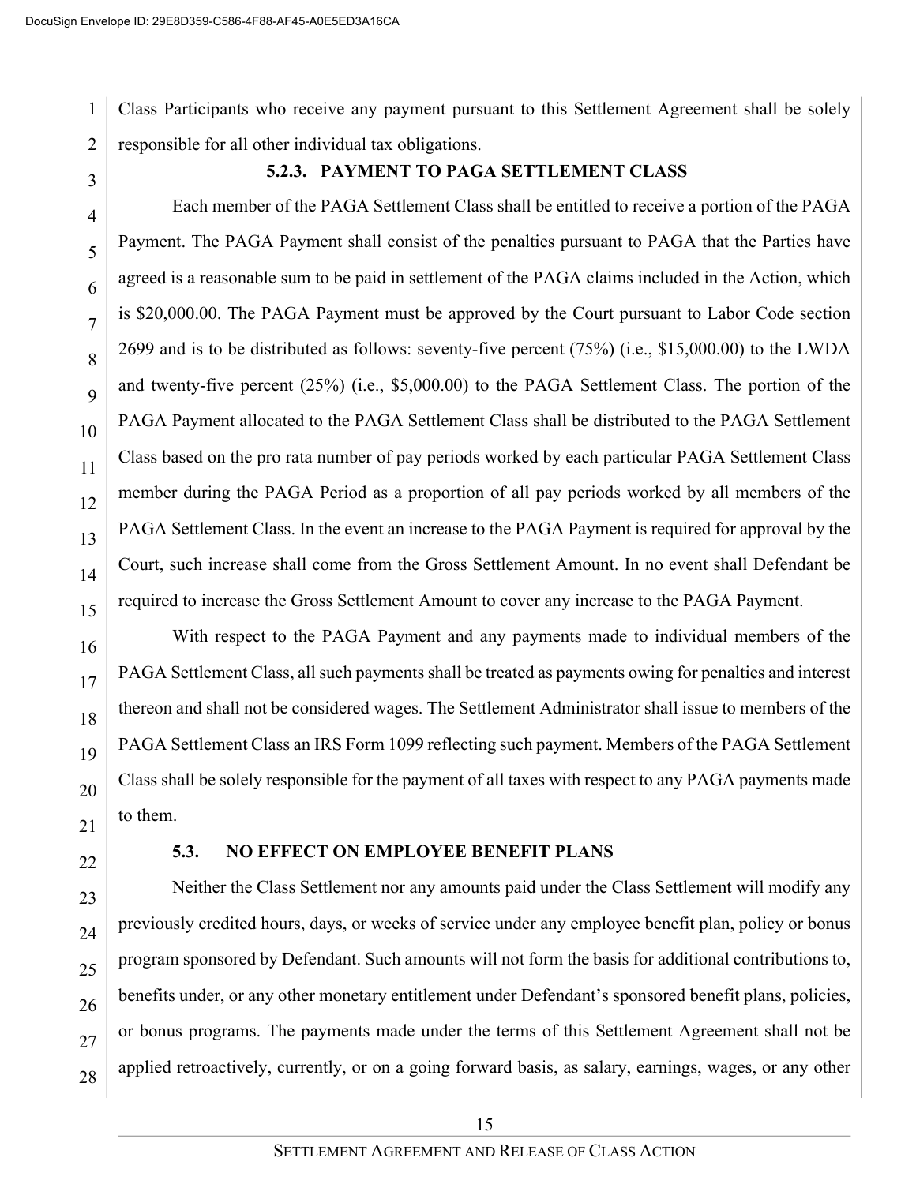Class Participants who receive any payment pursuant to this Settlement Agreement shall be solely responsible for all other individual tax obligations.

#### 5.2.3. PAYMENT TO PAGA SETTLEMENT CLASS

Each member of the PAGA Settlement Class shall be entitled to receive a portion of the PAGA Payment. The PAGA Payment shall consist of the penalties pursuant to PAGA that the Parties have agreed is a reasonable sum to be paid in settlement of the PAGA claims included in the Action, which is $20,000.00. The PAGA Payment must be approved by the Court pursuant to Labor Code section 2699 and is to be distributed as follows: seventy-five percent (75%) (i.e., $15,000.00) to the LWDA and twenty-five percent (25%) (i.e., $5,000.00) to the PAGA Settlement Class. The portion of the PAGA Payment allocated to the PAGA Settlement Class shall be distributed to the PAGA Settlement Class based on the pro rata number of pay periods worked by each particular PAGA Settlement Class member during the PAGA Period as a proportion of all pay periods worked by all members of the PAGA Settlement Class. In the event an increase to the PAGA Payment is required for approval by the Court, such increase shall come from the Gross Settlement Amount. In no event shall Defendant be required to increase the Gross Settlement Amount to cover any increase to the PAGA Payment.

With respect to the PAGA Payment and any payments made to individual members of the PAGA Settlement Class, all such payments shall be treated as payments owing for penalties and interest thereon and shall not be considered wages. The Settlement Administrator shall issue to members of the PAGA Settlement Class an IRS Form 1099 reflecting such payment. Members of the PAGA Settlement Class shall be solely responsible for the payment of all taxes with respect to any PAGA payments made to them.

### 5.3. NO EFFECT ON EMPLOYEE BENEFIT PLANS

Neither the Class Settlement nor any amounts paid under the Class Settlement will modify any previously credited hours, days, or weeks of service under any employee benefit plan, policy or bonus program sponsored by Defendant. Such amounts will not form the basis for additional contributions to, benefits under, or any other monetary entitlement under Defendant's sponsored benefit plans, policies, or bonus programs. The payments made under the terms of this Settlement Agreement shall not be applied retroactively, currently, or on a going forward basis, as salary, earnings, wages, or any other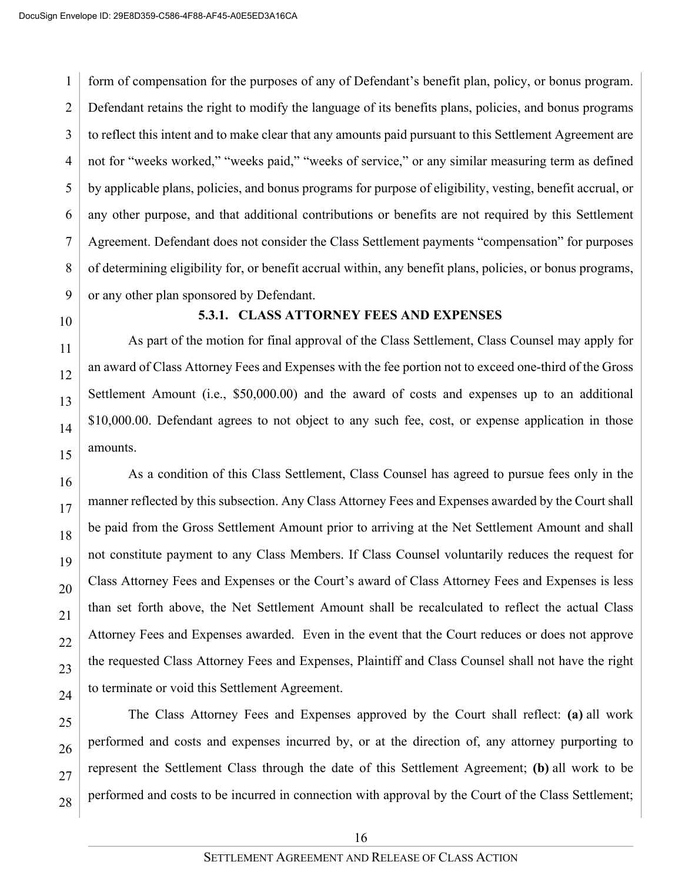form of compensation for the purposes of any of Defendant's benefit plan, policy, or bonus program. Defendant retains the right to modify the language of its benefits plans, policies, and bonus programs to reflect this intent and to make clear that any amounts paid pursuant to this Settlement Agreement are not for "weeks worked," "weeks paid," "weeks of service," or any similar measuring term as defined by applicable plans, policies, and bonus programs for purpose of eligibility, vesting, benefit accrual, or any other purpose, and that additional contributions or benefits are not required by this Settlement Agreement. Defendant does not consider the Class Settlement payments "compensation" for purposes of determining eligibility for, or benefit accrual within, any benefit plans, policies, or bonus programs, or any other plan sponsored by Defendant.

### 5.3.1. CLASS ATTORNEY FEES AND EXPENSES

As part of the motion for final approval of the Class Settlement, Class Counsel may apply for an award of Class Attorney Fees and Expenses with the fee portion not to exceed one-third of the Gross Settlement Amount (i.e., $50,000.00) and the award of costs and expenses up to an additional $10,000.00. Defendant agrees to not object to any such fee, cost, or expense application in those amounts.

As a condition of this Class Settlement, Class Counsel has agreed to pursue fees only in the manner reflected by this subsection. Any Class Attorney Fees and Expenses awarded by the Court shall be paid from the Gross Settlement Amount prior to arriving at the Net Settlement Amount and shall not constitute payment to any Class Members. If Class Counsel voluntarily reduces the request for Class Attorney Fees and Expenses or the Court's award of Class Attorney Fees and Expenses is less than set forth above, the Net Settlement Amount shall be recalculated to reflect the actual Class Attorney Fees and Expenses awarded. Even in the event that the Court reduces or does not approve the requested Class Attorney Fees and Expenses, Plaintiff and Class Counsel shall not have the right to terminate or void this Settlement Agreement.

The Class Attorney Fees and Expenses approved by the Court shall reflect: **(a)** all work performed and costs and expenses incurred by, or at the direction of, any attorney purporting to represent the Settlement Class through the date of this Settlement Agreement; **(b)** all work to be performed and costs to be incurred in connection with approval by the Court of the Class Settlement;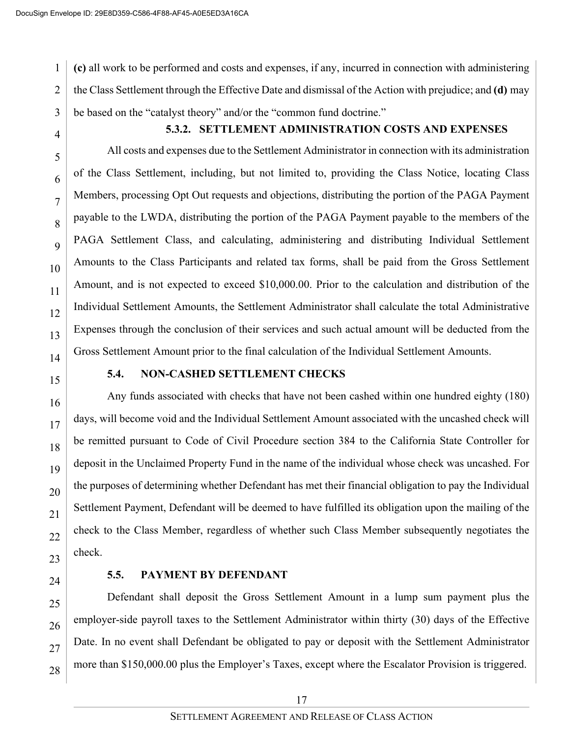**(c)** all work to be performed and costs and expenses, if any, incurred in connection with administering the Class Settlement through the Effective Date and dismissal of the Action with prejudice; and **(d)** may be based on the "catalyst theory" and/or the "common fund doctrine."

#### 5.3.2. SETTLEMENT ADMINISTRATION COSTS AND EXPENSES

All costs and expenses due to the Settlement Administrator in connection with its administration of the Class Settlement, including, but not limited to, providing the Class Notice, locating Class Members, processing Opt Out requests and objections, distributing the portion of the PAGA Payment payable to the LWDA, distributing the portion of the PAGA Payment payable to the members of the PAGA Settlement Class, and calculating, administering and distributing Individual Settlement Amounts to the Class Participants and related tax forms, shall be paid from the Gross Settlement Amount, and is not expected to exceed $10,000.00. Prior to the calculation and distribution of the Individual Settlement Amounts, the Settlement Administrator shall calculate the total Administrative Expenses through the conclusion of their services and such actual amount will be deducted from the Gross Settlement Amount prior to the final calculation of the Individual Settlement Amounts.

### 5.4. NON-CASHED SETTLEMENT CHECKS

Any funds associated with checks that have not been cashed within one hundred eighty (180) days, will become void and the Individual Settlement Amount associated with the uncashed check will be remitted pursuant to Code of Civil Procedure section 384 to the California State Controller for deposit in the Unclaimed Property Fund in the name of the individual whose check was uncashed. For the purposes of determining whether Defendant has met their financial obligation to pay the Individual Settlement Payment, Defendant will be deemed to have fulfilled its obligation upon the mailing of the check to the Class Member, regardless of whether such Class Member subsequently negotiates the check.

### 5.5. PAYMENT BY DEFENDANT

Defendant shall deposit the Gross Settlement Amount in a lump sum payment plus the employer-side payroll taxes to the Settlement Administrator within thirty (30) days of the Effective Date. In no event shall Defendant be obligated to pay or deposit with the Settlement Administrator more than $150,000.00 plus the Employer's Taxes, except where the Escalator Provision is triggered.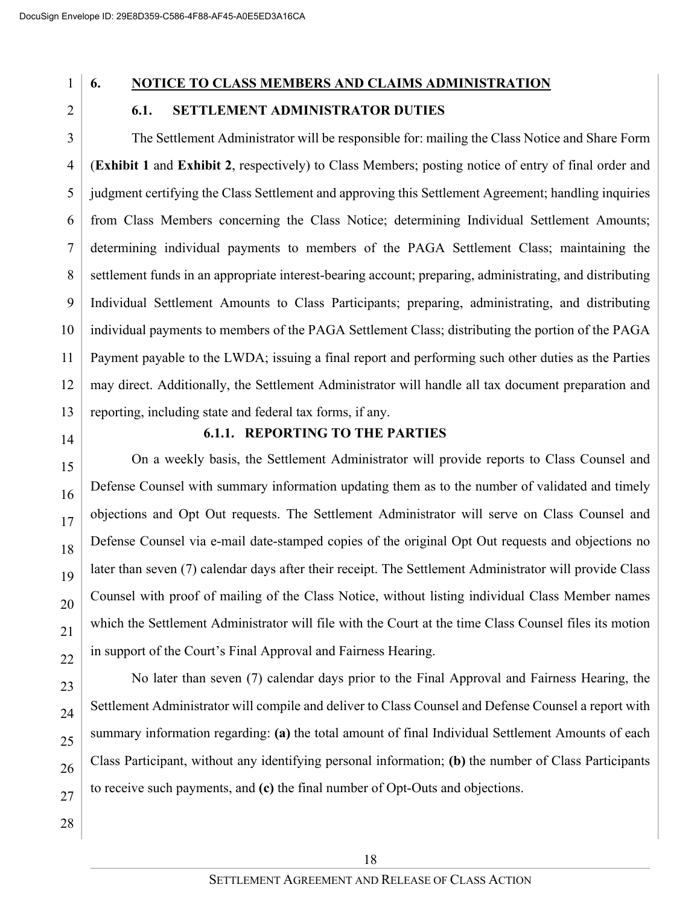## 6. NOTICE TO CLASS MEMBERS AND CLAIMS ADMINISTRATION

### 6.1. SETTLEMENT ADMINISTRATOR DUTIES

The Settlement Administrator will be responsible for: mailing the Class Notice and Share Form (**Exhibit 1** and **Exhibit 2**, respectively) to Class Members; posting notice of entry of final order and judgment certifying the Class Settlement and approving this Settlement Agreement; handling inquiries from Class Members concerning the Class Notice; determining Individual Settlement Amounts; determining individual payments to members of the PAGA Settlement Class; maintaining the settlement funds in an appropriate interest-bearing account; preparing, administrating, and distributing Individual Settlement Amounts to Class Participants; preparing, administrating, and distributing individual payments to members of the PAGA Settlement Class; distributing the portion of the PAGA Payment payable to the LWDA; issuing a final report and performing such other duties as the Parties may direct. Additionally, the Settlement Administrator will handle all tax document preparation and reporting, including state and federal tax forms, if any.

#### 6.1.1. REPORTING TO THE PARTIES

On a weekly basis, the Settlement Administrator will provide reports to Class Counsel and Defense Counsel with summary information updating them as to the number of validated and timely objections and Opt Out requests. The Settlement Administrator will serve on Class Counsel and Defense Counsel via e-mail date-stamped copies of the original Opt Out requests and objections no later than seven (7) calendar days after their receipt. The Settlement Administrator will provide Class Counsel with proof of mailing of the Class Notice, without listing individual Class Member names which the Settlement Administrator will file with the Court at the time Class Counsel files its motion in support of the Court's Final Approval and Fairness Hearing.

No later than seven (7) calendar days prior to the Final Approval and Fairness Hearing, the Settlement Administrator will compile and deliver to Class Counsel and Defense Counsel a report with summary information regarding: **(a)** the total amount of final Individual Settlement Amounts of each Class Participant, without any identifying personal information; **(b)** the number of Class Participants to receive such payments, and **(c)** the final number of Opt-Outs and objections.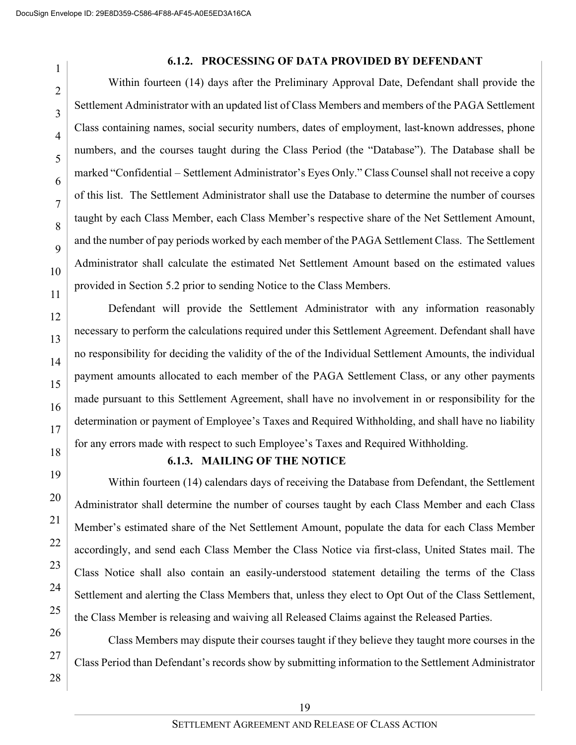#### 6.1.2. PROCESSING OF DATA PROVIDED BY DEFENDANT

Within fourteen (14) days after the Preliminary Approval Date, Defendant shall provide the Settlement Administrator with an updated list of Class Members and members of the PAGA Settlement Class containing names, social security numbers, dates of employment, last-known addresses, phone numbers, and the courses taught during the Class Period (the "Database"). The Database shall be marked "Confidential – Settlement Administrator's Eyes Only." Class Counsel shall not receive a copy of this list. The Settlement Administrator shall use the Database to determine the number of courses taught by each Class Member, each Class Member's respective share of the Net Settlement Amount, and the number of pay periods worked by each member of the PAGA Settlement Class. The Settlement Administrator shall calculate the estimated Net Settlement Amount based on the estimated values provided in Section 5.2 prior to sending Notice to the Class Members.

Defendant will provide the Settlement Administrator with any information reasonably necessary to perform the calculations required under this Settlement Agreement. Defendant shall have no responsibility for deciding the validity of the of the Individual Settlement Amounts, the individual payment amounts allocated to each member of the PAGA Settlement Class, or any other payments made pursuant to this Settlement Agreement, shall have no involvement in or responsibility for the determination or payment of Employee's Taxes and Required Withholding, and shall have no liability for any errors made with respect to such Employee's Taxes and Required Withholding.

#### 6.1.3. MAILING OF THE NOTICE

Within fourteen (14) calendars days of receiving the Database from Defendant, the Settlement Administrator shall determine the number of courses taught by each Class Member and each Class Member's estimated share of the Net Settlement Amount, populate the data for each Class Member accordingly, and send each Class Member the Class Notice via first-class, United States mail. The Class Notice shall also contain an easily-understood statement detailing the terms of the Class Settlement and alerting the Class Members that, unless they elect to Opt Out of the Class Settlement, the Class Member is releasing and waiving all Released Claims against the Released Parties.

Class Members may dispute their courses taught if they believe they taught more courses in the Class Period than Defendant's records show by submitting information to the Settlement Administrator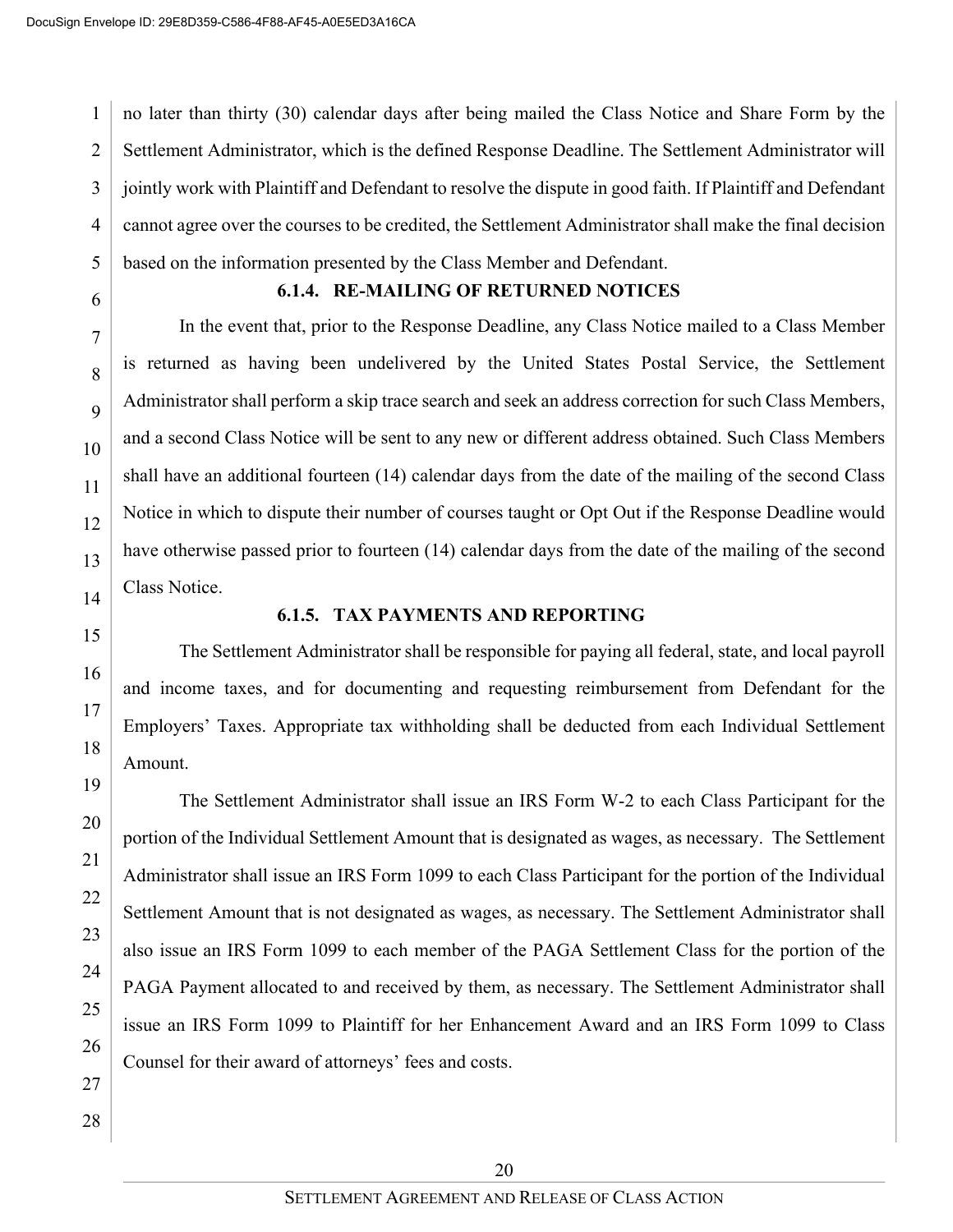no later than thirty (30) calendar days after being mailed the Class Notice and Share Form by the Settlement Administrator, which is the defined Response Deadline. The Settlement Administrator will jointly work with Plaintiff and Defendant to resolve the dispute in good faith. If Plaintiff and Defendant cannot agree over the courses to be credited, the Settlement Administrator shall make the final decision based on the information presented by the Class Member and Defendant.

#### 6.1.4. RE-MAILING OF RETURNED NOTICES

In the event that, prior to the Response Deadline, any Class Notice mailed to a Class Member is returned as having been undelivered by the United States Postal Service, the Settlement Administrator shall perform a skip trace search and seek an address correction for such Class Members, and a second Class Notice will be sent to any new or different address obtained. Such Class Members shall have an additional fourteen (14) calendar days from the date of the mailing of the second Class Notice in which to dispute their number of courses taught or Opt Out if the Response Deadline would have otherwise passed prior to fourteen (14) calendar days from the date of the mailing of the second Class Notice.

#### 6.1.5. TAX PAYMENTS AND REPORTING

The Settlement Administrator shall be responsible for paying all federal, state, and local payroll and income taxes, and for documenting and requesting reimbursement from Defendant for the Employers' Taxes. Appropriate tax withholding shall be deducted from each Individual Settlement Amount.

The Settlement Administrator shall issue an IRS Form W-2 to each Class Participant for the portion of the Individual Settlement Amount that is designated as wages, as necessary. The Settlement Administrator shall issue an IRS Form 1099 to each Class Participant for the portion of the Individual Settlement Amount that is not designated as wages, as necessary. The Settlement Administrator shall also issue an IRS Form 1099 to each member of the PAGA Settlement Class for the portion of the PAGA Payment allocated to and received by them, as necessary. The Settlement Administrator shall issue an IRS Form 1099 to Plaintiff for her Enhancement Award and an IRS Form 1099 to Class Counsel for their award of attorneys' fees and costs.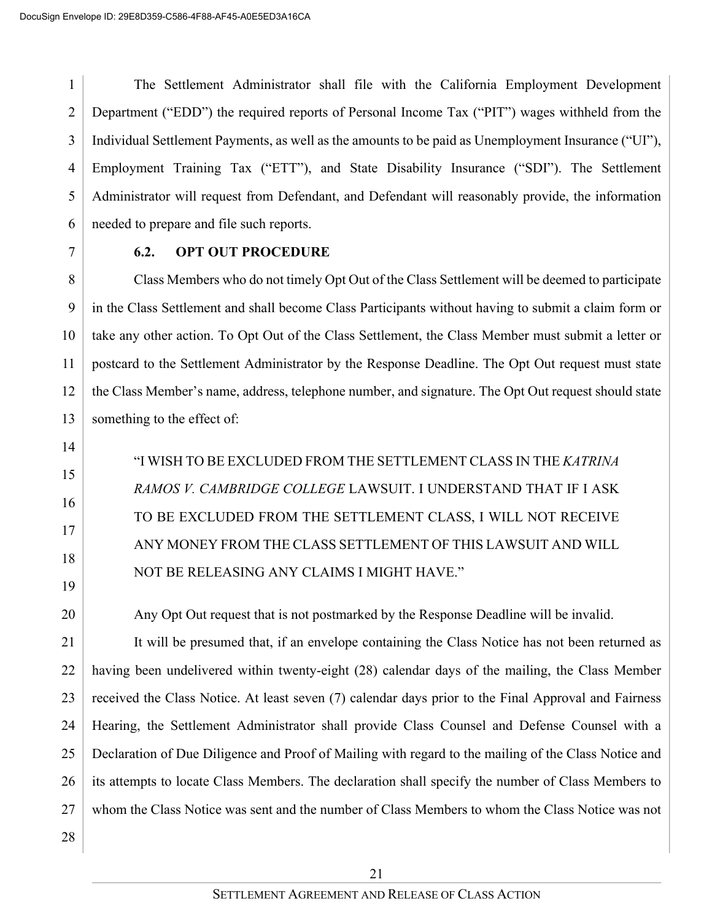The Settlement Administrator shall file with the California Employment Development Department ("EDD") the required reports of Personal Income Tax ("PIT") wages withheld from the Individual Settlement Payments, as well as the amounts to be paid as Unemployment Insurance ("UI"), Employment Training Tax ("ETT"), and State Disability Insurance ("SDI"). The Settlement Administrator will request from Defendant, and Defendant will reasonably provide, the information needed to prepare and file such reports.

**6.2. OPT OUT PROCEDURE**

Class Members who do not timely Opt Out of the Class Settlement will be deemed to participate in the Class Settlement and shall become Class Participants without having to submit a claim form or take any other action. To Opt Out of the Class Settlement, the Class Member must submit a letter or postcard to the Settlement Administrator by the Response Deadline. The Opt Out request must state the Class Member's name, address, telephone number, and signature. The Opt Out request should state something to the effect of:

> "I WISH TO BE EXCLUDED FROM THE SETTLEMENT CLASS IN THE *KATRINA RAMOS V. CAMBRIDGE COLLEGE* LAWSUIT. I UNDERSTAND THAT IF I ASK TO BE EXCLUDED FROM THE SETTLEMENT CLASS, I WILL NOT RECEIVE ANY MONEY FROM THE CLASS SETTLEMENT OF THIS LAWSUIT AND WILL NOT BE RELEASING ANY CLAIMS I MIGHT HAVE."

Any Opt Out request that is not postmarked by the Response Deadline will be invalid.

It will be presumed that, if an envelope containing the Class Notice has not been returned as having been undelivered within twenty-eight (28) calendar days of the mailing, the Class Member received the Class Notice. At least seven (7) calendar days prior to the Final Approval and Fairness Hearing, the Settlement Administrator shall provide Class Counsel and Defense Counsel with a Declaration of Due Diligence and Proof of Mailing with regard to the mailing of the Class Notice and its attempts to locate Class Members. The declaration shall specify the number of Class Members to whom the Class Notice was sent and the number of Class Members to whom the Class Notice was not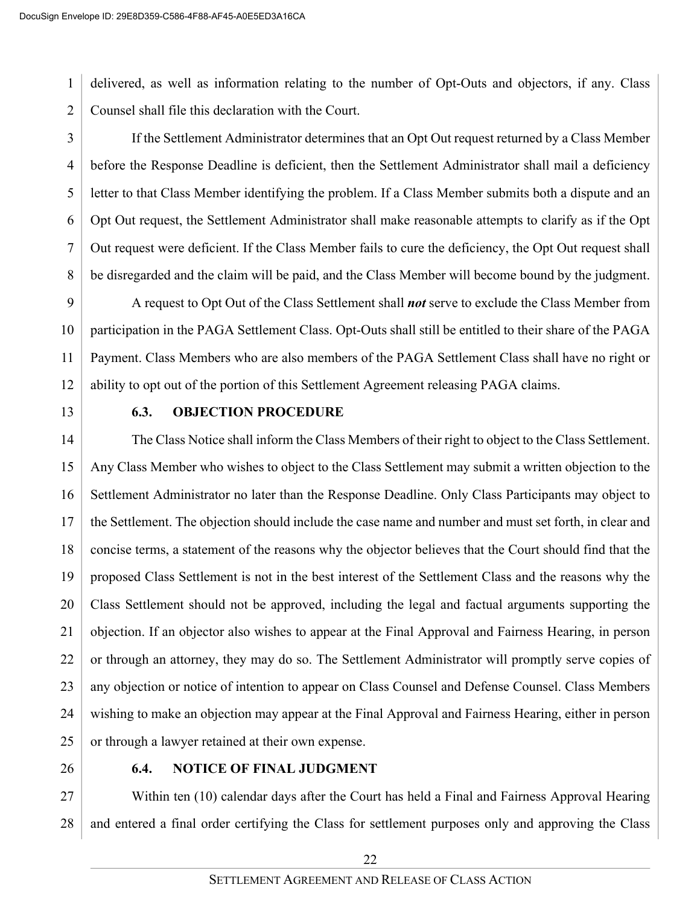delivered, as well as information relating to the number of Opt-Outs and objectors, if any. Class Counsel shall file this declaration with the Court.

If the Settlement Administrator determines that an Opt Out request returned by a Class Member before the Response Deadline is deficient, then the Settlement Administrator shall mail a deficiency letter to that Class Member identifying the problem. If a Class Member submits both a dispute and an Opt Out request, the Settlement Administrator shall make reasonable attempts to clarify as if the Opt Out request were deficient. If the Class Member fails to cure the deficiency, the Opt Out request shall be disregarded and the claim will be paid, and the Class Member will become bound by the judgment.

A request to Opt Out of the Class Settlement shall ***not*** serve to exclude the Class Member from participation in the PAGA Settlement Class. Opt-Outs shall still be entitled to their share of the PAGA Payment. Class Members who are also members of the PAGA Settlement Class shall have no right or ability to opt out of the portion of this Settlement Agreement releasing PAGA claims.

### 6.3. OBJECTION PROCEDURE

The Class Notice shall inform the Class Members of their right to object to the Class Settlement. Any Class Member who wishes to object to the Class Settlement may submit a written objection to the Settlement Administrator no later than the Response Deadline. Only Class Participants may object to the Settlement. The objection should include the case name and number and must set forth, in clear and concise terms, a statement of the reasons why the objector believes that the Court should find that the proposed Class Settlement is not in the best interest of the Settlement Class and the reasons why the Class Settlement should not be approved, including the legal and factual arguments supporting the objection. If an objector also wishes to appear at the Final Approval and Fairness Hearing, in person or through an attorney, they may do so. The Settlement Administrator will promptly serve copies of any objection or notice of intention to appear on Class Counsel and Defense Counsel. Class Members wishing to make an objection may appear at the Final Approval and Fairness Hearing, either in person or through a lawyer retained at their own expense.

### 6.4. NOTICE OF FINAL JUDGMENT

Within ten (10) calendar days after the Court has held a Final and Fairness Approval Hearing and entered a final order certifying the Class for settlement purposes only and approving the Class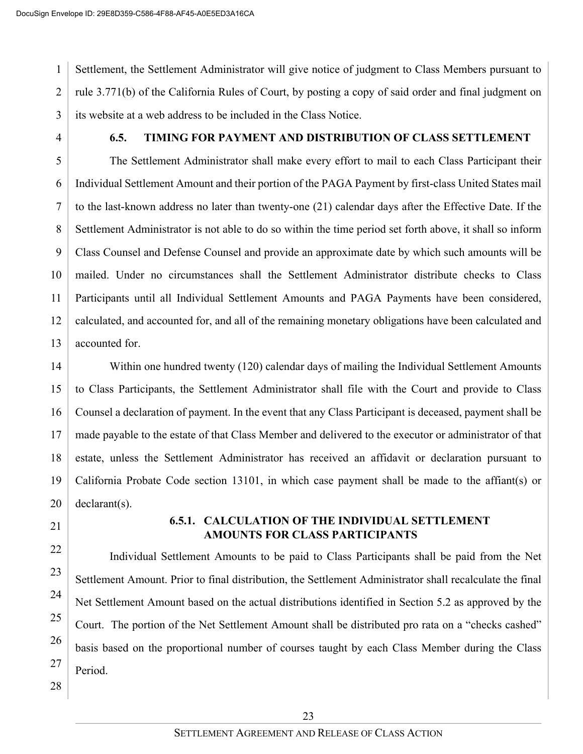Settlement, the Settlement Administrator will give notice of judgment to Class Members pursuant to rule 3.771(b) of the California Rules of Court, by posting a copy of said order and final judgment on its website at a web address to be included in the Class Notice.

### 6.5. TIMING FOR PAYMENT AND DISTRIBUTION OF CLASS SETTLEMENT

The Settlement Administrator shall make every effort to mail to each Class Participant their Individual Settlement Amount and their portion of the PAGA Payment by first-class United States mail to the last-known address no later than twenty-one (21) calendar days after the Effective Date. If the Settlement Administrator is not able to do so within the time period set forth above, it shall so inform Class Counsel and Defense Counsel and provide an approximate date by which such amounts will be mailed. Under no circumstances shall the Settlement Administrator distribute checks to Class Participants until all Individual Settlement Amounts and PAGA Payments have been considered, calculated, and accounted for, and all of the remaining monetary obligations have been calculated and accounted for.

Within one hundred twenty (120) calendar days of mailing the Individual Settlement Amounts to Class Participants, the Settlement Administrator shall file with the Court and provide to Class Counsel a declaration of payment. In the event that any Class Participant is deceased, payment shall be made payable to the estate of that Class Member and delivered to the executor or administrator of that estate, unless the Settlement Administrator has received an affidavit or declaration pursuant to California Probate Code section 13101, in which case payment shall be made to the affiant(s) or declarant(s).

#### 6.5.1. CALCULATION OF THE INDIVIDUAL SETTLEMENT AMOUNTS FOR CLASS PARTICIPANTS

Individual Settlement Amounts to be paid to Class Participants shall be paid from the Net Settlement Amount. Prior to final distribution, the Settlement Administrator shall recalculate the final Net Settlement Amount based on the actual distributions identified in Section 5.2 as approved by the Court. The portion of the Net Settlement Amount shall be distributed pro rata on a "checks cashed" basis based on the proportional number of courses taught by each Class Member during the Class Period.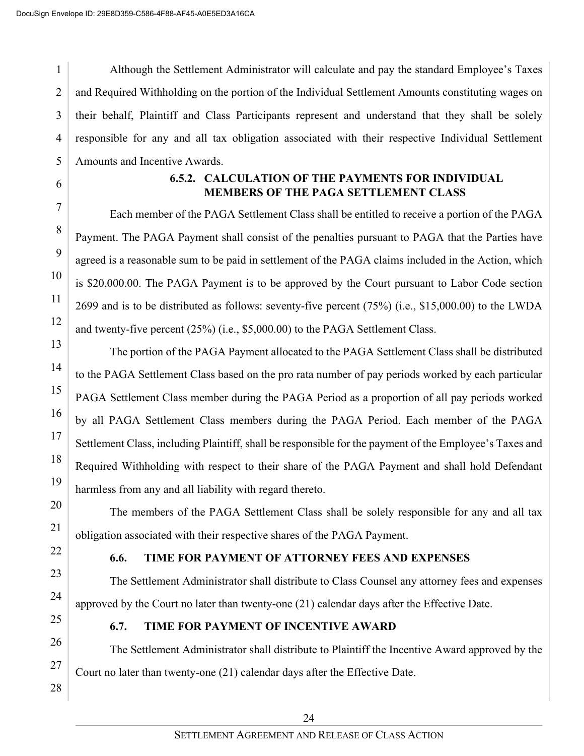Although the Settlement Administrator will calculate and pay the standard Employee's Taxes and Required Withholding on the portion of the Individual Settlement Amounts constituting wages on their behalf, Plaintiff and Class Participants represent and understand that they shall be solely responsible for any and all tax obligation associated with their respective Individual Settlement Amounts and Incentive Awards.

**6.5.2. CALCULATION OF THE PAYMENTS FOR INDIVIDUAL MEMBERS OF THE PAGA SETTLEMENT CLASS**

Each member of the PAGA Settlement Class shall be entitled to receive a portion of the PAGA Payment. The PAGA Payment shall consist of the penalties pursuant to PAGA that the Parties have agreed is a reasonable sum to be paid in settlement of the PAGA claims included in the Action, which is $20,000.00. The PAGA Payment is to be approved by the Court pursuant to Labor Code section 2699 and is to be distributed as follows: seventy-five percent (75%) (i.e., $15,000.00) to the LWDA and twenty-five percent (25%) (i.e., $5,000.00) to the PAGA Settlement Class.

The portion of the PAGA Payment allocated to the PAGA Settlement Class shall be distributed to the PAGA Settlement Class based on the pro rata number of pay periods worked by each particular PAGA Settlement Class member during the PAGA Period as a proportion of all pay periods worked by all PAGA Settlement Class members during the PAGA Period. Each member of the PAGA Settlement Class, including Plaintiff, shall be responsible for the payment of the Employee's Taxes and Required Withholding with respect to their share of the PAGA Payment and shall hold Defendant harmless from any and all liability with regard thereto.

The members of the PAGA Settlement Class shall be solely responsible for any and all tax obligation associated with their respective shares of the PAGA Payment.

**6.6. TIME FOR PAYMENT OF ATTORNEY FEES AND EXPENSES**

The Settlement Administrator shall distribute to Class Counsel any attorney fees and expenses approved by the Court no later than twenty-one (21) calendar days after the Effective Date.

**6.7. TIME FOR PAYMENT OF INCENTIVE AWARD**

The Settlement Administrator shall distribute to Plaintiff the Incentive Award approved by the Court no later than twenty-one (21) calendar days after the Effective Date.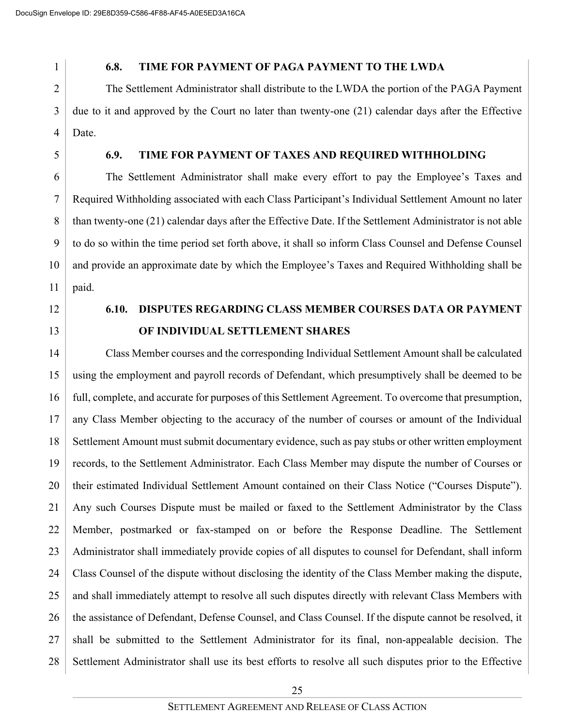### 6.8. TIME FOR PAYMENT OF PAGA PAYMENT TO THE LWDA

The Settlement Administrator shall distribute to the LWDA the portion of the PAGA Payment due to it and approved by the Court no later than twenty-one (21) calendar days after the Effective Date.

### 6.9. TIME FOR PAYMENT OF TAXES AND REQUIRED WITHHOLDING

The Settlement Administrator shall make every effort to pay the Employee's Taxes and Required Withholding associated with each Class Participant's Individual Settlement Amount no later than twenty-one (21) calendar days after the Effective Date. If the Settlement Administrator is not able to do so within the time period set forth above, it shall so inform Class Counsel and Defense Counsel and provide an approximate date by which the Employee's Taxes and Required Withholding shall be paid.

### 6.10. DISPUTES REGARDING CLASS MEMBER COURSES DATA OR PAYMENT OF INDIVIDUAL SETTLEMENT SHARES

Class Member courses and the corresponding Individual Settlement Amount shall be calculated using the employment and payroll records of Defendant, which presumptively shall be deemed to be full, complete, and accurate for purposes of this Settlement Agreement. To overcome that presumption, any Class Member objecting to the accuracy of the number of courses or amount of the Individual Settlement Amount must submit documentary evidence, such as pay stubs or other written employment records, to the Settlement Administrator. Each Class Member may dispute the number of Courses or their estimated Individual Settlement Amount contained on their Class Notice ("Courses Dispute"). Any such Courses Dispute must be mailed or faxed to the Settlement Administrator by the Class Member, postmarked or fax-stamped on or before the Response Deadline. The Settlement Administrator shall immediately provide copies of all disputes to counsel for Defendant, shall inform Class Counsel of the dispute without disclosing the identity of the Class Member making the dispute, and shall immediately attempt to resolve all such disputes directly with relevant Class Members with the assistance of Defendant, Defense Counsel, and Class Counsel. If the dispute cannot be resolved, it shall be submitted to the Settlement Administrator for its final, non-appealable decision. The Settlement Administrator shall use its best efforts to resolve all such disputes prior to the Effective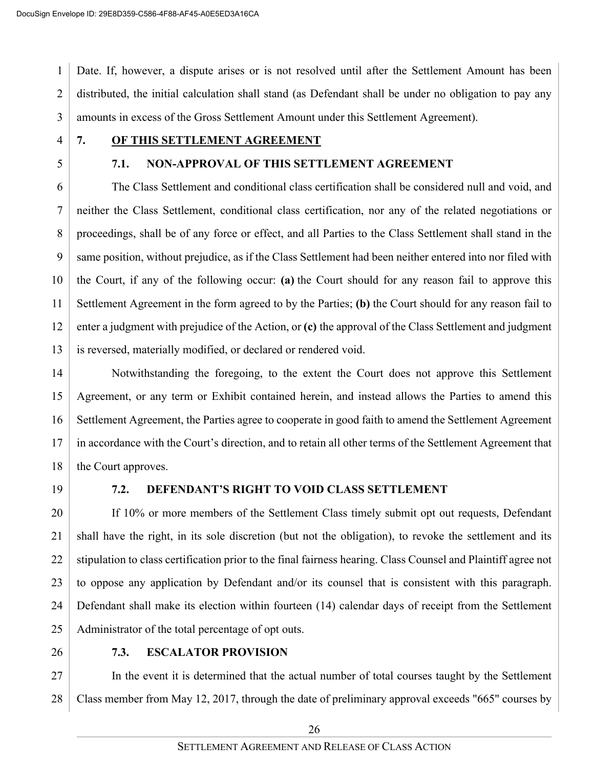Date. If, however, a dispute arises or is not resolved until after the Settlement Amount has been distributed, the initial calculation shall stand (as Defendant shall be under no obligation to pay any amounts in excess of the Gross Settlement Amount under this Settlement Agreement).

## 7. OF THIS SETTLEMENT AGREEMENT

### 7.1. NON-APPROVAL OF THIS SETTLEMENT AGREEMENT

The Class Settlement and conditional class certification shall be considered null and void, and neither the Class Settlement, conditional class certification, nor any of the related negotiations or proceedings, shall be of any force or effect, and all Parties to the Class Settlement shall stand in the same position, without prejudice, as if the Class Settlement had been neither entered into nor filed with the Court, if any of the following occur: **(a)** the Court should for any reason fail to approve this Settlement Agreement in the form agreed to by the Parties; **(b)** the Court should for any reason fail to enter a judgment with prejudice of the Action, or **(c)** the approval of the Class Settlement and judgment is reversed, materially modified, or declared or rendered void.

Notwithstanding the foregoing, to the extent the Court does not approve this Settlement Agreement, or any term or Exhibit contained herein, and instead allows the Parties to amend this Settlement Agreement, the Parties agree to cooperate in good faith to amend the Settlement Agreement in accordance with the Court's direction, and to retain all other terms of the Settlement Agreement that the Court approves.

### 7.2. DEFENDANT'S RIGHT TO VOID CLASS SETTLEMENT

If 10% or more members of the Settlement Class timely submit opt out requests, Defendant shall have the right, in its sole discretion (but not the obligation), to revoke the settlement and its stipulation to class certification prior to the final fairness hearing. Class Counsel and Plaintiff agree not to oppose any application by Defendant and/or its counsel that is consistent with this paragraph. Defendant shall make its election within fourteen (14) calendar days of receipt from the Settlement Administrator of the total percentage of opt outs.

### 7.3. ESCALATOR PROVISION

In the event it is determined that the actual number of total courses taught by the Settlement Class member from May 12, 2017, through the date of preliminary approval exceeds "665" courses by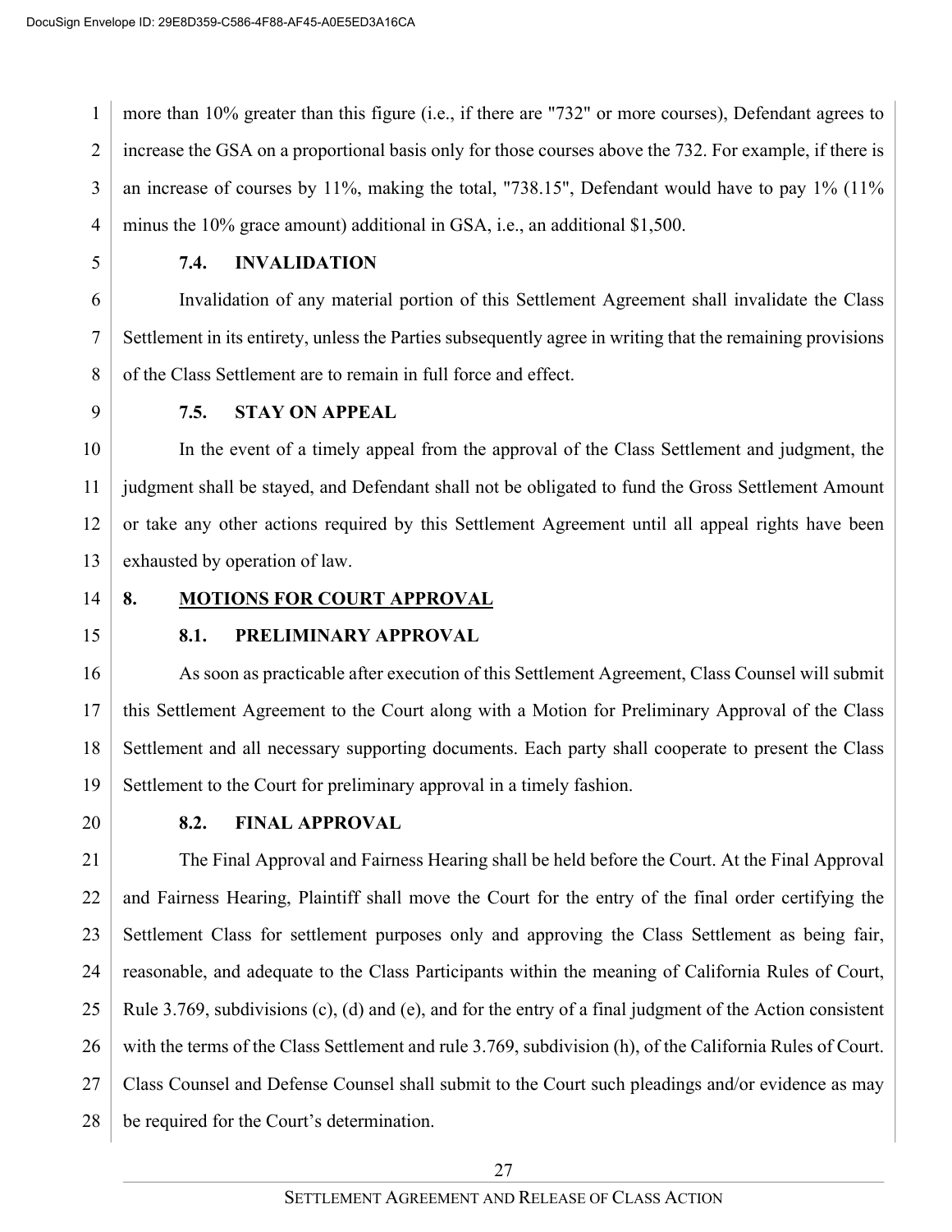more than 10% greater than this figure (i.e., if there are "732" or more courses), Defendant agrees to increase the GSA on a proportional basis only for those courses above the 732. For example, if there is an increase of courses by 11%, making the total, "738.15", Defendant would have to pay 1% (11% minus the 10% grace amount) additional in GSA, i.e., an additional $1,500.

### 7.4. INVALIDATION

Invalidation of any material portion of this Settlement Agreement shall invalidate the Class Settlement in its entirety, unless the Parties subsequently agree in writing that the remaining provisions of the Class Settlement are to remain in full force and effect.

### 7.5. STAY ON APPEAL

In the event of a timely appeal from the approval of the Class Settlement and judgment, the judgment shall be stayed, and Defendant shall not be obligated to fund the Gross Settlement Amount or take any other actions required by this Settlement Agreement until all appeal rights have been exhausted by operation of law.

## 8. <u>MOTIONS FOR COURT APPROVAL</u>

### 8.1. PRELIMINARY APPROVAL

As soon as practicable after execution of this Settlement Agreement, Class Counsel will submit this Settlement Agreement to the Court along with a Motion for Preliminary Approval of the Class Settlement and all necessary supporting documents. Each party shall cooperate to present the Class Settlement to the Court for preliminary approval in a timely fashion.

### 8.2. FINAL APPROVAL

The Final Approval and Fairness Hearing shall be held before the Court. At the Final Approval and Fairness Hearing, Plaintiff shall move the Court for the entry of the final order certifying the Settlement Class for settlement purposes only and approving the Class Settlement as being fair, reasonable, and adequate to the Class Participants within the meaning of California Rules of Court, Rule 3.769, subdivisions (c), (d) and (e), and for the entry of a final judgment of the Action consistent with the terms of the Class Settlement and rule 3.769, subdivision (h), of the California Rules of Court. Class Counsel and Defense Counsel shall submit to the Court such pleadings and/or evidence as may be required for the Court's determination.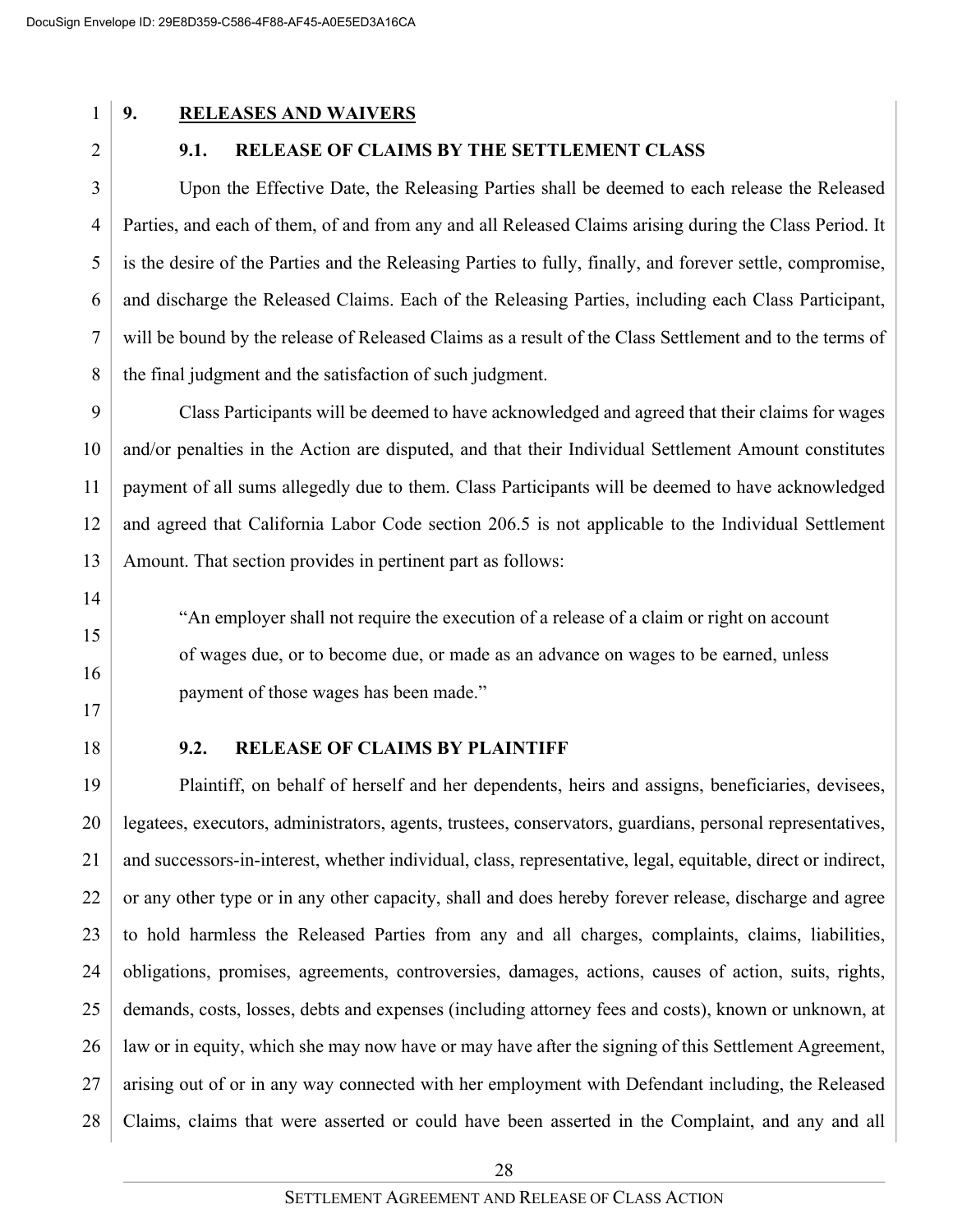## 9. RELEASES AND WAIVERS

### 9.1. RELEASE OF CLAIMS BY THE SETTLEMENT CLASS

Upon the Effective Date, the Releasing Parties shall be deemed to each release the Released Parties, and each of them, of and from any and all Released Claims arising during the Class Period. It is the desire of the Parties and the Releasing Parties to fully, finally, and forever settle, compromise, and discharge the Released Claims. Each of the Releasing Parties, including each Class Participant, will be bound by the release of Released Claims as a result of the Class Settlement and to the terms of the final judgment and the satisfaction of such judgment.

Class Participants will be deemed to have acknowledged and agreed that their claims for wages and/or penalties in the Action are disputed, and that their Individual Settlement Amount constitutes payment of all sums allegedly due to them. Class Participants will be deemed to have acknowledged and agreed that California Labor Code section 206.5 is not applicable to the Individual Settlement Amount. That section provides in pertinent part as follows:

> "An employer shall not require the execution of a release of a claim or right on account of wages due, or to become due, or made as an advance on wages to be earned, unless payment of those wages has been made."

### 9.2. RELEASE OF CLAIMS BY PLAINTIFF

Plaintiff, on behalf of herself and her dependents, heirs and assigns, beneficiaries, devisees, legatees, executors, administrators, agents, trustees, conservators, guardians, personal representatives, and successors-in-interest, whether individual, class, representative, legal, equitable, direct or indirect, or any other type or in any other capacity, shall and does hereby forever release, discharge and agree to hold harmless the Released Parties from any and all charges, complaints, claims, liabilities, obligations, promises, agreements, controversies, damages, actions, causes of action, suits, rights, demands, costs, losses, debts and expenses (including attorney fees and costs), known or unknown, at law or in equity, which she may now have or may have after the signing of this Settlement Agreement, arising out of or in any way connected with her employment with Defendant including, the Released Claims, claims that were asserted or could have been asserted in the Complaint, and any and all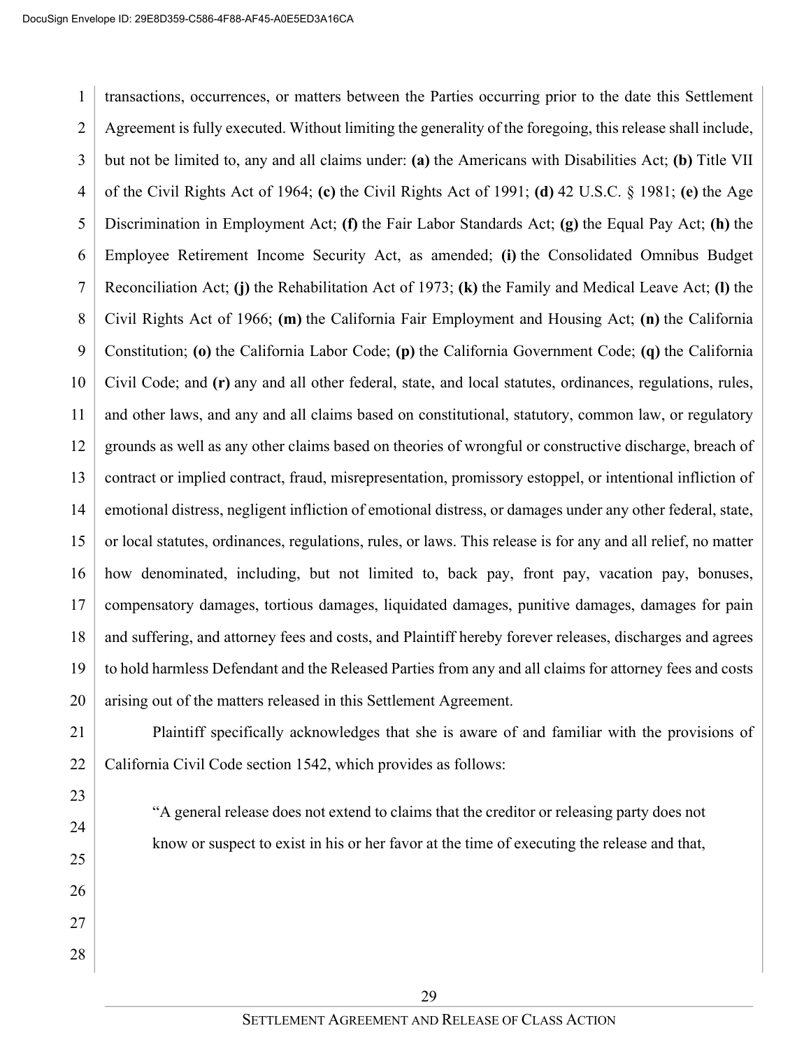transactions, occurrences, or matters between the Parties occurring prior to the date this Settlement Agreement is fully executed. Without limiting the generality of the foregoing, this release shall include, but not be limited to, any and all claims under: **(a)** the Americans with Disabilities Act; **(b)** Title VII of the Civil Rights Act of 1964; **(c)** the Civil Rights Act of 1991; **(d)** 42 U.S.C. § 1981; **(e)** the Age Discrimination in Employment Act; **(f)** the Fair Labor Standards Act; **(g)** the Equal Pay Act; **(h)** the Employee Retirement Income Security Act, as amended; **(i)** the Consolidated Omnibus Budget Reconciliation Act; **(j)** the Rehabilitation Act of 1973; **(k)** the Family and Medical Leave Act; **(l)** the Civil Rights Act of 1966; **(m)** the California Fair Employment and Housing Act; **(n)** the California Constitution; **(o)** the California Labor Code; **(p)** the California Government Code; **(q)** the California Civil Code; and **(r)** any and all other federal, state, and local statutes, ordinances, regulations, rules, and other laws, and any and all claims based on constitutional, statutory, common law, or regulatory grounds as well as any other claims based on theories of wrongful or constructive discharge, breach of contract or implied contract, fraud, misrepresentation, promissory estoppel, or intentional infliction of emotional distress, negligent infliction of emotional distress, or damages under any other federal, state, or local statutes, ordinances, regulations, rules, or laws. This release is for any and all relief, no matter how denominated, including, but not limited to, back pay, front pay, vacation pay, bonuses, compensatory damages, tortious damages, liquidated damages, punitive damages, damages for pain and suffering, and attorney fees and costs, and Plaintiff hereby forever releases, discharges and agrees to hold harmless Defendant and the Released Parties from any and all claims for attorney fees and costs arising out of the matters released in this Settlement Agreement.

Plaintiff specifically acknowledges that she is aware of and familiar with the provisions of California Civil Code section 1542, which provides as follows:

> "A general release does not extend to claims that the creditor or releasing party does not know or suspect to exist in his or her favor at the time of executing the release and that,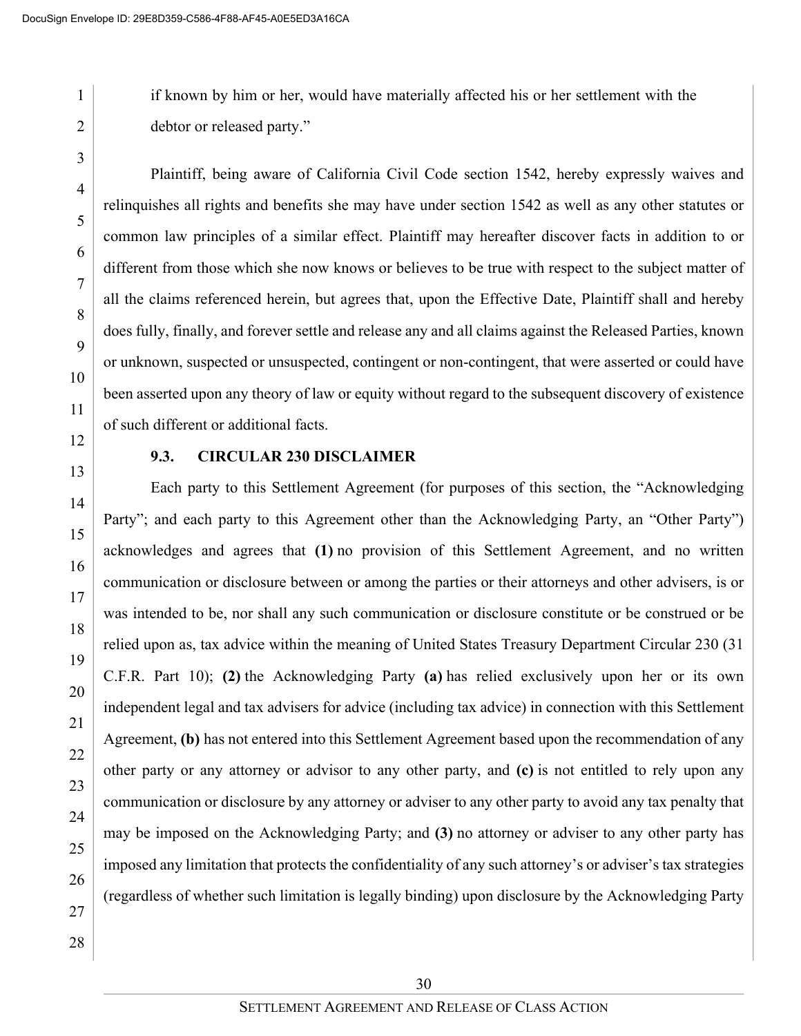if known by him or her, would have materially affected his or her settlement with the debtor or released party."

Plaintiff, being aware of California Civil Code section 1542, hereby expressly waives and relinquishes all rights and benefits she may have under section 1542 as well as any other statutes or common law principles of a similar effect. Plaintiff may hereafter discover facts in addition to or different from those which she now knows or believes to be true with respect to the subject matter of all the claims referenced herein, but agrees that, upon the Effective Date, Plaintiff shall and hereby does fully, finally, and forever settle and release any and all claims against the Released Parties, known or unknown, suspected or unsuspected, contingent or non-contingent, that were asserted or could have been asserted upon any theory of law or equity without regard to the subsequent discovery of existence of such different or additional facts.

### 9.3. CIRCULAR 230 DISCLAIMER

Each party to this Settlement Agreement (for purposes of this section, the "Acknowledging Party"; and each party to this Agreement other than the Acknowledging Party, an "Other Party") acknowledges and agrees that **(1)** no provision of this Settlement Agreement, and no written communication or disclosure between or among the parties or their attorneys and other advisers, is or was intended to be, nor shall any such communication or disclosure constitute or be construed or be relied upon as, tax advice within the meaning of United States Treasury Department Circular 230 (31 C.F.R. Part 10); **(2)** the Acknowledging Party **(a)** has relied exclusively upon her or its own independent legal and tax advisers for advice (including tax advice) in connection with this Settlement Agreement, **(b)** has not entered into this Settlement Agreement based upon the recommendation of any other party or any attorney or advisor to any other party, and **(c)** is not entitled to rely upon any communication or disclosure by any attorney or adviser to any other party to avoid any tax penalty that may be imposed on the Acknowledging Party; and **(3)** no attorney or adviser to any other party has imposed any limitation that protects the confidentiality of any such attorney's or adviser's tax strategies (regardless of whether such limitation is legally binding) upon disclosure by the Acknowledging Party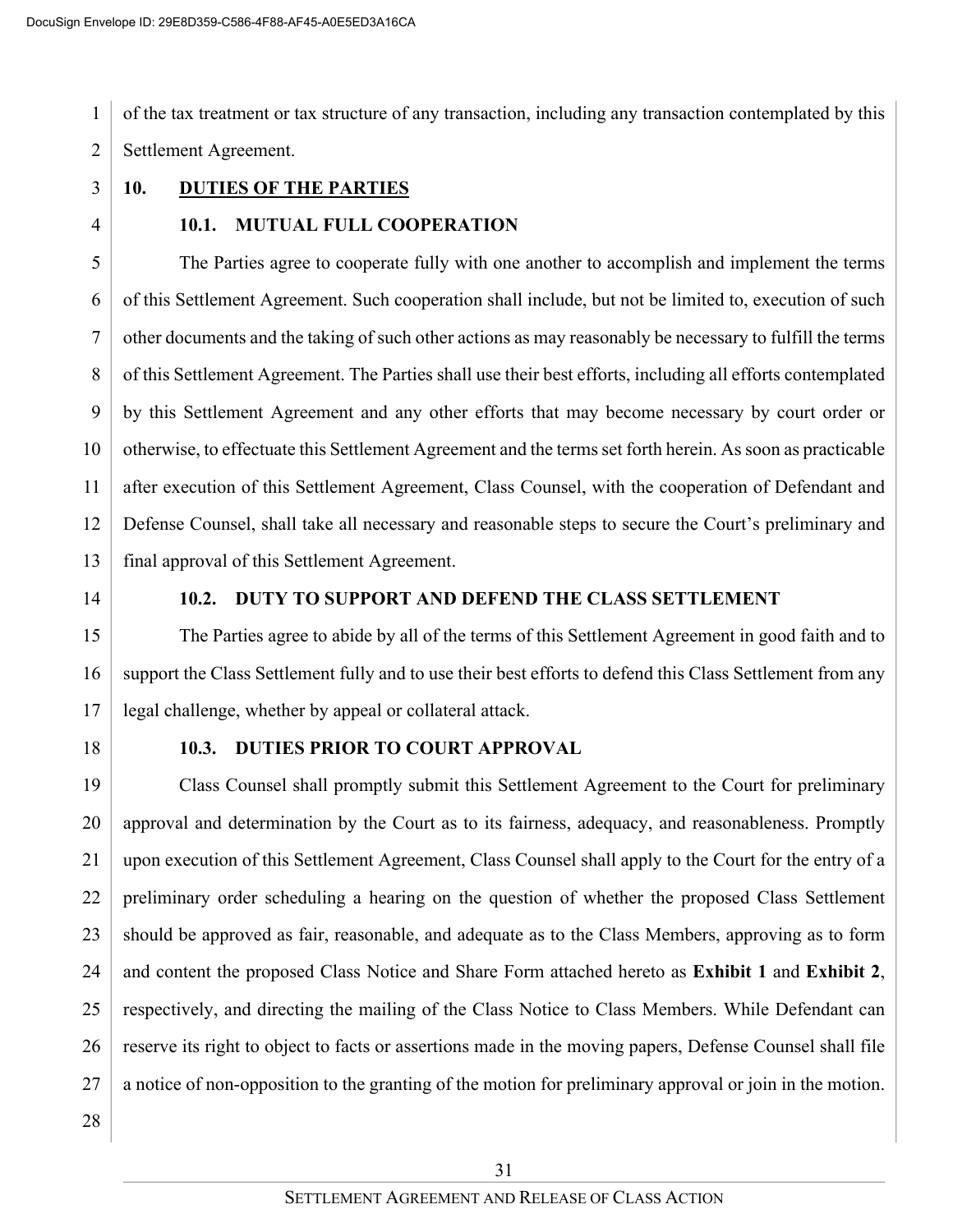of the tax treatment or tax structure of any transaction, including any transaction contemplated by this Settlement Agreement.

## 10. DUTIES OF THE PARTIES

### 10.1. MUTUAL FULL COOPERATION

The Parties agree to cooperate fully with one another to accomplish and implement the terms of this Settlement Agreement. Such cooperation shall include, but not be limited to, execution of such other documents and the taking of such other actions as may reasonably be necessary to fulfill the terms of this Settlement Agreement. The Parties shall use their best efforts, including all efforts contemplated by this Settlement Agreement and any other efforts that may become necessary by court order or otherwise, to effectuate this Settlement Agreement and the terms set forth herein. As soon as practicable after execution of this Settlement Agreement, Class Counsel, with the cooperation of Defendant and Defense Counsel, shall take all necessary and reasonable steps to secure the Court's preliminary and final approval of this Settlement Agreement.

### 10.2. DUTY TO SUPPORT AND DEFEND THE CLASS SETTLEMENT

The Parties agree to abide by all of the terms of this Settlement Agreement in good faith and to support the Class Settlement fully and to use their best efforts to defend this Class Settlement from any legal challenge, whether by appeal or collateral attack.

### 10.3. DUTIES PRIOR TO COURT APPROVAL

Class Counsel shall promptly submit this Settlement Agreement to the Court for preliminary approval and determination by the Court as to its fairness, adequacy, and reasonableness. Promptly upon execution of this Settlement Agreement, Class Counsel shall apply to the Court for the entry of a preliminary order scheduling a hearing on the question of whether the proposed Class Settlement should be approved as fair, reasonable, and adequate as to the Class Members, approving as to form and content the proposed Class Notice and Share Form attached hereto as **Exhibit 1** and **Exhibit 2**, respectively, and directing the mailing of the Class Notice to Class Members. While Defendant can reserve its right to object to facts or assertions made in the moving papers, Defense Counsel shall file a notice of non-opposition to the granting of the motion for preliminary approval or join in the motion.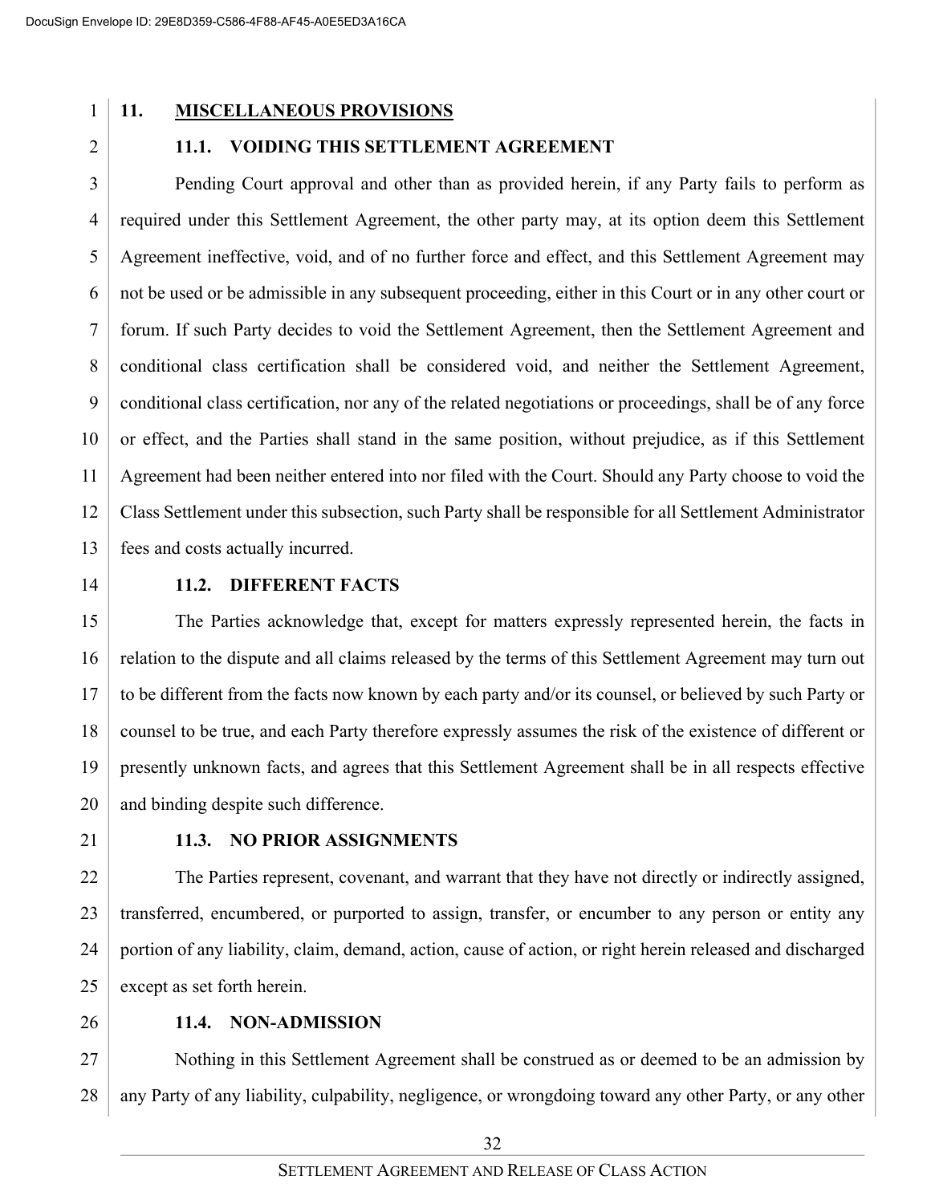## 11. MISCELLANEOUS PROVISIONS

### 11.1. VOIDING THIS SETTLEMENT AGREEMENT

Pending Court approval and other than as provided herein, if any Party fails to perform as required under this Settlement Agreement, the other party may, at its option deem this Settlement Agreement ineffective, void, and of no further force and effect, and this Settlement Agreement may not be used or be admissible in any subsequent proceeding, either in this Court or in any other court or forum. If such Party decides to void the Settlement Agreement, then the Settlement Agreement and conditional class certification shall be considered void, and neither the Settlement Agreement, conditional class certification, nor any of the related negotiations or proceedings, shall be of any force or effect, and the Parties shall stand in the same position, without prejudice, as if this Settlement Agreement had been neither entered into nor filed with the Court. Should any Party choose to void the Class Settlement under this subsection, such Party shall be responsible for all Settlement Administrator fees and costs actually incurred.

### 11.2. DIFFERENT FACTS

The Parties acknowledge that, except for matters expressly represented herein, the facts in relation to the dispute and all claims released by the terms of this Settlement Agreement may turn out to be different from the facts now known by each party and/or its counsel, or believed by such Party or counsel to be true, and each Party therefore expressly assumes the risk of the existence of different or presently unknown facts, and agrees that this Settlement Agreement shall be in all respects effective and binding despite such difference.

### 11.3. NO PRIOR ASSIGNMENTS

The Parties represent, covenant, and warrant that they have not directly or indirectly assigned, transferred, encumbered, or purported to assign, transfer, or encumber to any person or entity any portion of any liability, claim, demand, action, cause of action, or right herein released and discharged except as set forth herein.

### 11.4. NON-ADMISSION

Nothing in this Settlement Agreement shall be construed as or deemed to be an admission by any Party of any liability, culpability, negligence, or wrongdoing toward any other Party, or any other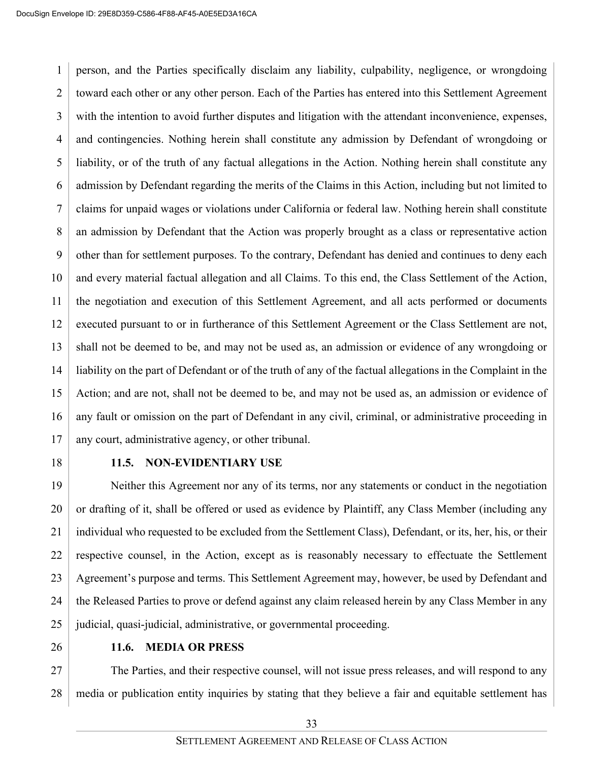person, and the Parties specifically disclaim any liability, culpability, negligence, or wrongdoing toward each other or any other person. Each of the Parties has entered into this Settlement Agreement with the intention to avoid further disputes and litigation with the attendant inconvenience, expenses, and contingencies. Nothing herein shall constitute any admission by Defendant of wrongdoing or liability, or of the truth of any factual allegations in the Action. Nothing herein shall constitute any admission by Defendant regarding the merits of the Claims in this Action, including but not limited to claims for unpaid wages or violations under California or federal law. Nothing herein shall constitute an admission by Defendant that the Action was properly brought as a class or representative action other than for settlement purposes. To the contrary, Defendant has denied and continues to deny each and every material factual allegation and all Claims. To this end, the Class Settlement of the Action, the negotiation and execution of this Settlement Agreement, and all acts performed or documents executed pursuant to or in furtherance of this Settlement Agreement or the Class Settlement are not, shall not be deemed to be, and may not be used as, an admission or evidence of any wrongdoing or liability on the part of Defendant or of the truth of any of the factual allegations in the Complaint in the Action; and are not, shall not be deemed to be, and may not be used as, an admission or evidence of any fault or omission on the part of Defendant in any civil, criminal, or administrative proceeding in any court, administrative agency, or other tribunal.

**11.5. NON-EVIDENTIARY USE**

Neither this Agreement nor any of its terms, nor any statements or conduct in the negotiation or drafting of it, shall be offered or used as evidence by Plaintiff, any Class Member (including any individual who requested to be excluded from the Settlement Class), Defendant, or its, her, his, or their respective counsel, in the Action, except as is reasonably necessary to effectuate the Settlement Agreement's purpose and terms. This Settlement Agreement may, however, be used by Defendant and the Released Parties to prove or defend against any claim released herein by any Class Member in any judicial, quasi-judicial, administrative, or governmental proceeding.

**11.6. MEDIA OR PRESS**

The Parties, and their respective counsel, will not issue press releases, and will respond to any media or publication entity inquiries by stating that they believe a fair and equitable settlement has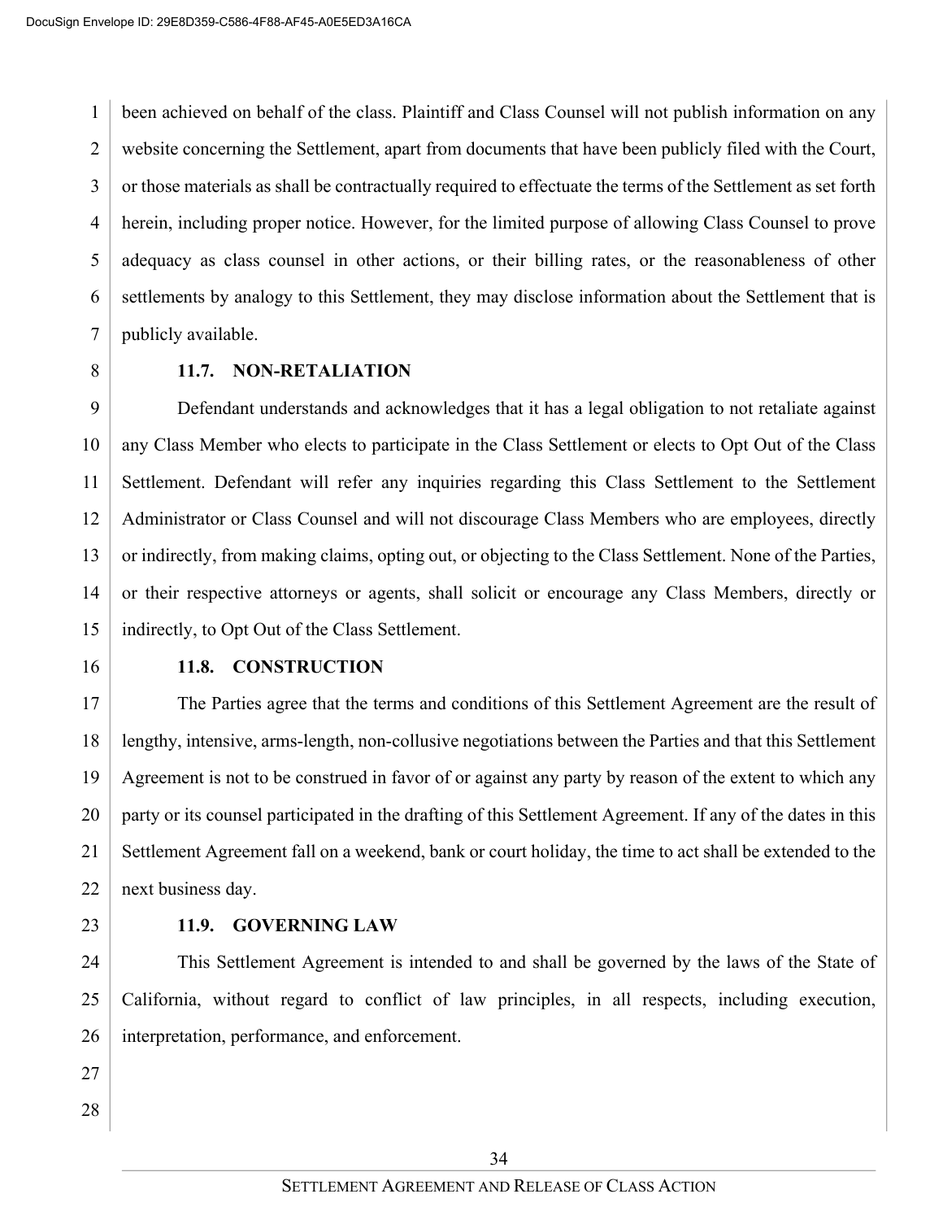been achieved on behalf of the class. Plaintiff and Class Counsel will not publish information on any website concerning the Settlement, apart from documents that have been publicly filed with the Court, or those materials as shall be contractually required to effectuate the terms of the Settlement as set forth herein, including proper notice. However, for the limited purpose of allowing Class Counsel to prove adequacy as class counsel in other actions, or their billing rates, or the reasonableness of other settlements by analogy to this Settlement, they may disclose information about the Settlement that is publicly available.

**11.7. NON-RETALIATION**

Defendant understands and acknowledges that it has a legal obligation to not retaliate against any Class Member who elects to participate in the Class Settlement or elects to Opt Out of the Class Settlement. Defendant will refer any inquiries regarding this Class Settlement to the Settlement Administrator or Class Counsel and will not discourage Class Members who are employees, directly or indirectly, from making claims, opting out, or objecting to the Class Settlement. None of the Parties, or their respective attorneys or agents, shall solicit or encourage any Class Members, directly or indirectly, to Opt Out of the Class Settlement.

**11.8. CONSTRUCTION**

The Parties agree that the terms and conditions of this Settlement Agreement are the result of lengthy, intensive, arms-length, non-collusive negotiations between the Parties and that this Settlement Agreement is not to be construed in favor of or against any party by reason of the extent to which any party or its counsel participated in the drafting of this Settlement Agreement. If any of the dates in this Settlement Agreement fall on a weekend, bank or court holiday, the time to act shall be extended to the next business day.

**11.9. GOVERNING LAW**

This Settlement Agreement is intended to and shall be governed by the laws of the State of California, without regard to conflict of law principles, in all respects, including execution, interpretation, performance, and enforcement.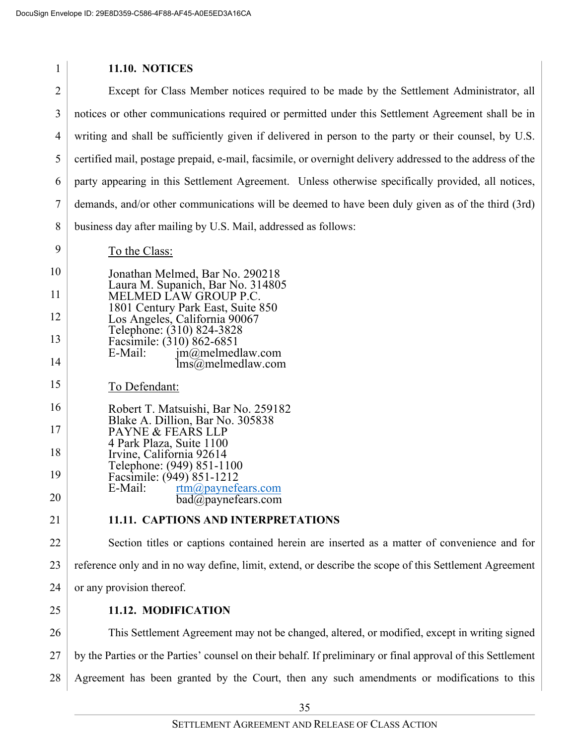**11.10. NOTICES**

Except for Class Member notices required to be made by the Settlement Administrator, all notices or other communications required or permitted under this Settlement Agreement shall be in writing and shall be sufficiently given if delivered in person to the party or their counsel, by U.S. certified mail, postage prepaid, e-mail, facsimile, or overnight delivery addressed to the address of the party appearing in this Settlement Agreement. Unless otherwise specifically provided, all notices, demands, and/or other communications will be deemed to have been duly given as of the third (3rd) business day after mailing by U.S. Mail, addressed as follows:

To the Class:

Jonathan Melmed, Bar No. 290218
Laura M. Supanich, Bar No. 314805
MELMED LAW GROUP P.C.
1801 Century Park East, Suite 850
Los Angeles, California 90067
Telephone: (310) 824-3828
Facsimile: (310) 862-6851
E-Mail: jm@melmedlaw.com
lms@melmedlaw.com

To Defendant:

Robert T. Matsuishi, Bar No. 259182
Blake A. Dillion, Bar No. 305838
PAYNE & FEARS LLP
4 Park Plaza, Suite 1100
Irvine, California 92614
Telephone: (949) 851-1100
Facsimile: (949) 851-1212
E-Mail: rtm@paynefears.com
bad@paynefears.com

**11.11. CAPTIONS AND INTERPRETATIONS**

Section titles or captions contained herein are inserted as a matter of convenience and for reference only and in no way define, limit, extend, or describe the scope of this Settlement Agreement or any provision thereof.

**11.12. MODIFICATION**

This Settlement Agreement may not be changed, altered, or modified, except in writing signed by the Parties or the Parties' counsel on their behalf. If preliminary or final approval of this Settlement Agreement has been granted by the Court, then any such amendments or modifications to this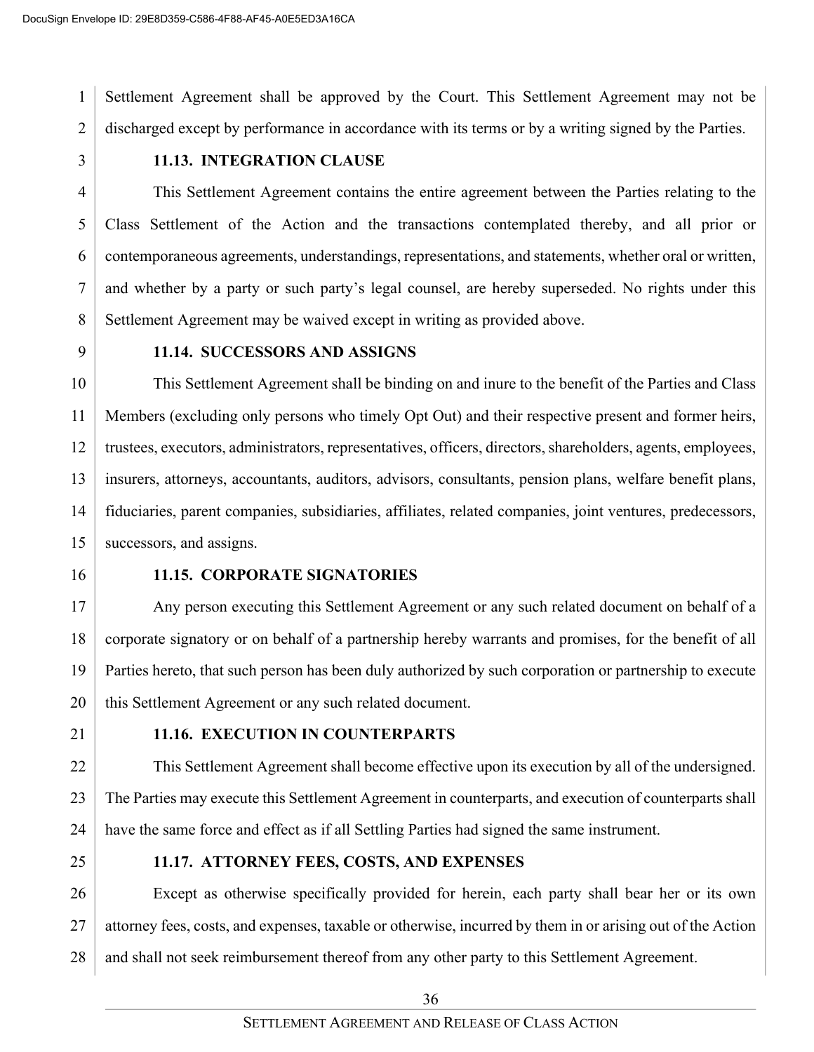Settlement Agreement shall be approved by the Court. This Settlement Agreement may not be discharged except by performance in accordance with its terms or by a writing signed by the Parties.

**11.13. INTEGRATION CLAUSE**

This Settlement Agreement contains the entire agreement between the Parties relating to the Class Settlement of the Action and the transactions contemplated thereby, and all prior or contemporaneous agreements, understandings, representations, and statements, whether oral or written, and whether by a party or such party's legal counsel, are hereby superseded. No rights under this Settlement Agreement may be waived except in writing as provided above.

**11.14. SUCCESSORS AND ASSIGNS**

This Settlement Agreement shall be binding on and inure to the benefit of the Parties and Class Members (excluding only persons who timely Opt Out) and their respective present and former heirs, trustees, executors, administrators, representatives, officers, directors, shareholders, agents, employees, insurers, attorneys, accountants, auditors, advisors, consultants, pension plans, welfare benefit plans, fiduciaries, parent companies, subsidiaries, affiliates, related companies, joint ventures, predecessors, successors, and assigns.

**11.15. CORPORATE SIGNATORIES**

Any person executing this Settlement Agreement or any such related document on behalf of a corporate signatory or on behalf of a partnership hereby warrants and promises, for the benefit of all Parties hereto, that such person has been duly authorized by such corporation or partnership to execute this Settlement Agreement or any such related document.

**11.16. EXECUTION IN COUNTERPARTS**

This Settlement Agreement shall become effective upon its execution by all of the undersigned. The Parties may execute this Settlement Agreement in counterparts, and execution of counterparts shall have the same force and effect as if all Settling Parties had signed the same instrument.

**11.17. ATTORNEY FEES, COSTS, AND EXPENSES**

Except as otherwise specifically provided for herein, each party shall bear her or its own attorney fees, costs, and expenses, taxable or otherwise, incurred by them in or arising out of the Action and shall not seek reimbursement thereof from any other party to this Settlement Agreement.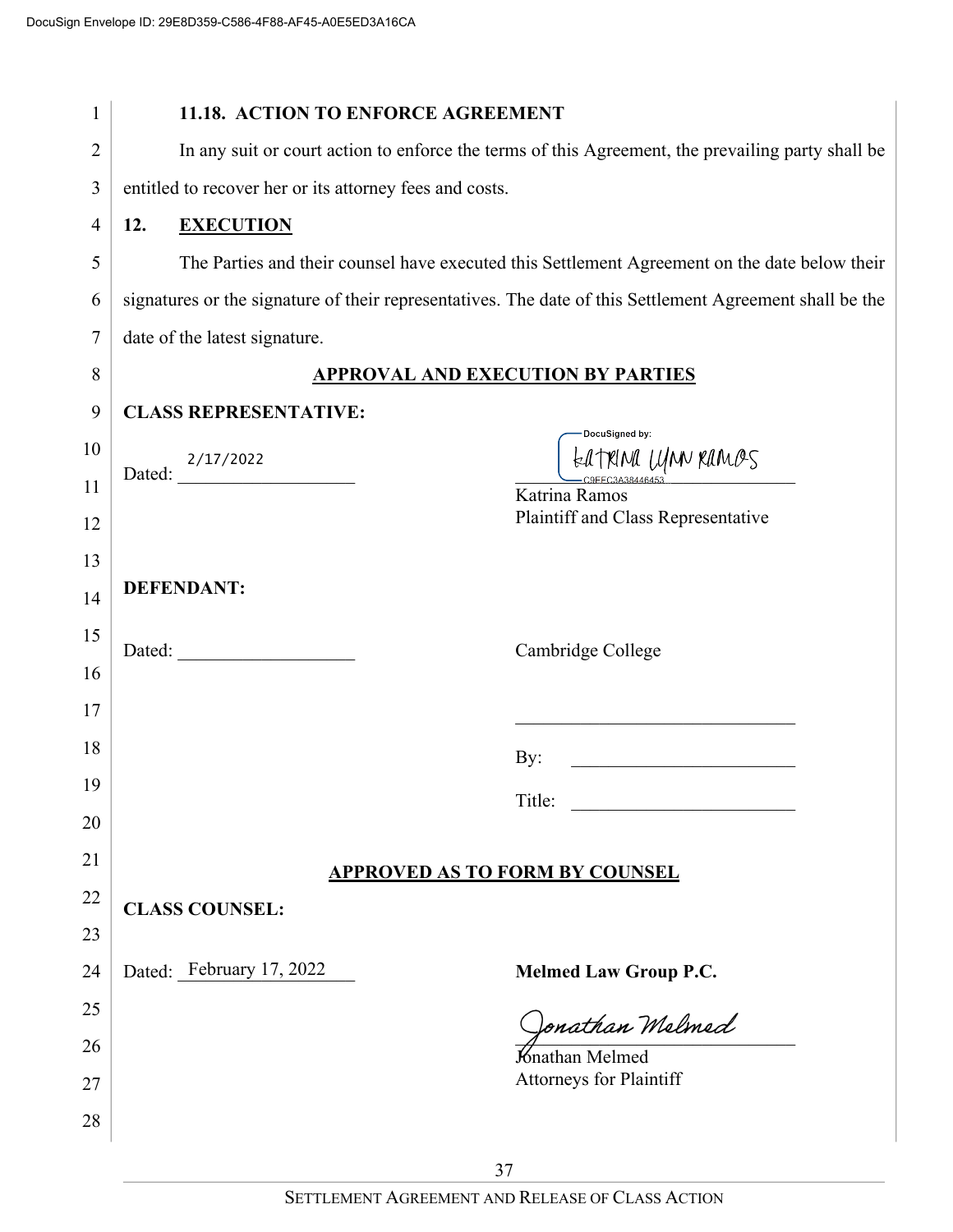**11.18. ACTION TO ENFORCE AGREEMENT**

In any suit or court action to enforce the terms of this Agreement, the prevailing party shall be entitled to recover her or its attorney fees and costs.

## 12. EXECUTION

The Parties and their counsel have executed this Settlement Agreement on the date below their signatures or the signature of their representatives. The date of this Settlement Agreement shall be the date of the latest signature.

**APPROVAL AND EXECUTION BY PARTIES**

**CLASS REPRESENTATIVE:**

Dated: 2/17/2022

DocuSigned by:
Katrina Lynn Ramos
C9FEC3A38446453

Katrina Ramos
Plaintiff and Class Representative

**DEFENDANT:**

Dated: ____________________

Cambridge College

________________________________

By: ________________________

Title: ________________________

**APPROVED AS TO FORM BY COUNSEL**

**CLASS COUNSEL:**

Dated: February 17, 2022

**Melmed Law Group P.C.**

Jonathan Melmed

Jonathan Melmed
Attorneys for Plaintiff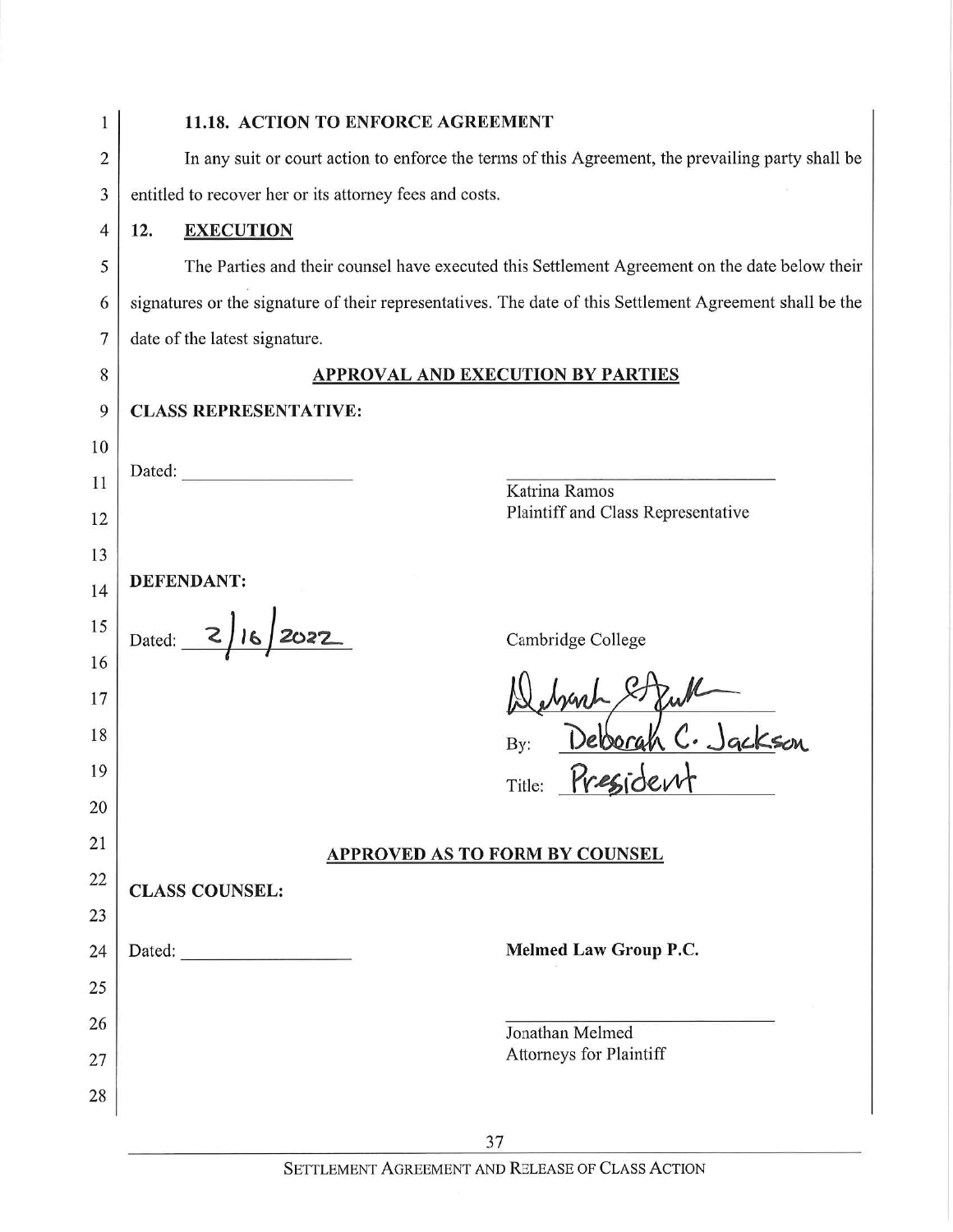### 11.18. ACTION TO ENFORCE AGREEMENT

In any suit or court action to enforce the terms of this Agreement, the prevailing party shall be entitled to recover her or its attorney fees and costs.

## 12. EXECUTION

The Parties and their counsel have executed this Settlement Agreement on the date below their signatures or the signature of their representatives. The date of this Settlement Agreement shall be the date of the latest signature.

### APPROVAL AND EXECUTION BY PARTIES

**CLASS REPRESENTATIVE:**

Dated: ____________________

____________________________
Katrina Ramos
Plaintiff and Class Representative

**DEFENDANT:**

Dated: 2/16/2022

Cambridge College

[signature]

By: Deborah C. Jackson

Title: President

### APPROVED AS TO FORM BY COUNSEL

**CLASS COUNSEL:**

Dated: ____________________

**Melmed Law Group P.C.**

____________________________
Jonathan Melmed
Attorneys for Plaintiff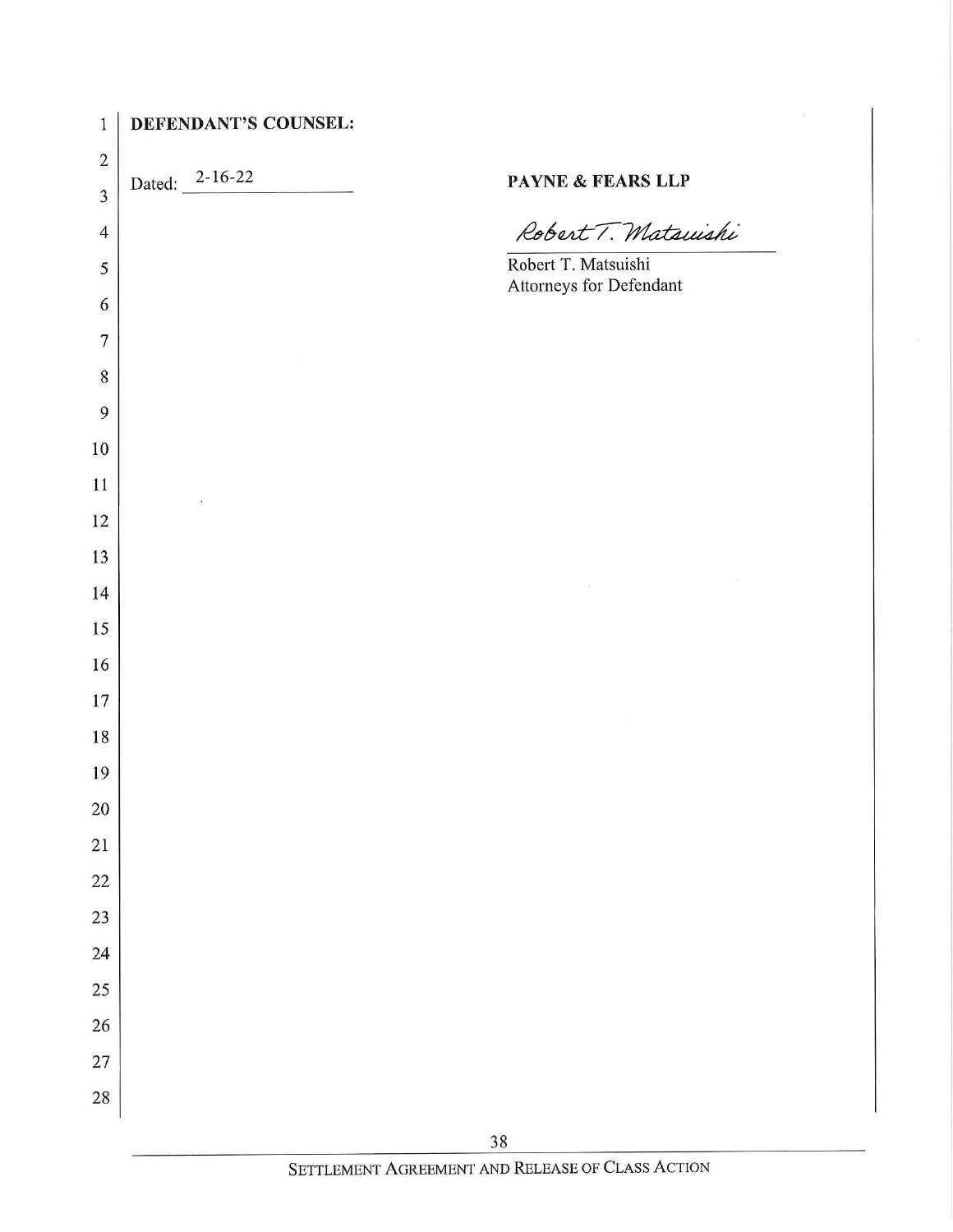**DEFENDANT'S COUNSEL:**

Dated: 2-16-22

**PAYNE & FEARS LLP**

Robert T. Matsuishi

Robert T. Matsuishi
Attorneys for Defendant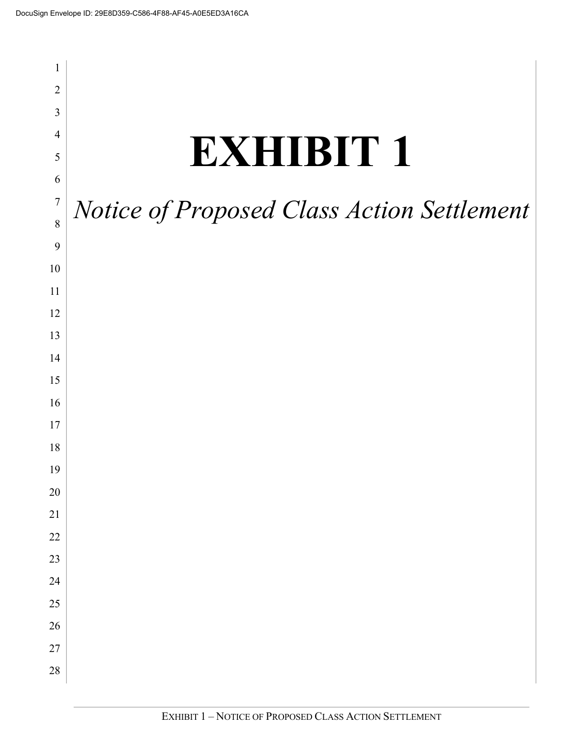# EXHIBIT 1

*Notice of Proposed Class Action Settlement*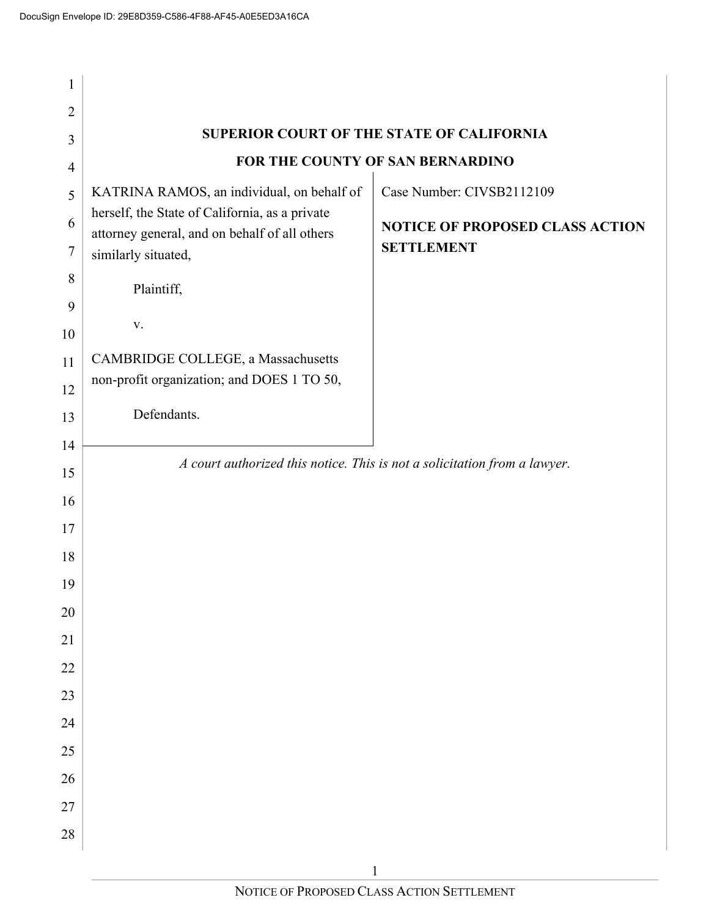**SUPERIOR COURT OF THE STATE OF CALIFORNIA**

**FOR THE COUNTY OF SAN BERNARDINO**

| | |
|---|---|
| KATRINA RAMOS, an individual, on behalf of herself, the State of California, as a private attorney general, and on behalf of all others similarly situated,<br><br>Plaintiff,<br><br>v.<br><br>CAMBRIDGE COLLEGE, a Massachusetts non-profit organization; and DOES 1 TO 50,<br><br>Defendants. | Case Number: CIVSB2112109<br><br>**NOTICE OF PROPOSED CLASS ACTION SETTLEMENT** |

*A court authorized this notice. This is not a solicitation from a lawyer.*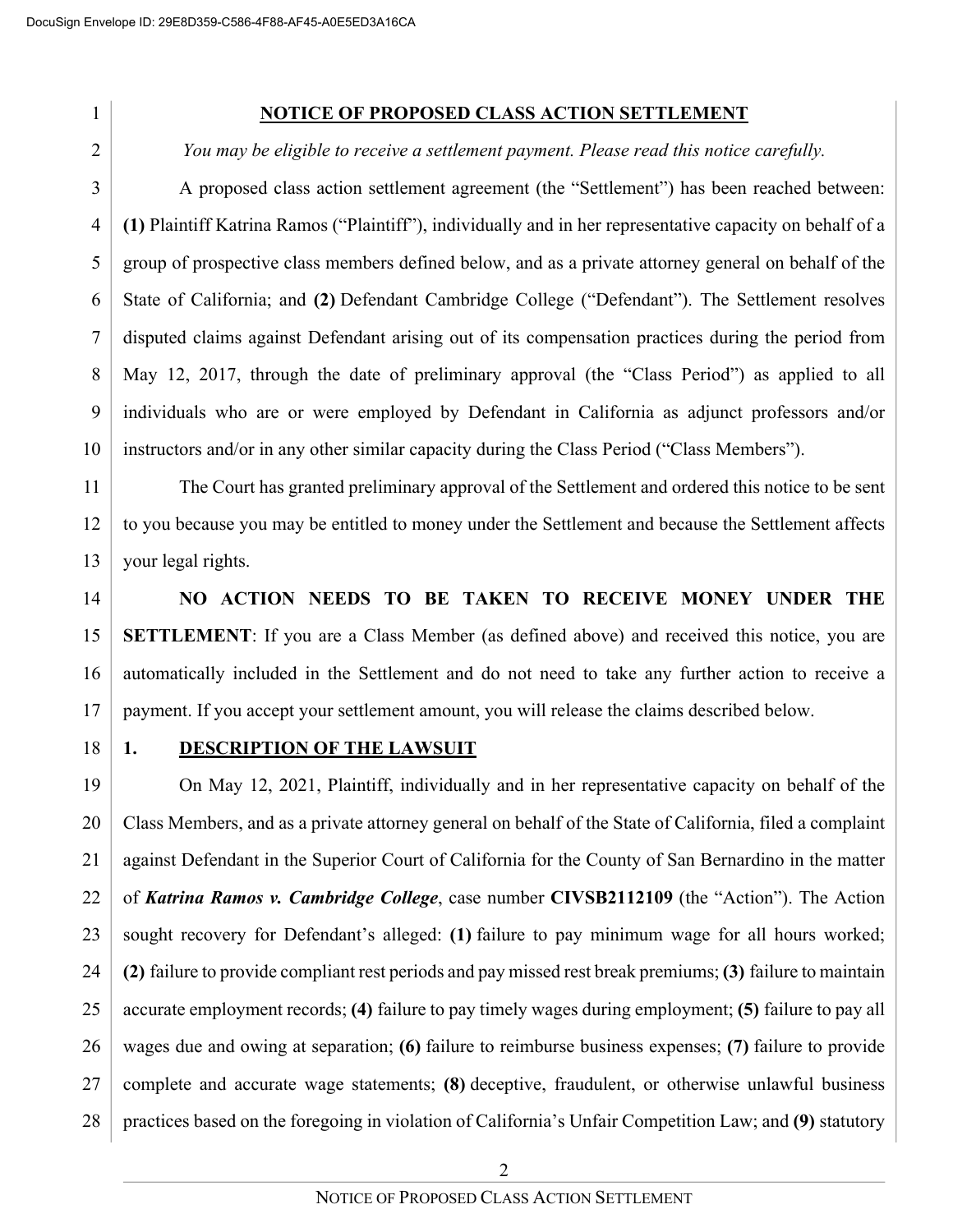# NOTICE OF PROPOSED CLASS ACTION SETTLEMENT

*You may be eligible to receive a settlement payment. Please read this notice carefully.*

A proposed class action settlement agreement (the "Settlement") has been reached between: **(1)** Plaintiff Katrina Ramos ("Plaintiff"), individually and in her representative capacity on behalf of a group of prospective class members defined below, and as a private attorney general on behalf of the State of California; and **(2)** Defendant Cambridge College ("Defendant"). The Settlement resolves disputed claims against Defendant arising out of its compensation practices during the period from May 12, 2017, through the date of preliminary approval (the "Class Period") as applied to all individuals who are or were employed by Defendant in California as adjunct professors and/or instructors and/or in any other similar capacity during the Class Period ("Class Members").

The Court has granted preliminary approval of the Settlement and ordered this notice to be sent to you because you may be entitled to money under the Settlement and because the Settlement affects your legal rights.

**NO ACTION NEEDS TO BE TAKEN TO RECEIVE MONEY UNDER THE SETTLEMENT**: If you are a Class Member (as defined above) and received this notice, you are automatically included in the Settlement and do not need to take any further action to receive a payment. If you accept your settlement amount, you will release the claims described below.

## 1. DESCRIPTION OF THE LAWSUIT

On May 12, 2021, Plaintiff, individually and in her representative capacity on behalf of the Class Members, and as a private attorney general on behalf of the State of California, filed a complaint against Defendant in the Superior Court of California for the County of San Bernardino in the matter of ***Katrina Ramos v. Cambridge College***, case number **CIVSB2112109** (the "Action"). The Action sought recovery for Defendant's alleged: **(1)** failure to pay minimum wage for all hours worked; **(2)** failure to provide compliant rest periods and pay missed rest break premiums; **(3)** failure to maintain accurate employment records; **(4)** failure to pay timely wages during employment; **(5)** failure to pay all wages due and owing at separation; **(6)** failure to reimburse business expenses; **(7)** failure to provide complete and accurate wage statements; **(8)** deceptive, fraudulent, or otherwise unlawful business practices based on the foregoing in violation of California's Unfair Competition Law; and **(9)** statutory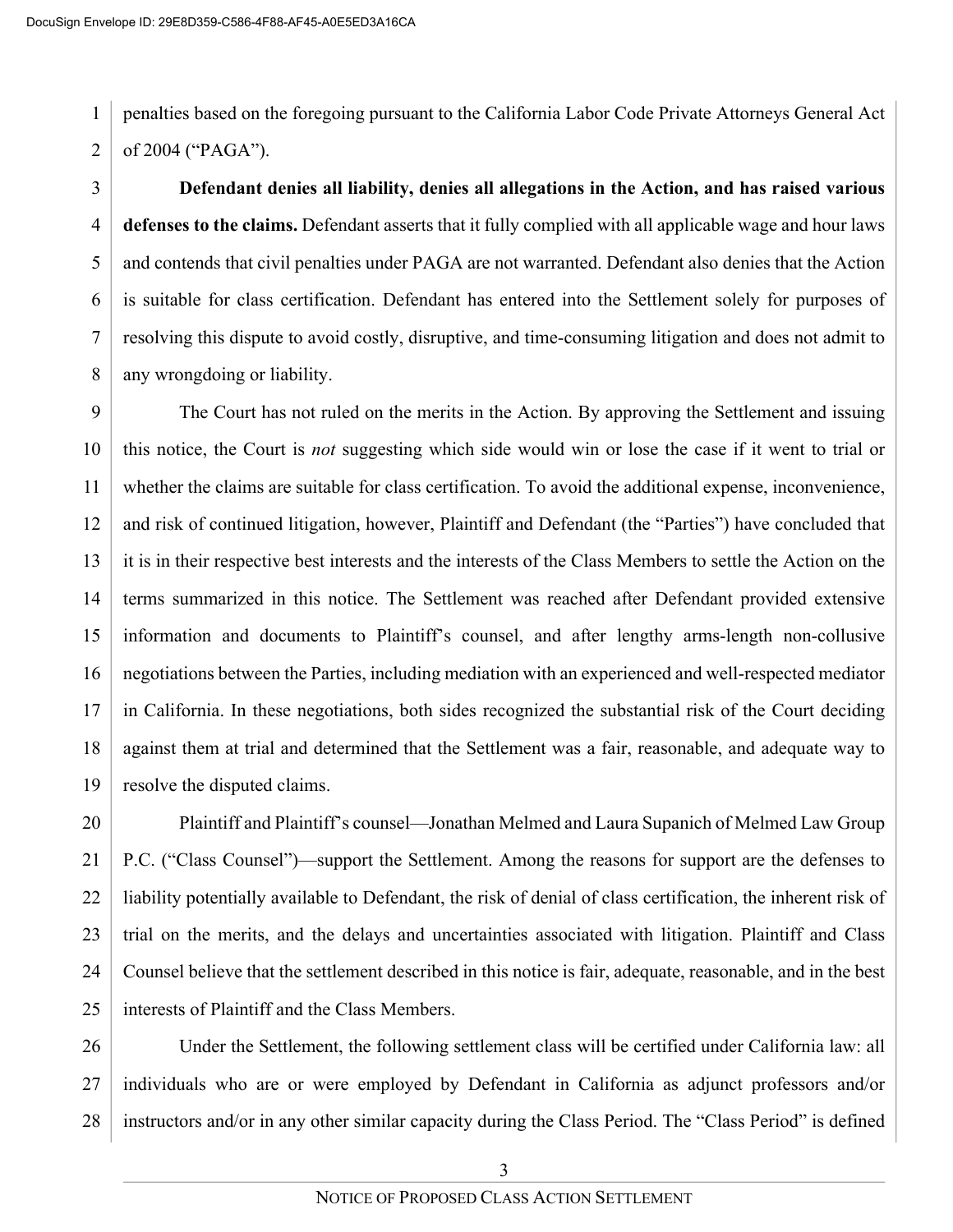penalties based on the foregoing pursuant to the California Labor Code Private Attorneys General Act of 2004 ("PAGA").

**Defendant denies all liability, denies all allegations in the Action, and has raised various defenses to the claims.** Defendant asserts that it fully complied with all applicable wage and hour laws and contends that civil penalties under PAGA are not warranted. Defendant also denies that the Action is suitable for class certification. Defendant has entered into the Settlement solely for purposes of resolving this dispute to avoid costly, disruptive, and time-consuming litigation and does not admit to any wrongdoing or liability.

The Court has not ruled on the merits in the Action. By approving the Settlement and issuing this notice, the Court is *not* suggesting which side would win or lose the case if it went to trial or whether the claims are suitable for class certification. To avoid the additional expense, inconvenience, and risk of continued litigation, however, Plaintiff and Defendant (the "Parties") have concluded that it is in their respective best interests and the interests of the Class Members to settle the Action on the terms summarized in this notice. The Settlement was reached after Defendant provided extensive information and documents to Plaintiff's counsel, and after lengthy arms-length non-collusive negotiations between the Parties, including mediation with an experienced and well-respected mediator in California. In these negotiations, both sides recognized the substantial risk of the Court deciding against them at trial and determined that the Settlement was a fair, reasonable, and adequate way to resolve the disputed claims.

Plaintiff and Plaintiff's counsel—Jonathan Melmed and Laura Supanich of Melmed Law Group P.C. ("Class Counsel")—support the Settlement. Among the reasons for support are the defenses to liability potentially available to Defendant, the risk of denial of class certification, the inherent risk of trial on the merits, and the delays and uncertainties associated with litigation. Plaintiff and Class Counsel believe that the settlement described in this notice is fair, adequate, reasonable, and in the best interests of Plaintiff and the Class Members.

Under the Settlement, the following settlement class will be certified under California law: all individuals who are or were employed by Defendant in California as adjunct professors and/or instructors and/or in any other similar capacity during the Class Period. The "Class Period" is defined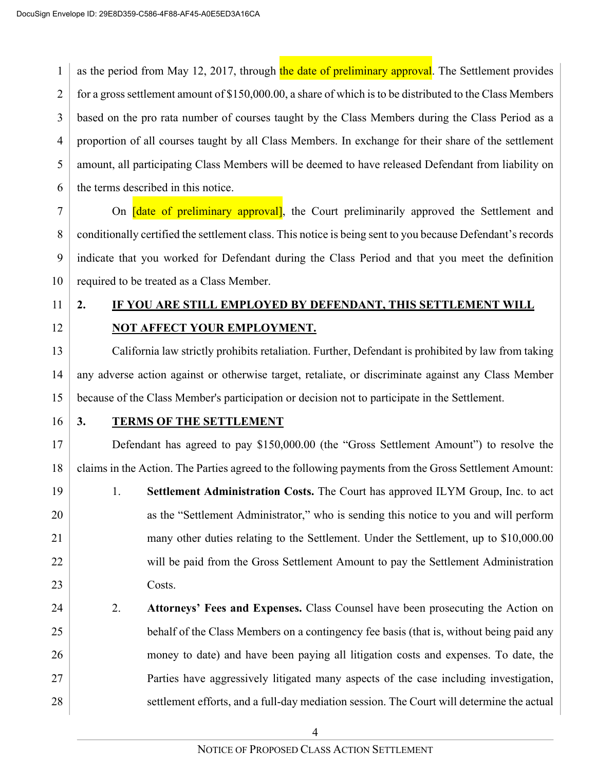as the period from May 12, 2017, through the date of preliminary approval. The Settlement provides for a gross settlement amount of $150,000.00, a share of which is to be distributed to the Class Members based on the pro rata number of courses taught by the Class Members during the Class Period as a proportion of all courses taught by all Class Members. In exchange for their share of the settlement amount, all participating Class Members will be deemed to have released Defendant from liability on the terms described in this notice.

On [date of preliminary approval], the Court preliminarily approved the Settlement and conditionally certified the settlement class. This notice is being sent to you because Defendant's records indicate that you worked for Defendant during the Class Period and that you meet the definition required to be treated as a Class Member.

## 2. IF YOU ARE STILL EMPLOYED BY DEFENDANT, THIS SETTLEMENT WILL NOT AFFECT YOUR EMPLOYMENT.

California law strictly prohibits retaliation. Further, Defendant is prohibited by law from taking any adverse action against or otherwise target, retaliate, or discriminate against any Class Member because of the Class Member's participation or decision not to participate in the Settlement.

## 3. TERMS OF THE SETTLEMENT

Defendant has agreed to pay $150,000.00 (the "Gross Settlement Amount") to resolve the claims in the Action. The Parties agreed to the following payments from the Gross Settlement Amount:

1. **Settlement Administration Costs.** The Court has approved ILYM Group, Inc. to act as the "Settlement Administrator," who is sending this notice to you and will perform many other duties relating to the Settlement. Under the Settlement, up to $10,000.00 will be paid from the Gross Settlement Amount to pay the Settlement Administration Costs.

2. **Attorneys' Fees and Expenses.** Class Counsel have been prosecuting the Action on behalf of the Class Members on a contingency fee basis (that is, without being paid any money to date) and have been paying all litigation costs and expenses. To date, the Parties have aggressively litigated many aspects of the case including investigation, settlement efforts, and a full-day mediation session. The Court will determine the actual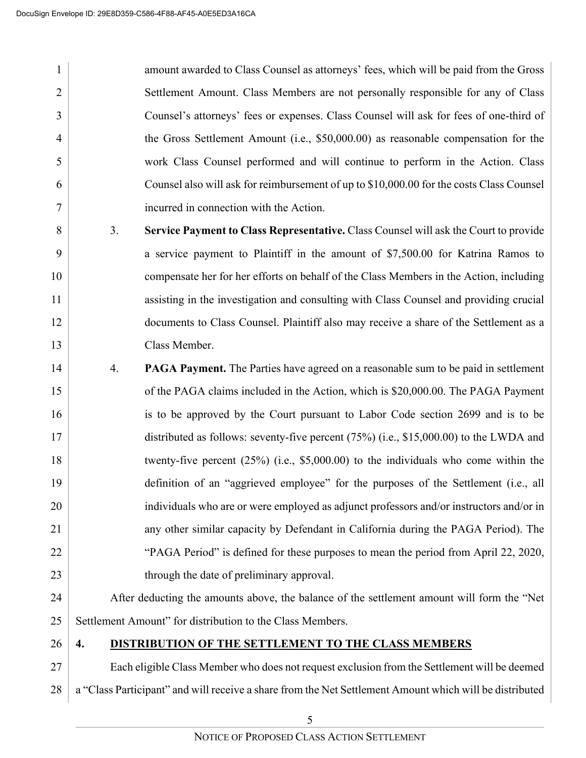amount awarded to Class Counsel as attorneys' fees, which will be paid from the Gross Settlement Amount. Class Members are not personally responsible for any of Class Counsel's attorneys' fees or expenses. Class Counsel will ask for fees of one-third of the Gross Settlement Amount (i.e., $50,000.00) as reasonable compensation for the work Class Counsel performed and will continue to perform in the Action. Class Counsel also will ask for reimbursement of up to $10,000.00 for the costs Class Counsel incurred in connection with the Action.

3. **Service Payment to Class Representative.** Class Counsel will ask the Court to provide a service payment to Plaintiff in the amount of $7,500.00 for Katrina Ramos to compensate her for her efforts on behalf of the Class Members in the Action, including assisting in the investigation and consulting with Class Counsel and providing crucial documents to Class Counsel. Plaintiff also may receive a share of the Settlement as a Class Member.

4. **PAGA Payment.** The Parties have agreed on a reasonable sum to be paid in settlement of the PAGA claims included in the Action, which is $20,000.00. The PAGA Payment is to be approved by the Court pursuant to Labor Code section 2699 and is to be distributed as follows: seventy-five percent (75%) (i.e., $15,000.00) to the LWDA and twenty-five percent (25%) (i.e., $5,000.00) to the individuals who come within the definition of an "aggrieved employee" for the purposes of the Settlement (i.e., all individuals who are or were employed as adjunct professors and/or instructors and/or in any other similar capacity by Defendant in California during the PAGA Period). The "PAGA Period" is defined for these purposes to mean the period from April 22, 2020, through the date of preliminary approval.

After deducting the amounts above, the balance of the settlement amount will form the "Net Settlement Amount" for distribution to the Class Members.

## 4. DISTRIBUTION OF THE SETTLEMENT TO THE CLASS MEMBERS

Each eligible Class Member who does not request exclusion from the Settlement will be deemed a "Class Participant" and will receive a share from the Net Settlement Amount which will be distributed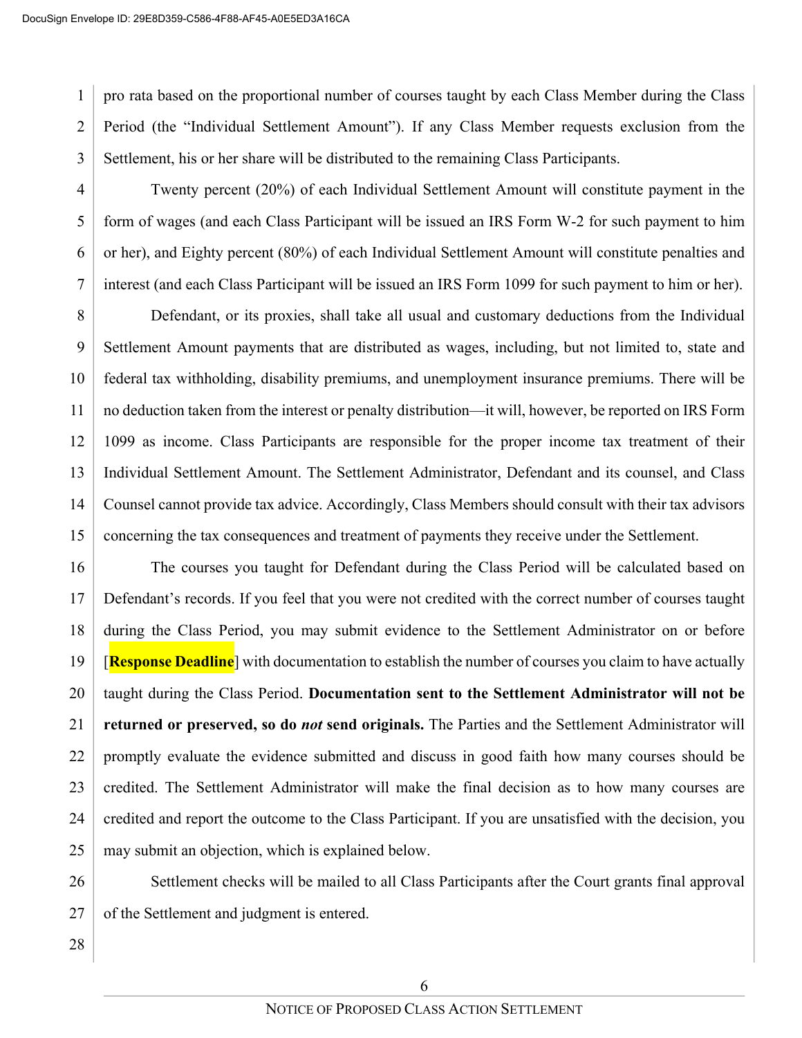pro rata based on the proportional number of courses taught by each Class Member during the Class Period (the "Individual Settlement Amount"). If any Class Member requests exclusion from the Settlement, his or her share will be distributed to the remaining Class Participants.

Twenty percent (20%) of each Individual Settlement Amount will constitute payment in the form of wages (and each Class Participant will be issued an IRS Form W-2 for such payment to him or her), and Eighty percent (80%) of each Individual Settlement Amount will constitute penalties and interest (and each Class Participant will be issued an IRS Form 1099 for such payment to him or her).

Defendant, or its proxies, shall take all usual and customary deductions from the Individual Settlement Amount payments that are distributed as wages, including, but not limited to, state and federal tax withholding, disability premiums, and unemployment insurance premiums. There will be no deduction taken from the interest or penalty distribution—it will, however, be reported on IRS Form 1099 as income. Class Participants are responsible for the proper income tax treatment of their Individual Settlement Amount. The Settlement Administrator, Defendant and its counsel, and Class Counsel cannot provide tax advice. Accordingly, Class Members should consult with their tax advisors concerning the tax consequences and treatment of payments they receive under the Settlement.

The courses you taught for Defendant during the Class Period will be calculated based on Defendant's records. If you feel that you were not credited with the correct number of courses taught during the Class Period, you may submit evidence to the Settlement Administrator on or before [**Response Deadline**] with documentation to establish the number of courses you claim to have actually taught during the Class Period. **Documentation sent to the Settlement Administrator will not be returned or preserved, so do *not* send originals.** The Parties and the Settlement Administrator will promptly evaluate the evidence submitted and discuss in good faith how many courses should be credited. The Settlement Administrator will make the final decision as to how many courses are credited and report the outcome to the Class Participant. If you are unsatisfied with the decision, you may submit an objection, which is explained below.

Settlement checks will be mailed to all Class Participants after the Court grants final approval of the Settlement and judgment is entered.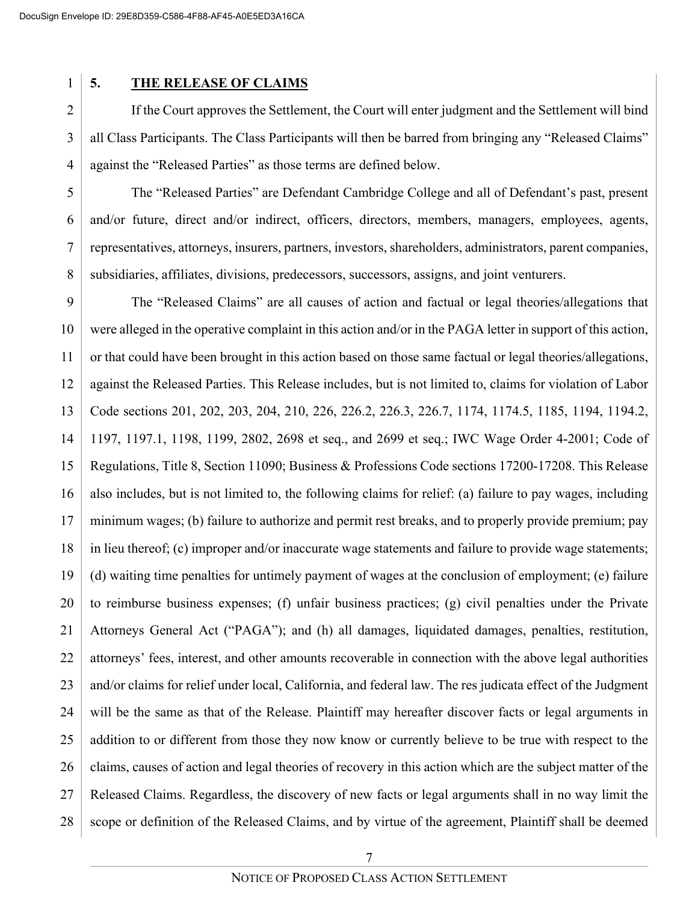## 5. THE RELEASE OF CLAIMS

If the Court approves the Settlement, the Court will enter judgment and the Settlement will bind all Class Participants. The Class Participants will then be barred from bringing any "Released Claims" against the "Released Parties" as those terms are defined below.

The "Released Parties" are Defendant Cambridge College and all of Defendant's past, present and/or future, direct and/or indirect, officers, directors, members, managers, employees, agents, representatives, attorneys, insurers, partners, investors, shareholders, administrators, parent companies, subsidiaries, affiliates, divisions, predecessors, successors, assigns, and joint venturers.

The "Released Claims" are all causes of action and factual or legal theories/allegations that were alleged in the operative complaint in this action and/or in the PAGA letter in support of this action, or that could have been brought in this action based on those same factual or legal theories/allegations, against the Released Parties. This Release includes, but is not limited to, claims for violation of Labor Code sections 201, 202, 203, 204, 210, 226, 226.2, 226.3, 226.7, 1174, 1174.5, 1185, 1194, 1194.2, 1197, 1197.1, 1198, 1199, 2802, 2698 et seq., and 2699 et seq.; IWC Wage Order 4-2001; Code of Regulations, Title 8, Section 11090; Business & Professions Code sections 17200-17208. This Release also includes, but is not limited to, the following claims for relief: (a) failure to pay wages, including minimum wages; (b) failure to authorize and permit rest breaks, and to properly provide premium; pay in lieu thereof; (c) improper and/or inaccurate wage statements and failure to provide wage statements; (d) waiting time penalties for untimely payment of wages at the conclusion of employment; (e) failure to reimburse business expenses; (f) unfair business practices; (g) civil penalties under the Private Attorneys General Act ("PAGA"); and (h) all damages, liquidated damages, penalties, restitution, attorneys' fees, interest, and other amounts recoverable in connection with the above legal authorities and/or claims for relief under local, California, and federal law. The res judicata effect of the Judgment will be the same as that of the Release. Plaintiff may hereafter discover facts or legal arguments in addition to or different from those they now know or currently believe to be true with respect to the claims, causes of action and legal theories of recovery in this action which are the subject matter of the Released Claims. Regardless, the discovery of new facts or legal arguments shall in no way limit the scope or definition of the Released Claims, and by virtue of the agreement, Plaintiff shall be deemed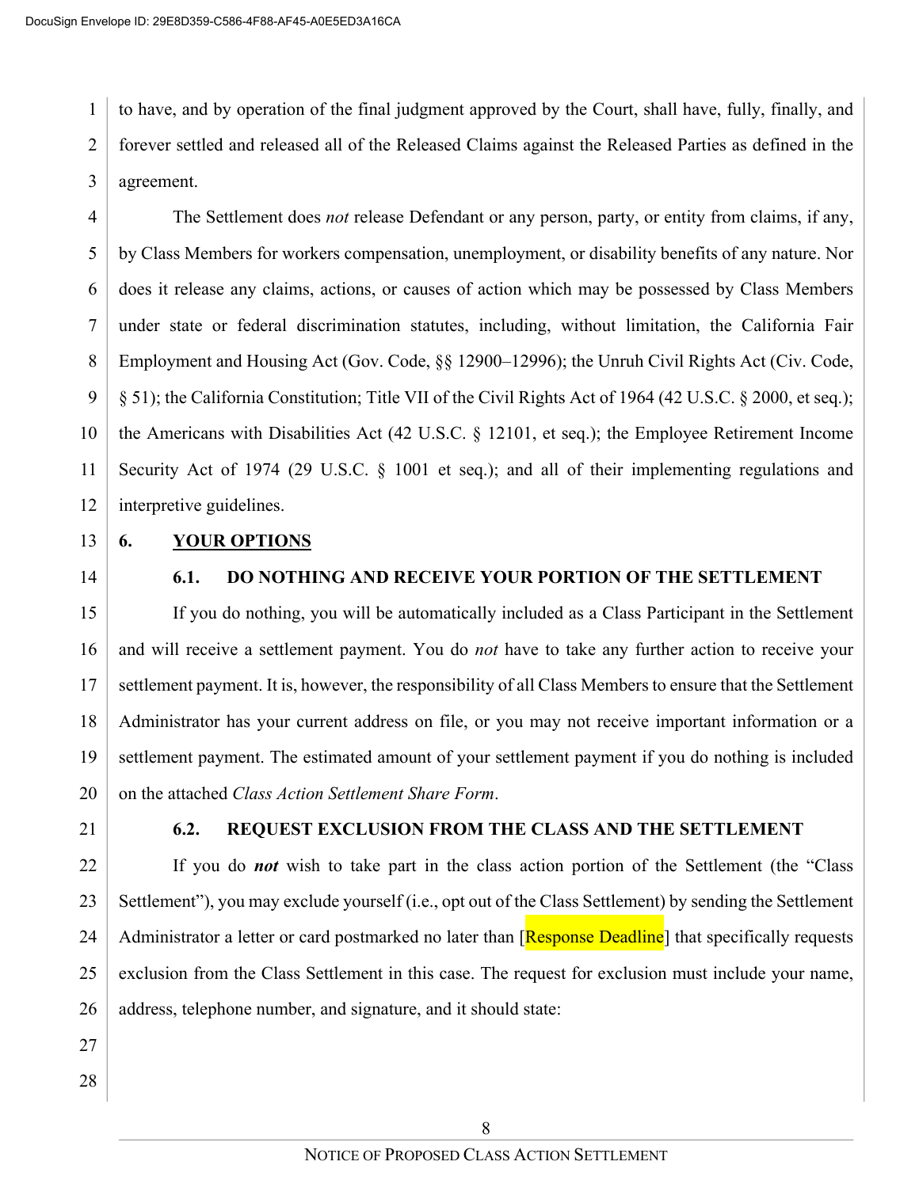to have, and by operation of the final judgment approved by the Court, shall have, fully, finally, and forever settled and released all of the Released Claims against the Released Parties as defined in the agreement.

The Settlement does *not* release Defendant or any person, party, or entity from claims, if any, by Class Members for workers compensation, unemployment, or disability benefits of any nature. Nor does it release any claims, actions, or causes of action which may be possessed by Class Members under state or federal discrimination statutes, including, without limitation, the California Fair Employment and Housing Act (Gov. Code, §§ 12900–12996); the Unruh Civil Rights Act (Civ. Code, § 51); the California Constitution; Title VII of the Civil Rights Act of 1964 (42 U.S.C. § 2000, et seq.); the Americans with Disabilities Act (42 U.S.C. § 12101, et seq.); the Employee Retirement Income Security Act of 1974 (29 U.S.C. § 1001 et seq.); and all of their implementing regulations and interpretive guidelines.

## 6. <u>YOUR OPTIONS</u>

### 6.1. DO NOTHING AND RECEIVE YOUR PORTION OF THE SETTLEMENT

If you do nothing, you will be automatically included as a Class Participant in the Settlement and will receive a settlement payment. You do *not* have to take any further action to receive your settlement payment. It is, however, the responsibility of all Class Members to ensure that the Settlement Administrator has your current address on file, or you may not receive important information or a settlement payment. The estimated amount of your settlement payment if you do nothing is included on the attached *Class Action Settlement Share Form*.

### 6.2. REQUEST EXCLUSION FROM THE CLASS AND THE SETTLEMENT

If you do ***not*** wish to take part in the class action portion of the Settlement (the "Class Settlement"), you may exclude yourself (i.e., opt out of the Class Settlement) by sending the Settlement Administrator a letter or card postmarked no later than [Response Deadline] that specifically requests exclusion from the Class Settlement in this case. The request for exclusion must include your name, address, telephone number, and signature, and it should state: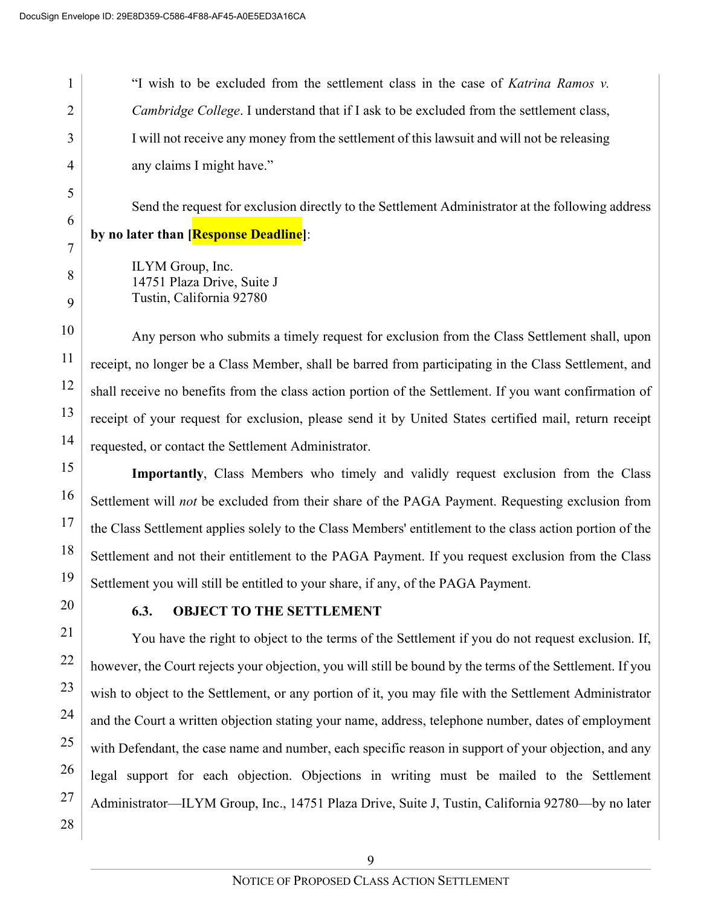> "I wish to be excluded from the settlement class in the case of *Katrina Ramos v. Cambridge College*. I understand that if I ask to be excluded from the settlement class, I will not receive any money from the settlement of this lawsuit and will not be releasing any claims I might have."

Send the request for exclusion directly to the Settlement Administrator at the following address **by no later than [Response Deadline]**:

> ILYM Group, Inc.
> 14751 Plaza Drive, Suite J
> Tustin, California 92780

Any person who submits a timely request for exclusion from the Class Settlement shall, upon receipt, no longer be a Class Member, shall be barred from participating in the Class Settlement, and shall receive no benefits from the class action portion of the Settlement. If you want confirmation of receipt of your request for exclusion, please send it by United States certified mail, return receipt requested, or contact the Settlement Administrator.

**Importantly**, Class Members who timely and validly request exclusion from the Class Settlement will *not* be excluded from their share of the PAGA Payment. Requesting exclusion from the Class Settlement applies solely to the Class Members' entitlement to the class action portion of the Settlement and not their entitlement to the PAGA Payment. If you request exclusion from the Class Settlement you will still be entitled to your share, if any, of the PAGA Payment.

### 6.3. OBJECT TO THE SETTLEMENT

You have the right to object to the terms of the Settlement if you do not request exclusion. If, however, the Court rejects your objection, you will still be bound by the terms of the Settlement. If you wish to object to the Settlement, or any portion of it, you may file with the Settlement Administrator and the Court a written objection stating your name, address, telephone number, dates of employment with Defendant, the case name and number, each specific reason in support of your objection, and any legal support for each objection. Objections in writing must be mailed to the Settlement Administrator—ILYM Group, Inc., 14751 Plaza Drive, Suite J, Tustin, California 92780—by no later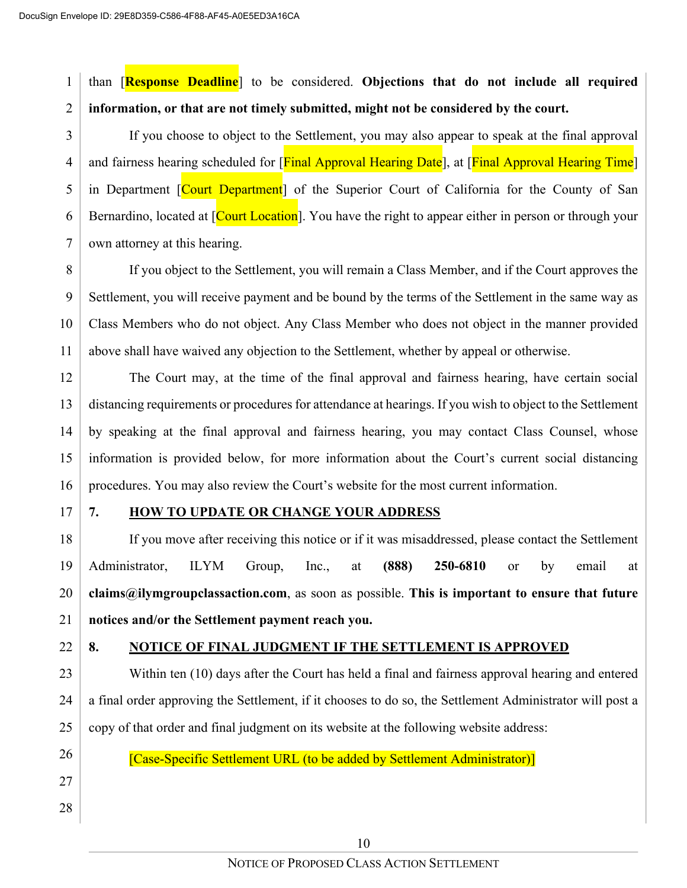than [**Response Deadline**] to be considered. **Objections that do not include all required information, or that are not timely submitted, might not be considered by the court.**

If you choose to object to the Settlement, you may also appear to speak at the final approval and fairness hearing scheduled for [Final Approval Hearing Date], at [Final Approval Hearing Time] in Department [Court Department] of the Superior Court of California for the County of San Bernardino, located at [Court Location]. You have the right to appear either in person or through your own attorney at this hearing.

If you object to the Settlement, you will remain a Class Member, and if the Court approves the Settlement, you will receive payment and be bound by the terms of the Settlement in the same way as Class Members who do not object. Any Class Member who does not object in the manner provided above shall have waived any objection to the Settlement, whether by appeal or otherwise.

The Court may, at the time of the final approval and fairness hearing, have certain social distancing requirements or procedures for attendance at hearings. If you wish to object to the Settlement by speaking at the final approval and fairness hearing, you may contact Class Counsel, whose information is provided below, for more information about the Court's current social distancing procedures. You may also review the Court's website for the most current information.

## 7. HOW TO UPDATE OR CHANGE YOUR ADDRESS

If you move after receiving this notice or if it was misaddressed, please contact the Settlement Administrator, ILYM Group, Inc., at **(888) 250-6810** or by email at **claims@ilymgroupclassaction.com**, as soon as possible. **This is important to ensure that future notices and/or the Settlement payment reach you.**

## 8. NOTICE OF FINAL JUDGMENT IF THE SETTLEMENT IS APPROVED

Within ten (10) days after the Court has held a final and fairness approval hearing and entered a final order approving the Settlement, if it chooses to do so, the Settlement Administrator will post a copy of that order and final judgment on its website at the following website address:

[Case-Specific Settlement URL (to be added by Settlement Administrator)]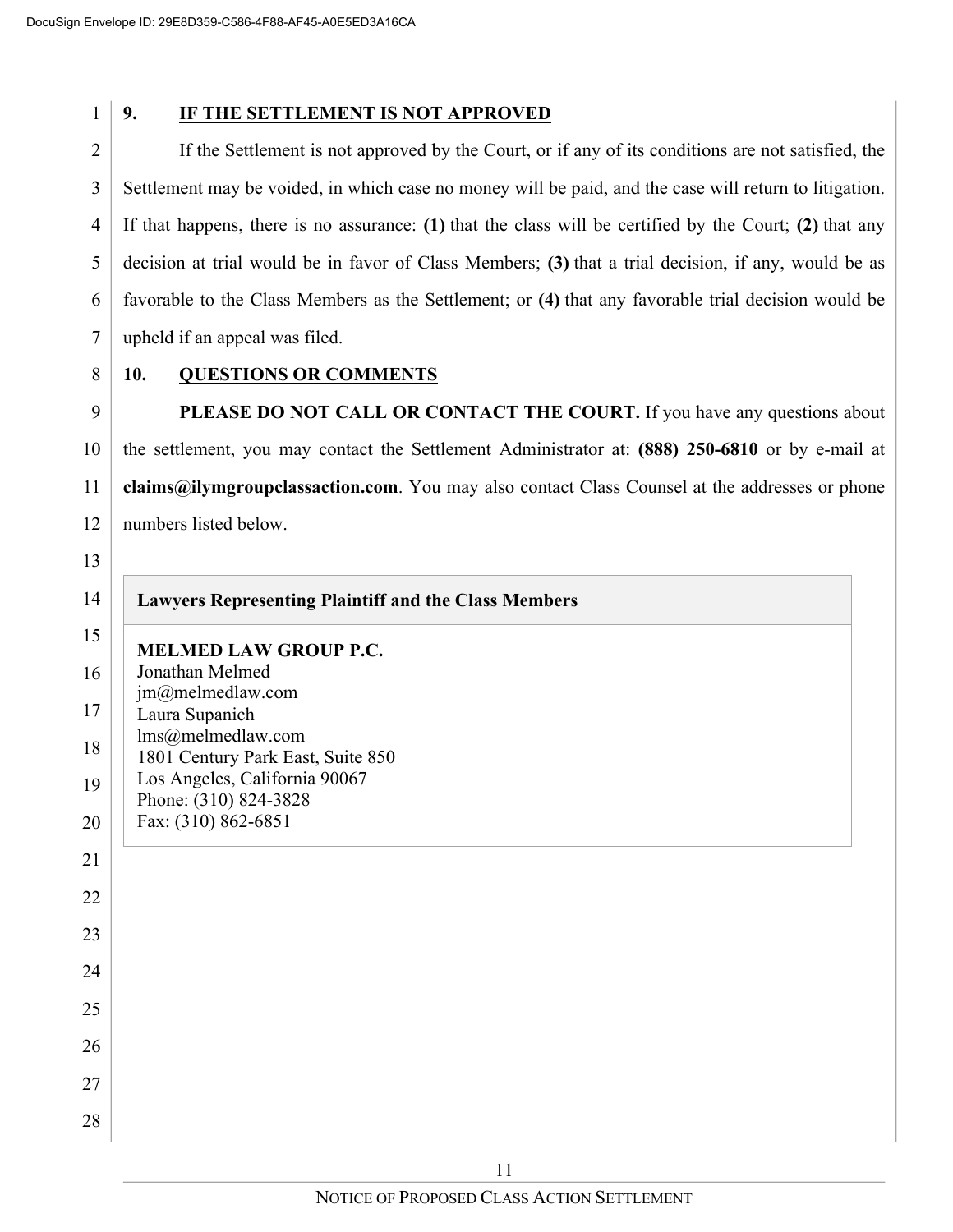## 9. IF THE SETTLEMENT IS NOT APPROVED

If the Settlement is not approved by the Court, or if any of its conditions are not satisfied, the Settlement may be voided, in which case no money will be paid, and the case will return to litigation. If that happens, there is no assurance: **(1)** that the class will be certified by the Court; **(2)** that any decision at trial would be in favor of Class Members; **(3)** that a trial decision, if any, would be as favorable to the Class Members as the Settlement; or **(4)** that any favorable trial decision would be upheld if an appeal was filed.

## 10. QUESTIONS OR COMMENTS

**PLEASE DO NOT CALL OR CONTACT THE COURT.** If you have any questions about the settlement, you may contact the Settlement Administrator at: **(888) 250-6810** or by e-mail at **claims@ilymgroupclassaction.com**. You may also contact Class Counsel at the addresses or phone numbers listed below.

| Lawyers Representing Plaintiff and the Class Members |
|---|
| **MELMED LAW GROUP P.C.**<br>Jonathan Melmed<br>jm@melmedlaw.com<br>Laura Supanich<br>lms@melmedlaw.com<br>1801 Century Park East, Suite 850<br>Los Angeles, California 90067<br>Phone: (310) 824-3828<br>Fax: (310) 862-6851 |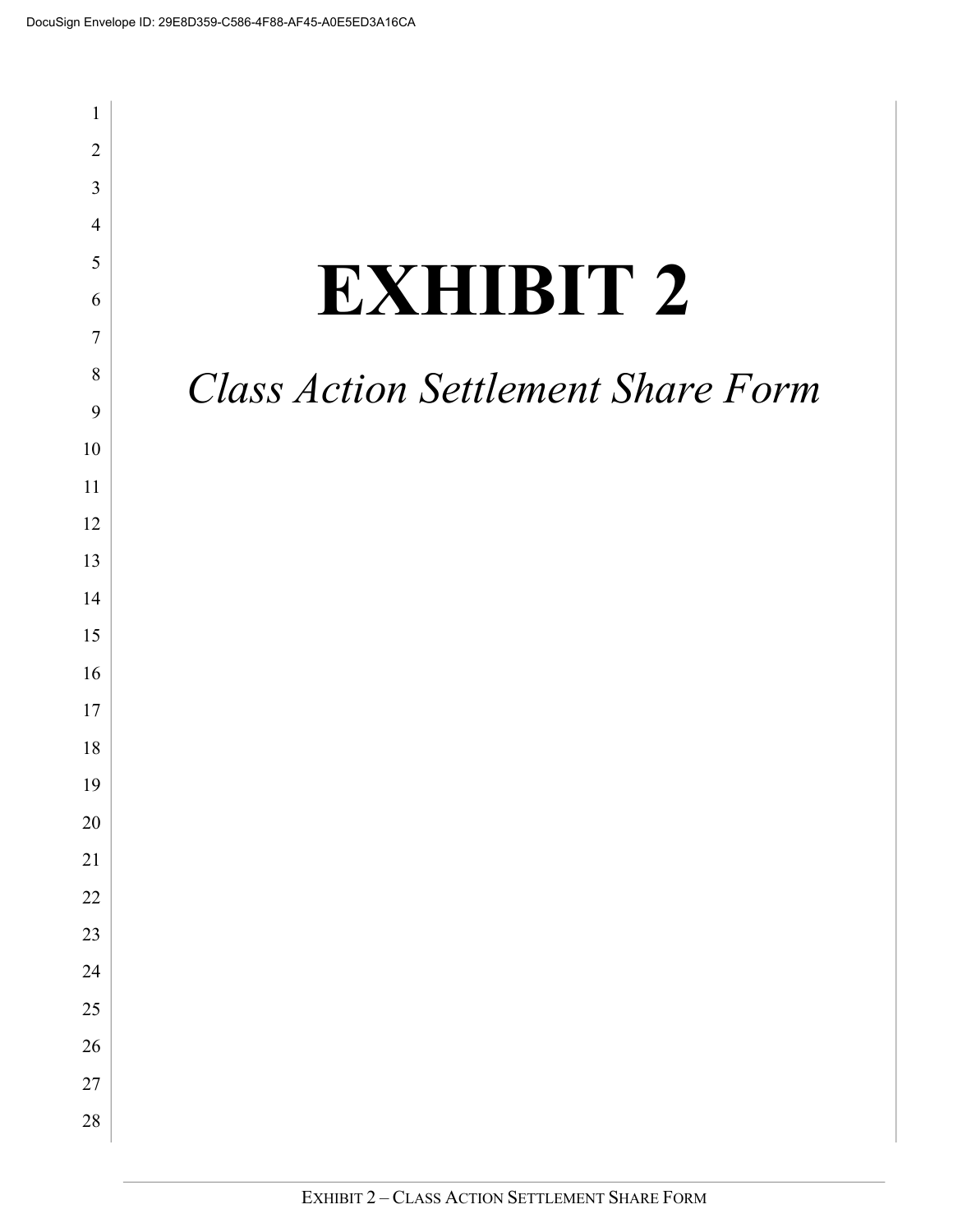# EXHIBIT 2

*Class Action Settlement Share Form*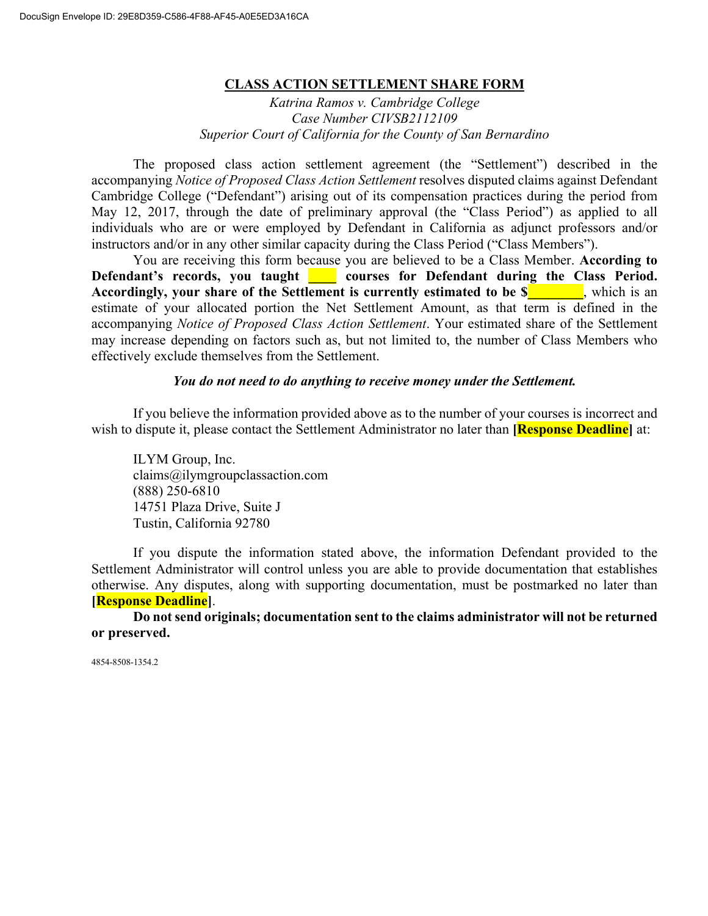DocuSign Envelope ID: 29E8D359-C586-4F88-AF45-A0E5ED3A16CA

# CLASS ACTION SETTLEMENT SHARE FORM

*Katrina Ramos v. Cambridge College*
*Case Number CIVSB2112109*
*Superior Court of California for the County of San Bernardino*

The proposed class action settlement agreement (the "Settlement") described in the accompanying *Notice of Proposed Class Action Settlement* resolves disputed claims against Defendant Cambridge College ("Defendant") arising out of its compensation practices during the period from May 12, 2017, through the date of preliminary approval (the "Class Period") as applied to all individuals who are or were employed by Defendant in California as adjunct professors and/or instructors and/or in any other similar capacity during the Class Period ("Class Members").

You are receiving this form because you are believed to be a Class Member. **According to Defendant's records, you taught ____ courses for Defendant during the Class Period. Accordingly, your share of the Settlement is currently estimated to be $________**, which is an estimate of your allocated portion the Net Settlement Amount, as that term is defined in the accompanying *Notice of Proposed Class Action Settlement*. Your estimated share of the Settlement may increase depending on factors such as, but not limited to, the number of Class Members who effectively exclude themselves from the Settlement.

***You do not need to do anything to receive money under the Settlement.***

If you believe the information provided above as to the number of your courses is incorrect and wish to dispute it, please contact the Settlement Administrator no later than **[Response Deadline]** at:

ILYM Group, Inc.
claims@ilymgroupclassaction.com
(888) 250-6810
14751 Plaza Drive, Suite J
Tustin, California 92780

If you dispute the information stated above, the information Defendant provided to the Settlement Administrator will control unless you are able to provide documentation that establishes otherwise. Any disputes, along with supporting documentation, must be postmarked no later than **[Response Deadline]**.

**Do not send originals; documentation sent to the claims administrator will not be returned or preserved.**

4854-8508-1354.2